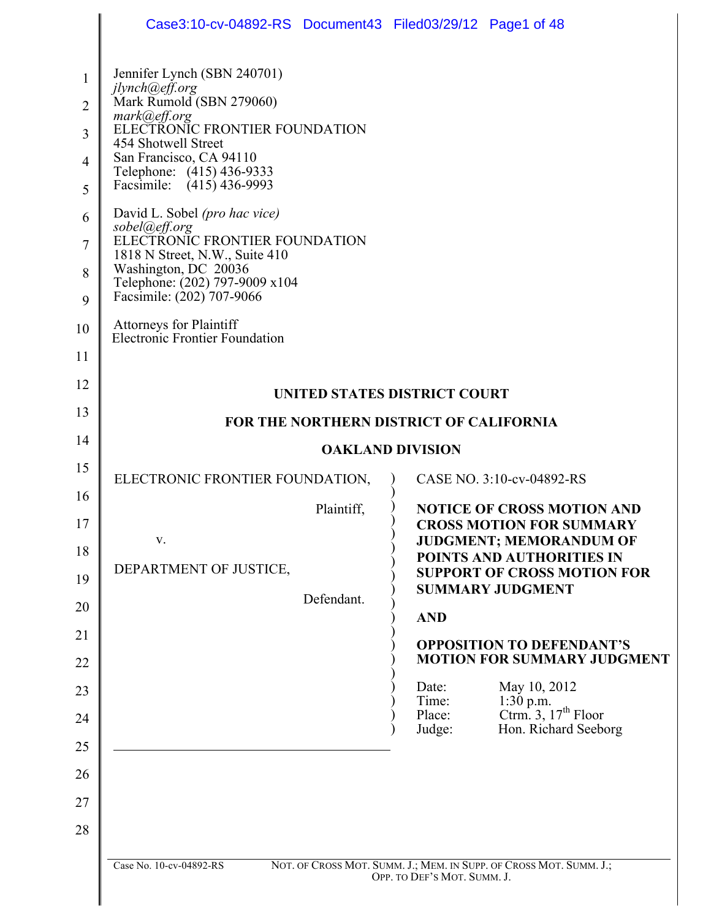Jennifer Lynch (SBN 240701)
*jlynch@eff.org*
Mark Rumold (SBN 279060)
*mark@eff.org*
ELECTRONIC FRONTIER FOUNDATION
454 Shotwell Street
San Francisco, CA 94110
Telephone: (415) 436-9333
Facsimile: (415) 436-9993

David L. Sobel *(pro hac vice)*
*sobel@eff.org*
ELECTRONIC FRONTIER FOUNDATION
1818 N Street, N.W., Suite 410
Washington, DC 20036
Telephone: (202) 797-9009 x104
Facsimile: (202) 707-9066

Attorneys for Plaintiff
Electronic Frontier Foundation

**UNITED STATES DISTRICT COURT**

**FOR THE NORTHERN DISTRICT OF CALIFORNIA**

**OAKLAND DIVISION**

| | |
|---|---|
| ELECTRONIC FRONTIER FOUNDATION,<br><br>Plaintiff,<br><br>v.<br><br>DEPARTMENT OF JUSTICE,<br><br>Defendant. | CASE NO. 3:10-cv-04892-RS<br><br>**NOTICE OF CROSS MOTION AND CROSS MOTION FOR SUMMARY JUDGMENT; MEMORANDUM OF POINTS AND AUTHORITIES IN SUPPORT OF CROSS MOTION FOR SUMMARY JUDGMENT**<br><br>**AND**<br><br>**OPPOSITION TO DEFENDANT'S MOTION FOR SUMMARY JUDGMENT**<br><br>Date: May 10, 2012<br>Time: 1:30 p.m.<br>Place: Ctrm. 3, 17th Floor<br>Judge: Hon. Richard Seeborg |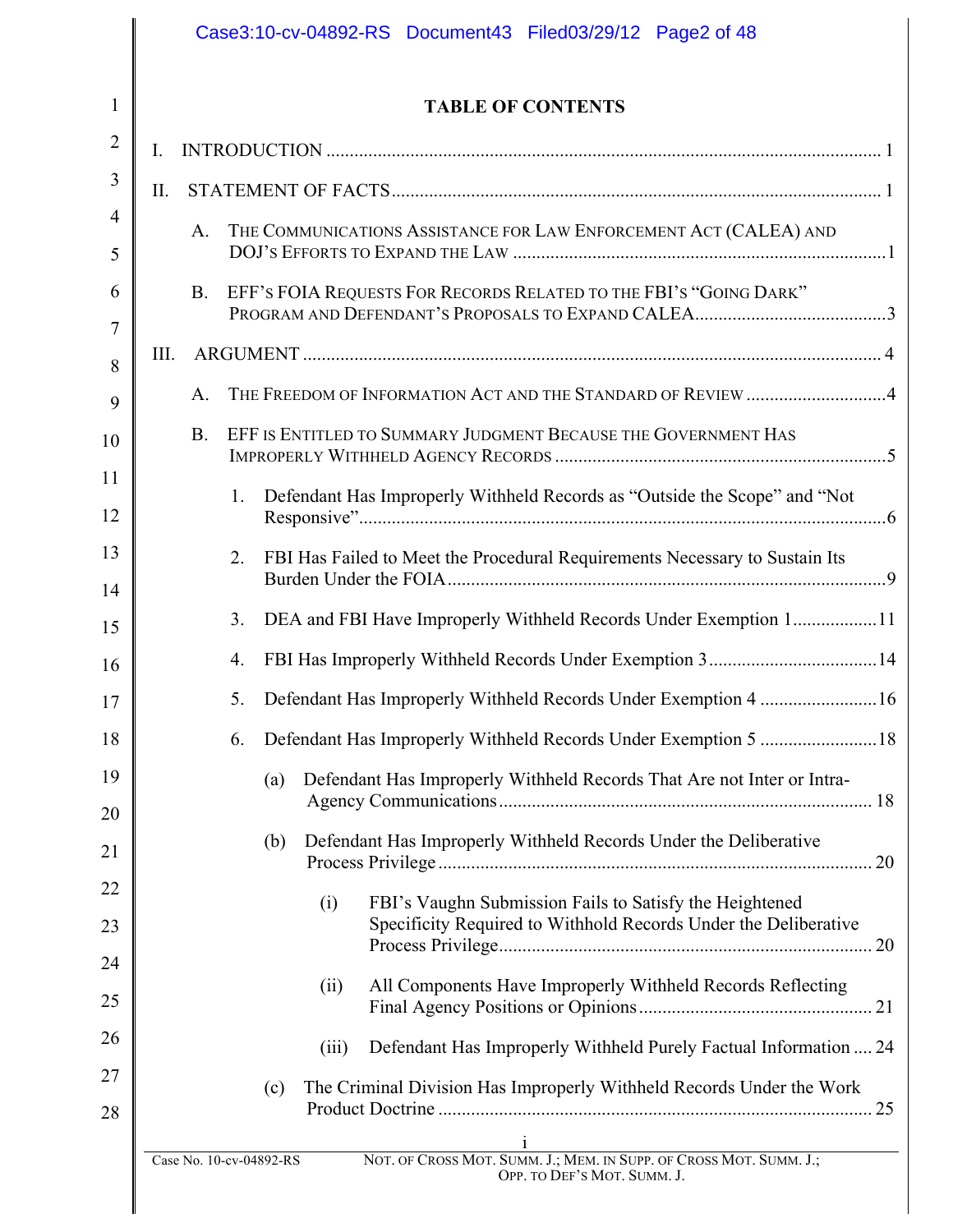# TABLE OF CONTENTS

I. INTRODUCTION ..... 1

II. STATEMENT OF FACTS ..... 1

- A. THE COMMUNICATIONS ASSISTANCE FOR LAW ENFORCEMENT ACT (CALEA) AND DOJ'S EFFORTS TO EXPAND THE LAW ..... 1
- B. EFF'S FOIA REQUESTS FOR RECORDS RELATED TO THE FBI'S "GOING DARK" PROGRAM AND DEFENDANT'S PROPOSALS TO EXPAND CALEA ..... 3

III. ARGUMENT ..... 4

- A. THE FREEDOM OF INFORMATION ACT AND THE STANDARD OF REVIEW ..... 4
- B. EFF IS ENTITLED TO SUMMARY JUDGMENT BECAUSE THE GOVERNMENT HAS IMPROPERLY WITHHELD AGENCY RECORDS ..... 5
  1. Defendant Has Improperly Withheld Records as "Outside the Scope" and "Not Responsive" ..... 6
  2. FBI Has Failed to Meet the Procedural Requirements Necessary to Sustain Its Burden Under the FOIA ..... 9
  3. DEA and FBI Have Improperly Withheld Records Under Exemption 1 ..... 11
  4. FBI Has Improperly Withheld Records Under Exemption 3 ..... 14
  5. Defendant Has Improperly Withheld Records Under Exemption 4 ..... 16
  6. Defendant Has Improperly Withheld Records Under Exemption 5 ..... 18
     - (a) Defendant Has Improperly Withheld Records That Are not Inter or Intra-Agency Communications ..... 18
     - (b) Defendant Has Improperly Withheld Records Under the Deliberative Process Privilege ..... 20
       - (i) FBI's Vaughn Submission Fails to Satisfy the Heightened Specificity Required to Withhold Records Under the Deliberative Process Privilege ..... 20
       - (ii) All Components Have Improperly Withheld Records Reflecting Final Agency Positions or Opinions ..... 21
       - (iii) Defendant Has Improperly Withheld Purely Factual Information ..... 24
     - (c) The Criminal Division Has Improperly Withheld Records Under the Work Product Doctrine ..... 25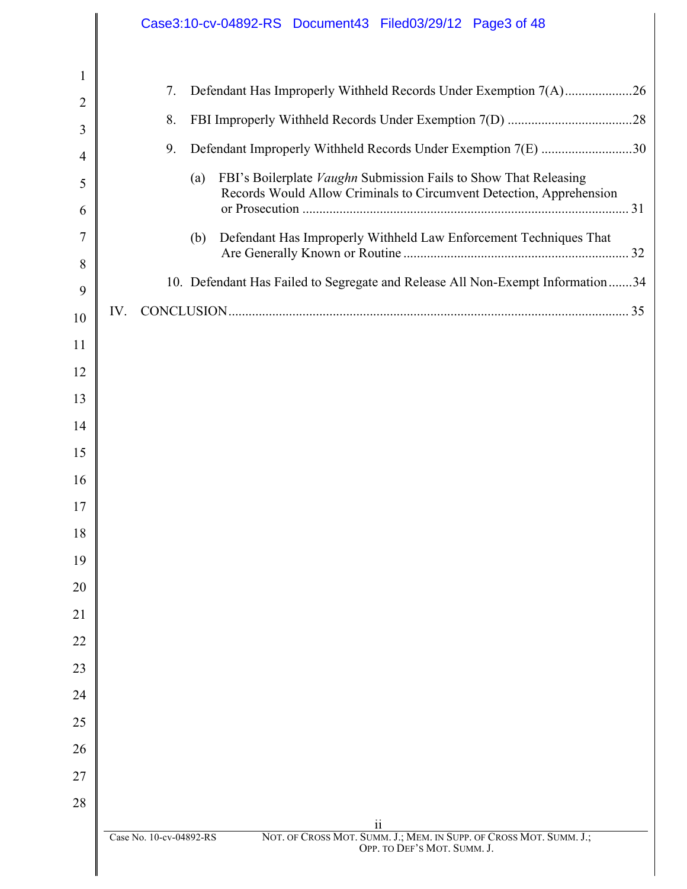7. Defendant Has Improperly Withheld Records Under Exemption 7(A) ....................26

8. FBI Improperly Withheld Records Under Exemption 7(D) ....................................28

9. Defendant Improperly Withheld Records Under Exemption 7(E) ...........................30

   (a) FBI's Boilerplate *Vaughn* Submission Fails to Show That Releasing Records Would Allow Criminals to Circumvent Detection, Apprehension or Prosecution ................................................................................................ 31

   (b) Defendant Has Improperly Withheld Law Enforcement Techniques That Are Generally Known or Routine .................................................................. 32

10. Defendant Has Failed to Segregate and Release All Non-Exempt Information .......34

IV. CONCLUSION ...................................................................................................... 35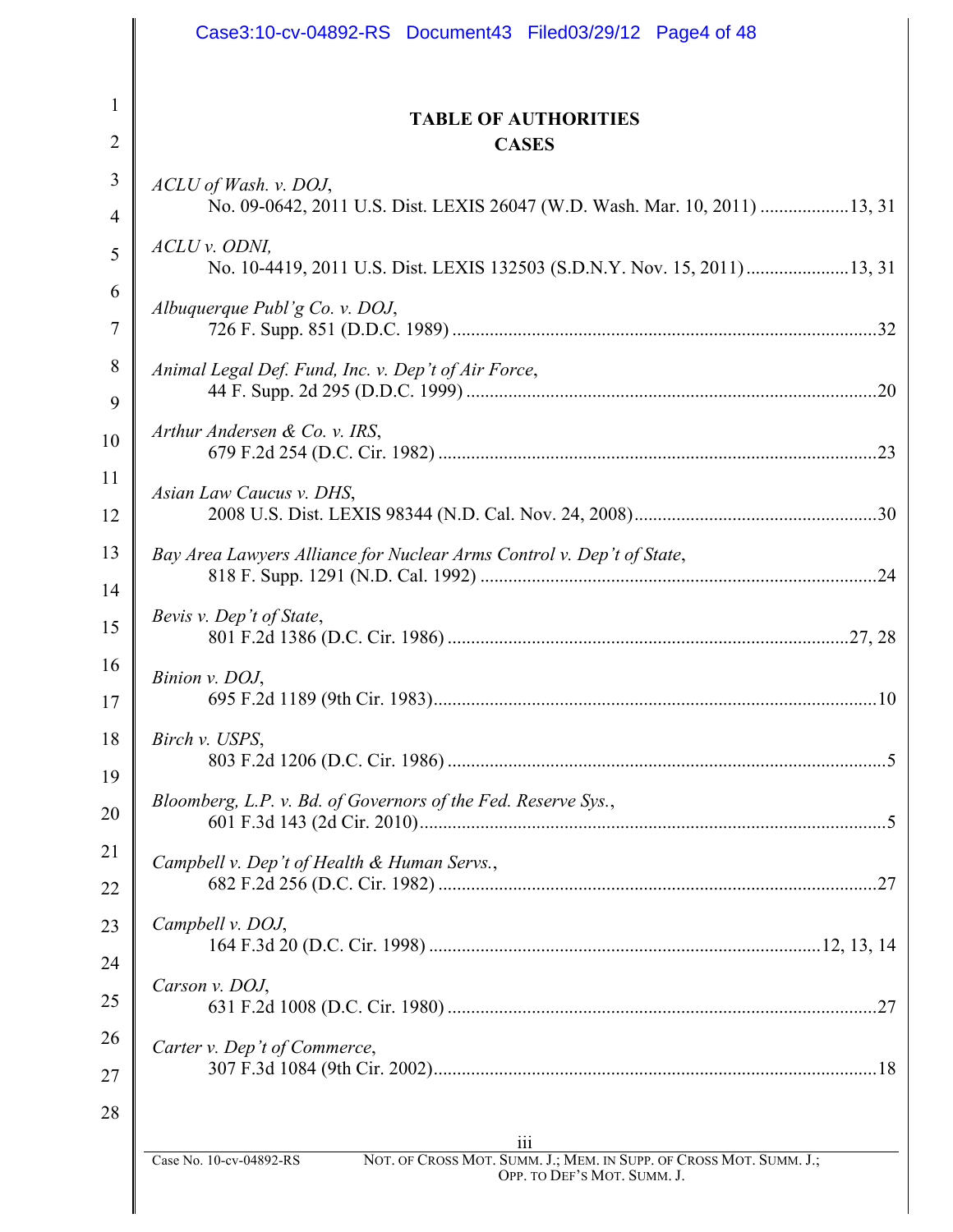# TABLE OF AUTHORITIES

## CASES

*ACLU of Wash. v. DOJ*,
No. 09-0642, 2011 U.S. Dist. LEXIS 26047 (W.D. Wash. Mar. 10, 2011) ...................13, 31

*ACLU v. ODNI,*
No. 10-4419, 2011 U.S. Dist. LEXIS 132503 (S.D.N.Y. Nov. 15, 2011)......................13, 31

*Albuquerque Publ'g Co. v. DOJ*,
726 F. Supp. 851 (D.D.C. 1989) ..........................................................................................32

*Animal Legal Def. Fund, Inc. v. Dep't of Air Force*,
44 F. Supp. 2d 295 (D.D.C. 1999) .......................................................................................20

*Arthur Andersen & Co. v. IRS*,
679 F.2d 254 (D.C. Cir. 1982) .............................................................................................23

*Asian Law Caucus v. DHS*,
2008 U.S. Dist. LEXIS 98344 (N.D. Cal. Nov. 24, 2008)....................................................30

*Bay Area Lawyers Alliance for Nuclear Arms Control v. Dep't of State*,
818 F. Supp. 1291 (N.D. Cal. 1992) ....................................................................................24

*Bevis v. Dep't of State*,
801 F.2d 1386 (D.C. Cir. 1986) .....................................................................................27, 28

*Binion v. DOJ*,
695 F.2d 1189 (9th Cir. 1983).............................................................................................10

*Birch v. USPS*,
803 F.2d 1206 (D.C. Cir. 1986) .............................................................................................5

*Bloomberg, L.P. v. Bd. of Governors of the Fed. Reserve Sys.*,
601 F.3d 143 (2d Cir. 2010)...................................................................................................5

*Campbell v. Dep't of Health & Human Servs.*,
682 F.2d 256 (D.C. Cir. 1982) .............................................................................................27

*Campbell v. DOJ*,
164 F.3d 20 (D.C. Cir. 1998) ..................................................................................12, 13, 14

*Carson v. DOJ*,
631 F.2d 1008 (D.C. Cir. 1980) ............................................................................................27

*Carter v. Dep't of Commerce*,
307 F.3d 1084 (9th Cir. 2002).............................................................................................18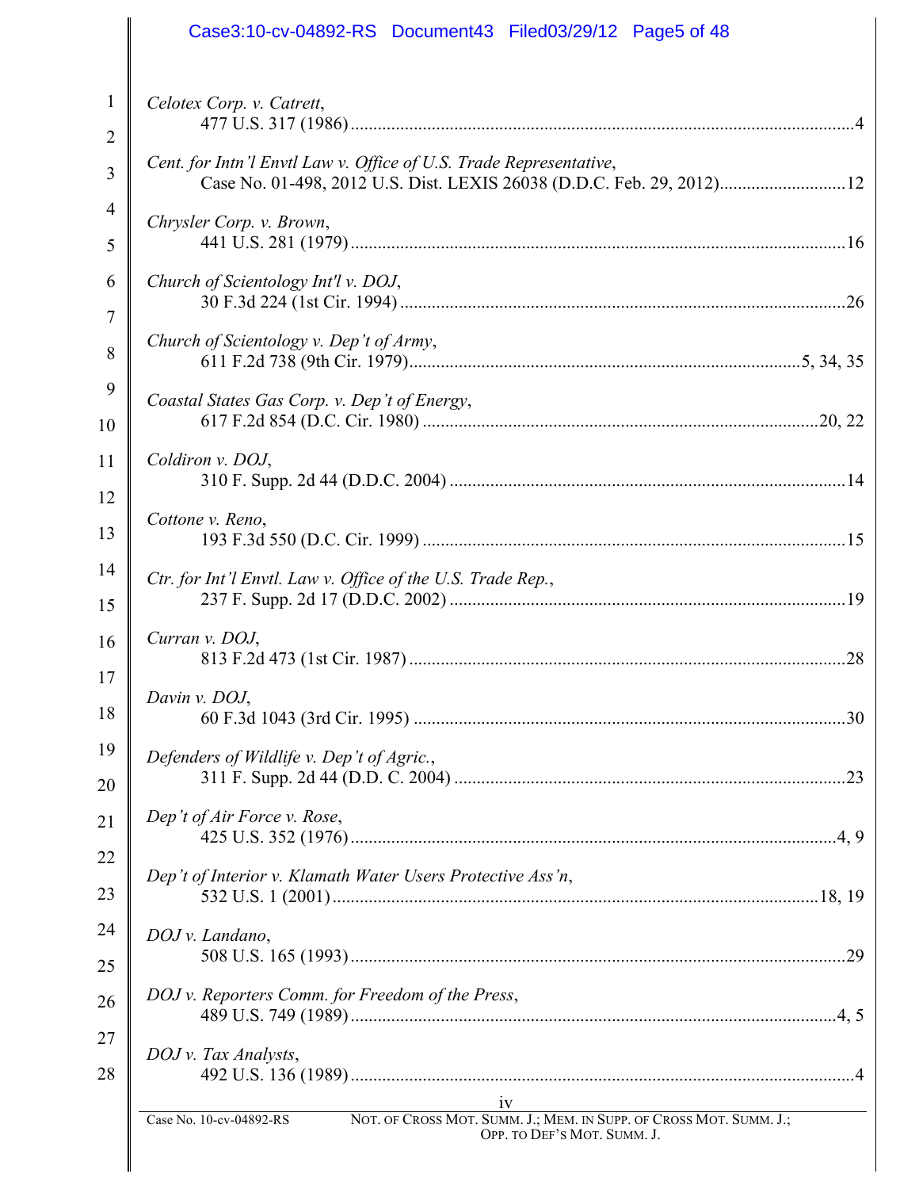*Celotex Corp. v. Catrett*,
477 U.S. 317 (1986) .......... 4

*Cent. for Intn'l Envtl Law v. Office of U.S. Trade Representative*,
Case No. 01-498, 2012 U.S. Dist. LEXIS 26038 (D.D.C. Feb. 29, 2012) .......... 12

*Chrysler Corp. v. Brown*,
441 U.S. 281 (1979) .......... 16

*Church of Scientology Int'l v. DOJ*,
30 F.3d 224 (1st Cir. 1994) .......... 26

*Church of Scientology v. Dep't of Army*,
611 F.2d 738 (9th Cir. 1979) .......... 5, 34, 35

*Coastal States Gas Corp. v. Dep't of Energy*,
617 F.2d 854 (D.C. Cir. 1980) .......... 20, 22

*Coldiron v. DOJ*,
310 F. Supp. 2d 44 (D.D.C. 2004) .......... 14

*Cottone v. Reno*,
193 F.3d 550 (D.C. Cir. 1999) .......... 15

*Ctr. for Int'l Envtl. Law v. Office of the U.S. Trade Rep.*,
237 F. Supp. 2d 17 (D.D.C. 2002) .......... 19

*Curran v. DOJ*,
813 F.2d 473 (1st Cir. 1987) .......... 28

*Davin v. DOJ*,
60 F.3d 1043 (3rd Cir. 1995) .......... 30

*Defenders of Wildlife v. Dep't of Agric.*,
311 F. Supp. 2d 44 (D.D. C. 2004) .......... 23

*Dep't of Air Force v. Rose*,
425 U.S. 352 (1976) .......... 4, 9

*Dep't of Interior v. Klamath Water Users Protective Ass'n*,
532 U.S. 1 (2001) .......... 18, 19

*DOJ v. Landano*,
508 U.S. 165 (1993) .......... 29

*DOJ v. Reporters Comm. for Freedom of the Press*,
489 U.S. 749 (1989) .......... 4, 5

*DOJ v. Tax Analysts*,
492 U.S. 136 (1989) .......... 4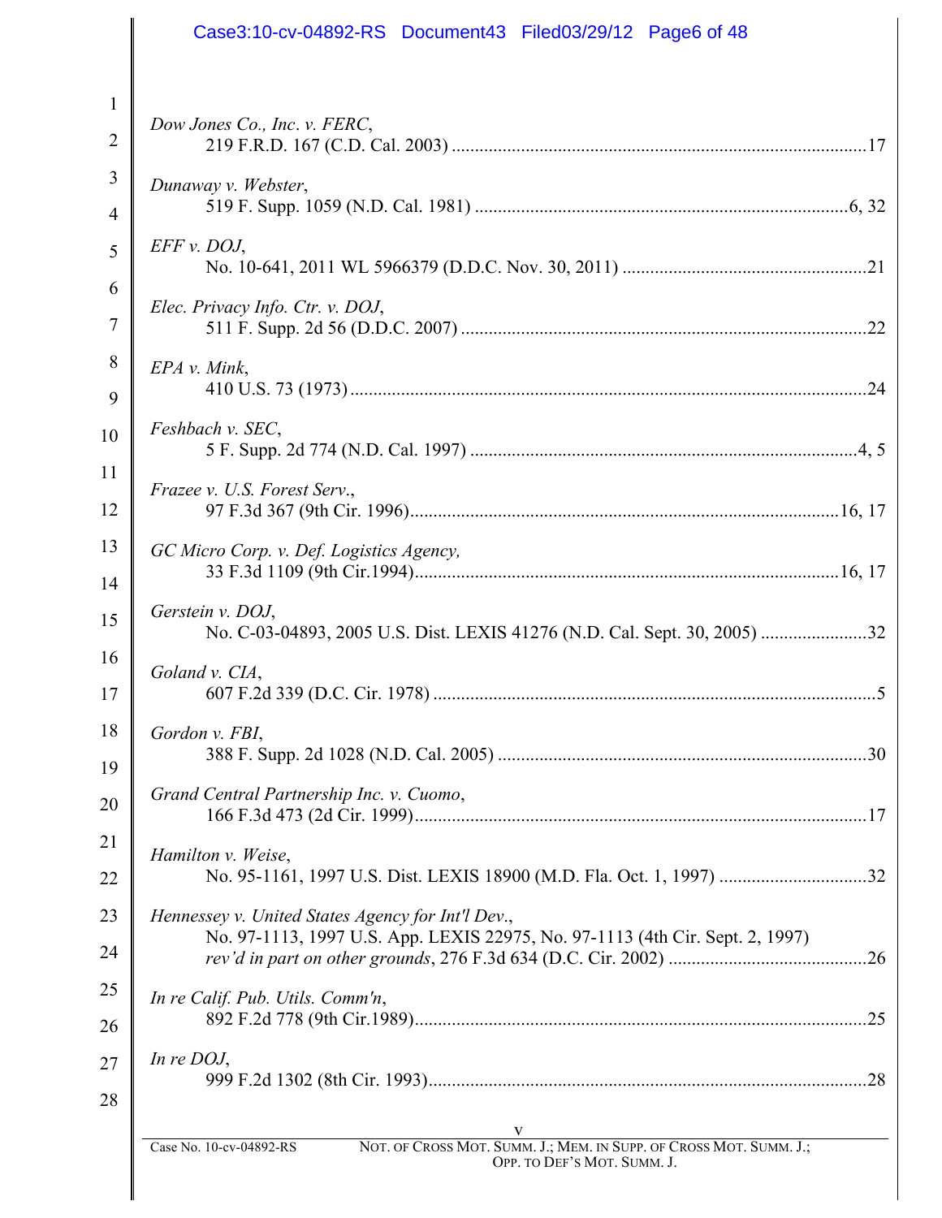*Dow Jones Co., Inc. v. FERC*,
219 F.R.D. 167 (C.D. Cal. 2003) ........................................................................................17

*Dunaway v. Webster*,
519 F. Supp. 1059 (N.D. Cal. 1981) ................................................................................6, 32

*EFF v. DOJ*,
No. 10-641, 2011 WL 5966379 (D.D.C. Nov. 30, 2011) ....................................................21

*Elec. Privacy Info. Ctr. v. DOJ*,
511 F. Supp. 2d 56 (D.D.C. 2007) ......................................................................................22

*EPA v. Mink*,
410 U.S. 73 (1973) ...............................................................................................................24

*Feshbach v. SEC*,
5 F. Supp. 2d 774 (N.D. Cal. 1997) ...................................................................................4, 5

*Frazee v. U.S. Forest Serv.*,
97 F.3d 367 (9th Cir. 1996)...........................................................................................16, 17

*GC Micro Corp. v. Def. Logistics Agency,*
33 F.3d 1109 (9th Cir.1994)..........................................................................................16, 17

*Gerstein v. DOJ*,
No. C-03-04893, 2005 U.S. Dist. LEXIS 41276 (N.D. Cal. Sept. 30, 2005) .......................32

*Goland v. CIA*,
607 F.2d 339 (D.C. Cir. 1978) ...............................................................................................5

*Gordon v. FBI*,
388 F. Supp. 2d 1028 (N.D. Cal. 2005) ...............................................................................30

*Grand Central Partnership Inc. v. Cuomo*,
166 F.3d 473 (2d Cir. 1999).................................................................................................17

*Hamilton v. Weise*,
No. 95-1161, 1997 U.S. Dist. LEXIS 18900 (M.D. Fla. Oct. 1, 1997) ................................32

*Hennessey v. United States Agency for Int'l Dev.*,
No. 97-1113, 1997 U.S. App. LEXIS 22975, No. 97-1113 (4th Cir. Sept. 2, 1997)
*rev'd in part on other grounds*, 276 F.3d 634 (D.C. Cir. 2002) ..........................................26

*In re Calif. Pub. Utils. Comm'n*,
892 F.2d 778 (9th Cir.1989).................................................................................................25

*In re DOJ*,
999 F.2d 1302 (8th Cir. 1993).............................................................................................28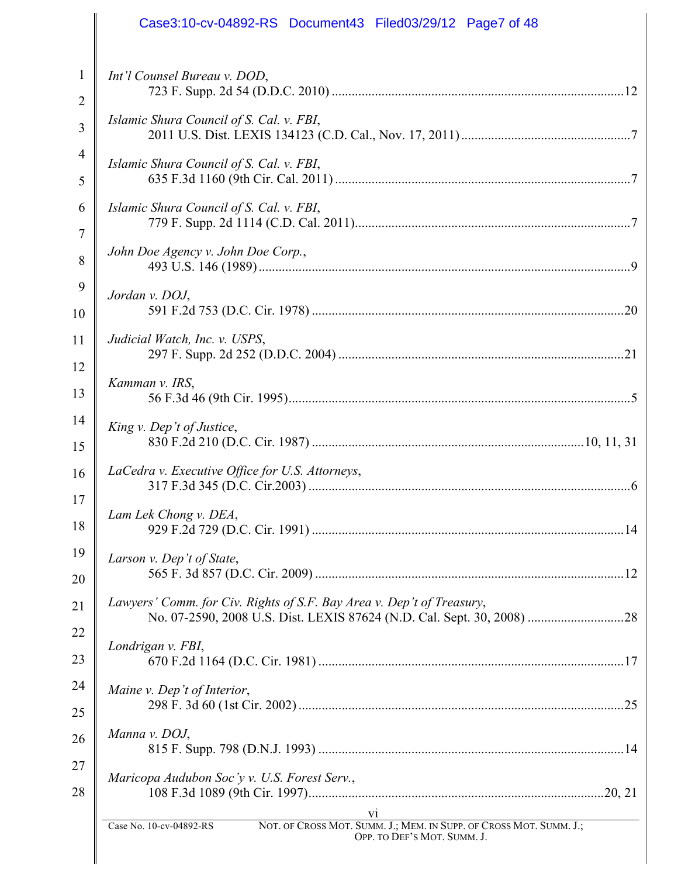*Int'l Counsel Bureau v. DOD*,
723 F. Supp. 2d 54 (D.D.C. 2010) ........................................................................................12

*Islamic Shura Council of S. Cal. v. FBI*,
2011 U.S. Dist. LEXIS 134123 (C.D. Cal., Nov. 17, 2011) ...................................................7

*Islamic Shura Council of S. Cal. v. FBI*,
635 F.3d 1160 (9th Cir. Cal. 2011) .........................................................................................7

*Islamic Shura Council of S. Cal. v. FBI*,
779 F. Supp. 2d 1114 (C.D. Cal. 2011)...................................................................................7

*John Doe Agency v. John Doe Corp.*,
493 U.S. 146 (1989) .................................................................................................................9

*Jordan v. DOJ*,
591 F.2d 753 (D.C. Cir. 1978) ...............................................................................................20

*Judicial Watch, Inc. v. USPS*,
297 F. Supp. 2d 252 (D.D.C. 2004) .......................................................................................21

*Kamman v. IRS*,
56 F.3d 46 (9th Cir. 1995).........................................................................................................5

*King v. Dep't of Justice*,
830 F.2d 210 (D.C. Cir. 1987) ..................................................................................10, 11, 31

*LaCedra v. Executive Office for U.S. Attorneys*,
317 F.3d 345 (D.C. Cir.2003) ..................................................................................................6

*Lam Lek Chong v. DEA*,
929 F.2d 729 (D.C. Cir. 1991) ...............................................................................................14

*Larson v. Dep't of State*,
565 F. 3d 857 (D.C. Cir. 2009) ..............................................................................................12

*Lawyers' Comm. for Civ. Rights of S.F. Bay Area v. Dep't of Treasury*,
No. 07-2590, 2008 U.S. Dist. LEXIS 87624 (N.D. Cal. Sept. 30, 2008) .............................28

*Londrigan v. FBI*,
670 F.2d 1164 (D.C. Cir. 1981) .............................................................................................17

*Maine v. Dep't of Interior*,
298 F. 3d 60 (1st Cir. 2002) ...................................................................................................25

*Manna v. DOJ*,
815 F. Supp. 798 (D.N.J. 1993) .............................................................................................14

*Maricopa Audubon Soc'y v. U.S. Forest Serv.*,
108 F.3d 1089 (9th Cir. 1997).........................................................................................20, 21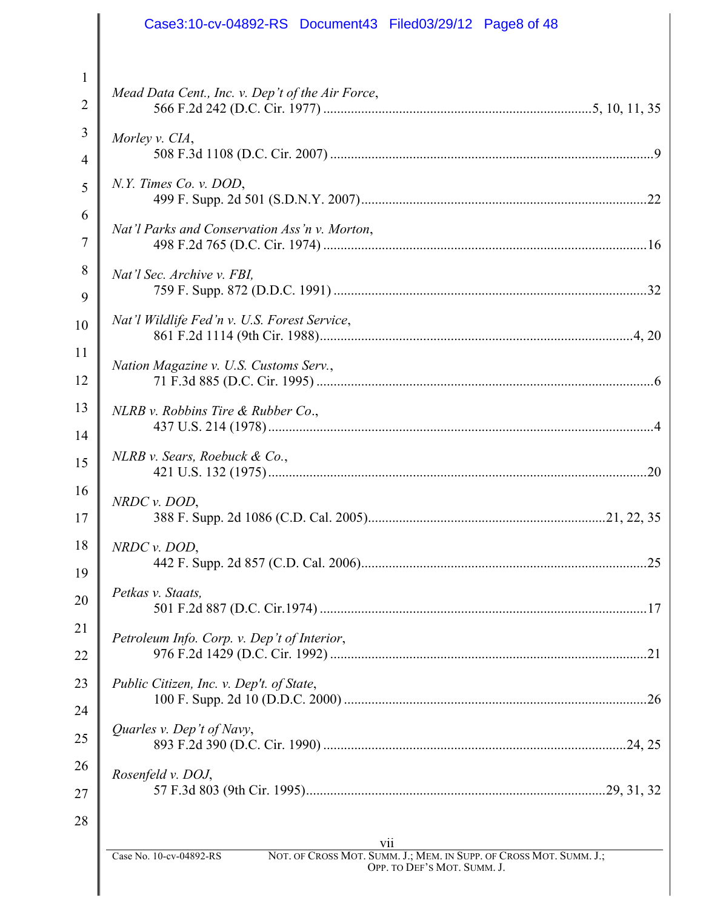*Mead Data Cent., Inc. v. Dep't of the Air Force*,
566 F.2d 242 (D.C. Cir. 1977) ............................................................................5, 10, 11, 35

*Morley v. CIA*,
508 F.3d 1108 (D.C. Cir. 2007) ............................................................................................9

*N.Y. Times Co. v. DOD*,
499 F. Supp. 2d 501 (S.D.N.Y. 2007)..................................................................................22

*Nat'l Parks and Conservation Ass'n v. Morton*,
498 F.2d 765 (D.C. Cir. 1974) ............................................................................................16

*Nat'l Sec. Archive v. FBI,*
759 F. Supp. 872 (D.D.C. 1991) ..........................................................................................32

*Nat'l Wildlife Fed'n v. U.S. Forest Service*,
861 F.2d 1114 (9th Cir. 1988)........................................................................................4, 20

*Nation Magazine v. U.S. Customs Serv.*,
71 F.3d 885 (D.C. Cir. 1995) ................................................................................................6

*NLRB v. Robbins Tire & Rubber Co*.,
437 U.S. 214 (1978)...............................................................................................................4

*NLRB v. Sears, Roebuck & Co.*,
421 U.S. 132 (1975).............................................................................................................20

*NRDC v. DOD*,
388 F. Supp. 2d 1086 (C.D. Cal. 2005)..................................................................21, 22, 35

*NRDC v. DOD*,
442 F. Supp. 2d 857 (C.D. Cal. 2006)..................................................................................25

*Petkas v. Staats,*
501 F.2d 887 (D.C. Cir.1974) ..............................................................................................17

*Petroleum Info. Corp. v. Dep't of Interior*,
976 F.2d 1429 (D.C. Cir. 1992) ..........................................................................................21

*Public Citizen, Inc. v. Dep't. of State*,
100 F. Supp. 2d 10 (D.D.C. 2000) .......................................................................................26

*Quarles v. Dep't of Navy*,
893 F.2d 390 (D.C. Cir. 1990) ......................................................................................24, 25

*Rosenfeld v. DOJ*,
57 F.3d 803 (9th Cir. 1995).....................................................................................29, 31, 32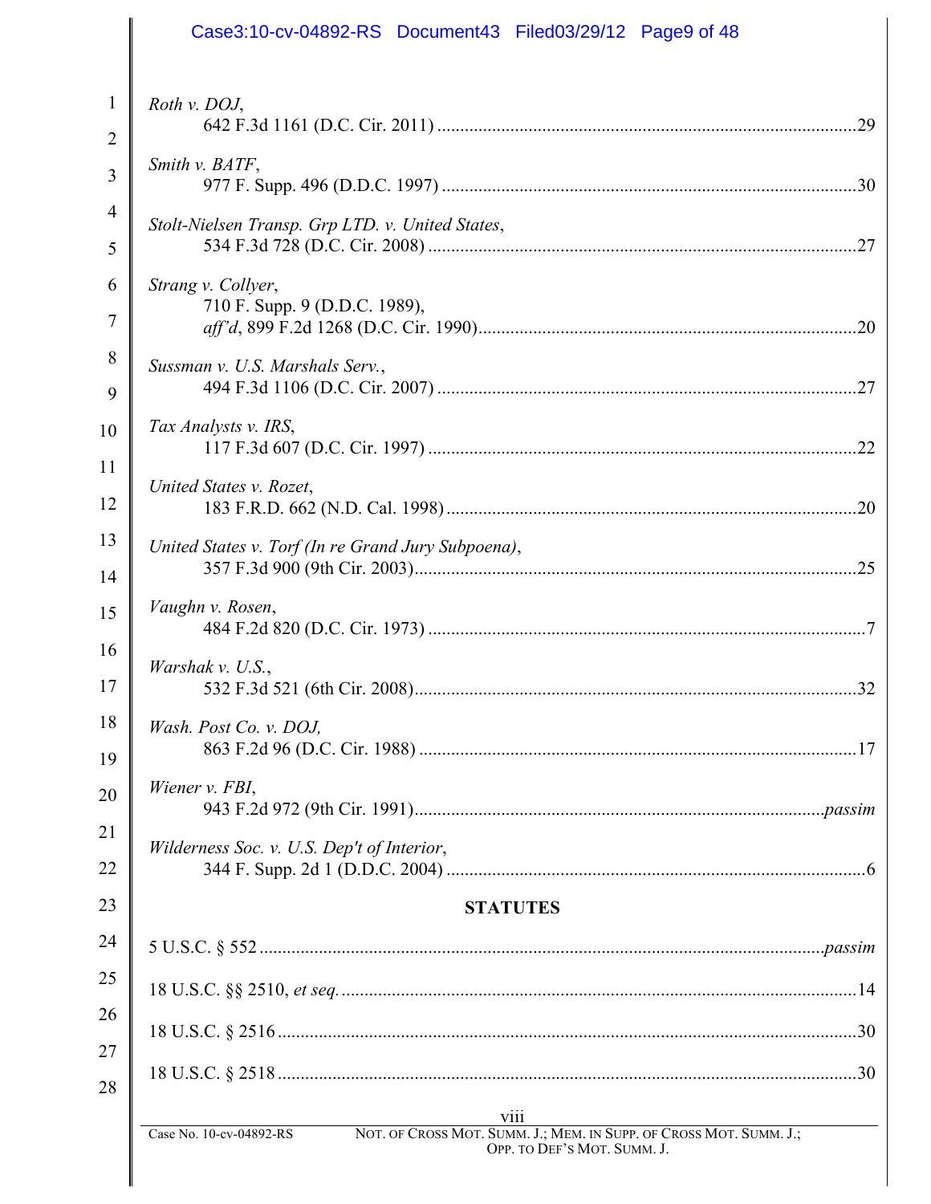*Roth v. DOJ*,
642 F.3d 1161 (D.C. Cir. 2011) ....................29

*Smith v. BATF*,
977 F. Supp. 496 (D.D.C. 1997) ....................30

*Stolt-Nielsen Transp. Grp LTD. v. United States*,
534 F.3d 728 (D.C. Cir. 2008) ....................27

*Strang v. Collyer*,
710 F. Supp. 9 (D.D.C. 1989),
*aff'd*, 899 F.2d 1268 (D.C. Cir. 1990) ....................20

*Sussman v. U.S. Marshals Serv.*,
494 F.3d 1106 (D.C. Cir. 2007) ....................27

*Tax Analysts v. IRS*,
117 F.3d 607 (D.C. Cir. 1997) ....................22

*United States v. Rozet*,
183 F.R.D. 662 (N.D. Cal. 1998) ....................20

*United States v. Torf (In re Grand Jury Subpoena)*,
357 F.3d 900 (9th Cir. 2003) ....................25

*Vaughn v. Rosen*,
484 F.2d 820 (D.C. Cir. 1973) ....................7

*Warshak v. U.S.*,
532 F.3d 521 (6th Cir. 2008) ....................32

*Wash. Post Co. v. DOJ,*
863 F.2d 96 (D.C. Cir. 1988) ....................17

*Wiener v. FBI*,
943 F.2d 972 (9th Cir. 1991) ....................*passim*

*Wilderness Soc. v. U.S. Dep't of Interior*,
344 F. Supp. 2d 1 (D.D.C. 2004) ....................6

## STATUTES

5 U.S.C. § 552 ....................*passim*

18 U.S.C. §§ 2510, *et seq.* ....................14

18 U.S.C. § 2516 ....................30

18 U.S.C. § 2518 ....................30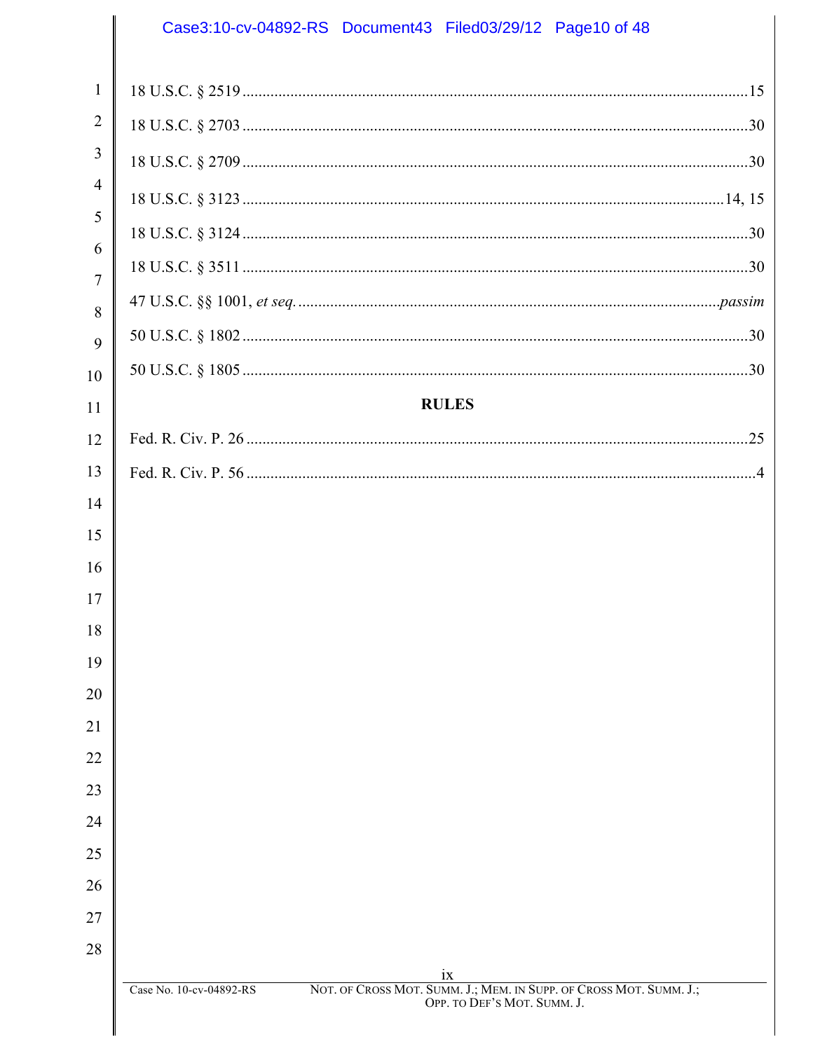18 U.S.C. § 2519 ........................................................................................................................ 15

18 U.S.C. § 2703 ........................................................................................................................ 30

18 U.S.C. § 2709 ........................................................................................................................ 30

18 U.S.C. § 3123 ................................................................................................................. 14, 15

18 U.S.C. § 3124 ........................................................................................................................ 30

18 U.S.C. § 3511 ........................................................................................................................ 30

47 U.S.C. §§ 1001, *et seq.* ................................................................................................. *passim*

50 U.S.C. § 1802 ........................................................................................................................ 30

50 U.S.C. § 1805 ........................................................................................................................ 30

**RULES**

Fed. R. Civ. P. 26 ........................................................................................................................ 25

Fed. R. Civ. P. 56 .......................................................................................................................... 4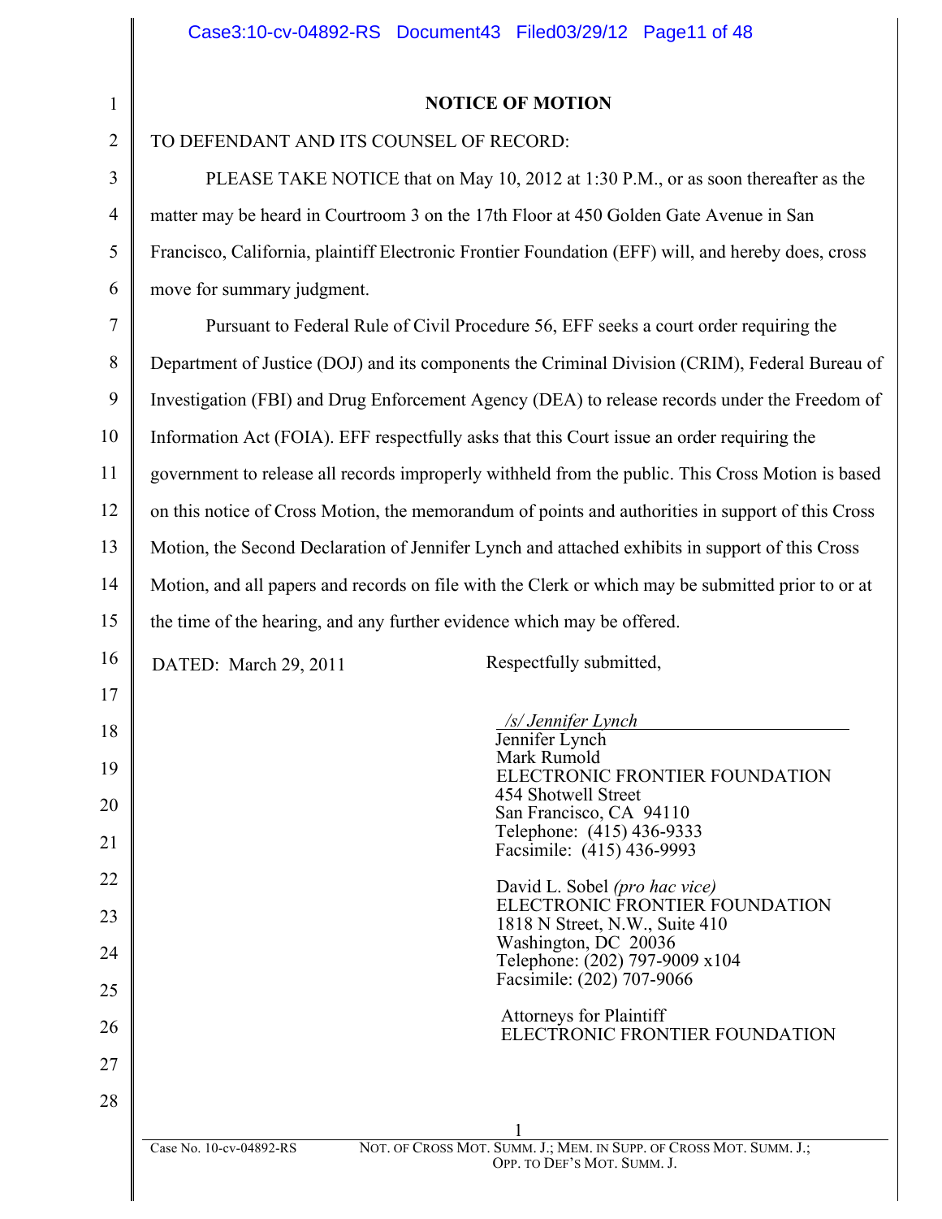## NOTICE OF MOTION

TO DEFENDANT AND ITS COUNSEL OF RECORD:

PLEASE TAKE NOTICE that on May 10, 2012 at 1:30 P.M., or as soon thereafter as the matter may be heard in Courtroom 3 on the 17th Floor at 450 Golden Gate Avenue in San Francisco, California, plaintiff Electronic Frontier Foundation (EFF) will, and hereby does, cross move for summary judgment.

Pursuant to Federal Rule of Civil Procedure 56, EFF seeks a court order requiring the Department of Justice (DOJ) and its components the Criminal Division (CRIM), Federal Bureau of Investigation (FBI) and Drug Enforcement Agency (DEA) to release records under the Freedom of Information Act (FOIA). EFF respectfully asks that this Court issue an order requiring the government to release all records improperly withheld from the public. This Cross Motion is based on this notice of Cross Motion, the memorandum of points and authorities in support of this Cross Motion, the Second Declaration of Jennifer Lynch and attached exhibits in support of this Cross Motion, and all papers and records on file with the Clerk or which may be submitted prior to or at the time of the hearing, and any further evidence which may be offered.

DATED: March 29, 2011

Respectfully submitted,

*/s/ Jennifer Lynch*
Jennifer Lynch
Mark Rumold
ELECTRONIC FRONTIER FOUNDATION
454 Shotwell Street
San Francisco, CA 94110
Telephone: (415) 436-9333
Facsimile: (415) 436-9993

David L. Sobel *(pro hac vice)*
ELECTRONIC FRONTIER FOUNDATION
1818 N Street, N.W., Suite 410
Washington, DC 20036
Telephone: (202) 797-9009 x104
Facsimile: (202) 707-9066

Attorneys for Plaintiff
ELECTRONIC FRONTIER FOUNDATION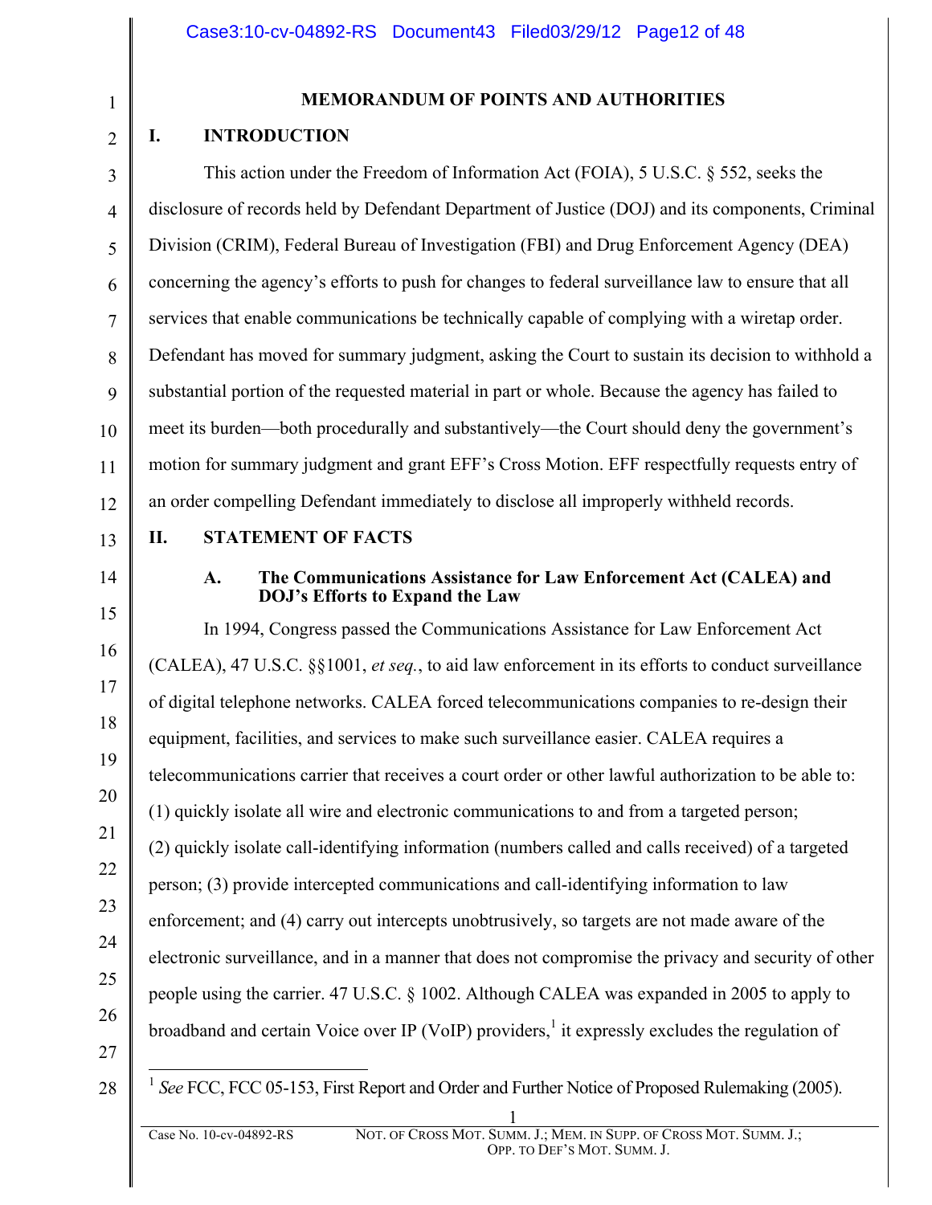## MEMORANDUM OF POINTS AND AUTHORITIES

### I. INTRODUCTION

This action under the Freedom of Information Act (FOIA), 5 U.S.C. § 552, seeks the disclosure of records held by Defendant Department of Justice (DOJ) and its components, Criminal Division (CRIM), Federal Bureau of Investigation (FBI) and Drug Enforcement Agency (DEA) concerning the agency's efforts to push for changes to federal surveillance law to ensure that all services that enable communications be technically capable of complying with a wiretap order. Defendant has moved for summary judgment, asking the Court to sustain its decision to withhold a substantial portion of the requested material in part or whole. Because the agency has failed to meet its burden—both procedurally and substantively—the Court should deny the government's motion for summary judgment and grant EFF's Cross Motion. EFF respectfully requests entry of an order compelling Defendant immediately to disclose all improperly withheld records.

### II. STATEMENT OF FACTS

#### A. The Communications Assistance for Law Enforcement Act (CALEA) and DOJ's Efforts to Expand the Law

In 1994, Congress passed the Communications Assistance for Law Enforcement Act (CALEA), 47 U.S.C. §§1001, *et seq.*, to aid law enforcement in its efforts to conduct surveillance of digital telephone networks. CALEA forced telecommunications companies to re-design their equipment, facilities, and services to make such surveillance easier. CALEA requires a telecommunications carrier that receives a court order or other lawful authorization to be able to: (1) quickly isolate all wire and electronic communications to and from a targeted person; (2) quickly isolate call-identifying information (numbers called and calls received) of a targeted person; (3) provide intercepted communications and call-identifying information to law enforcement; and (4) carry out intercepts unobtrusively, so targets are not made aware of the electronic surveillance, and in a manner that does not compromise the privacy and security of other people using the carrier. 47 U.S.C. § 1002. Although CALEA was expanded in 2005 to apply to broadband and certain Voice over IP (VoIP) providers,[1] it expressly excludes the regulation of

[1] *See* FCC, FCC 05-153, First Report and Order and Further Notice of Proposed Rulemaking (2005).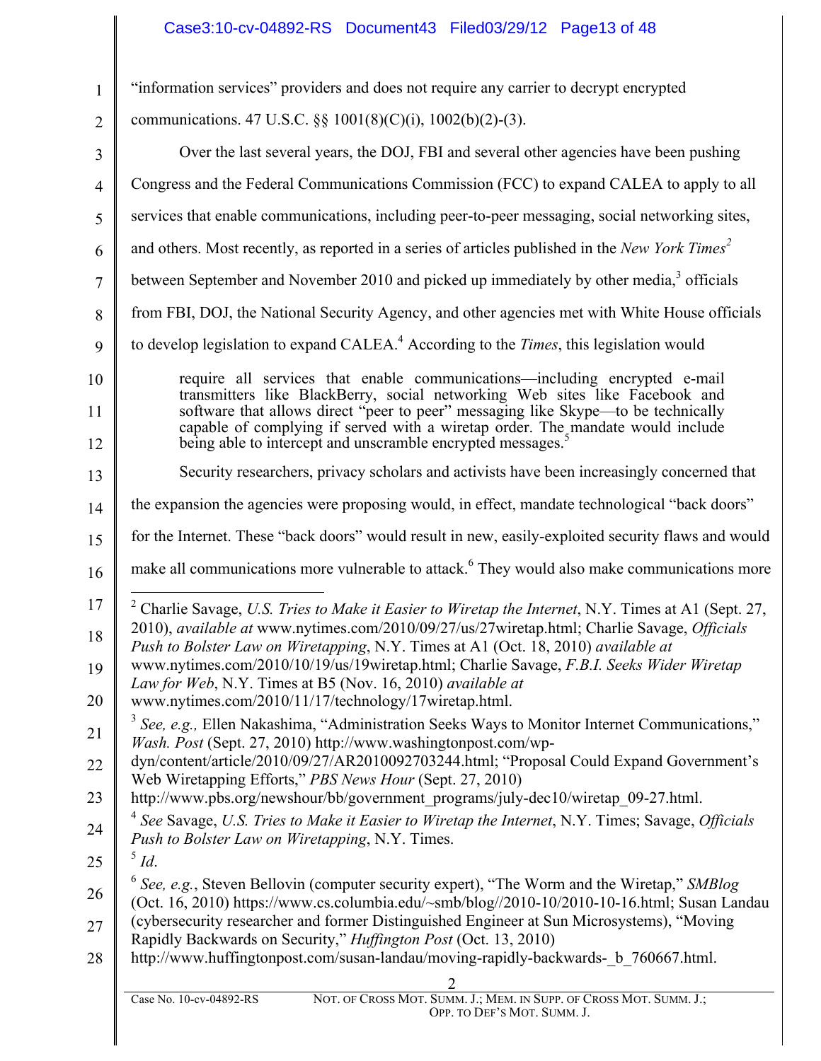"information services" providers and does not require any carrier to decrypt encrypted communications. 47 U.S.C. §§ 1001(8)(C)(i), 1002(b)(2)-(3).

Over the last several years, the DOJ, FBI and several other agencies have been pushing Congress and the Federal Communications Commission (FCC) to expand CALEA to apply to all services that enable communications, including peer-to-peer messaging, social networking sites, and others. Most recently, as reported in a series of articles published in the *New York Times*[2] between September and November 2010 and picked up immediately by other media,[3] officials from FBI, DOJ, the National Security Agency, and other agencies met with White House officials to develop legislation to expand CALEA.[4] According to the *Times*, this legislation would

> require all services that enable communications—including encrypted e-mail transmitters like BlackBerry, social networking Web sites like Facebook and software that allows direct "peer to peer" messaging like Skype—to be technically capable of complying if served with a wiretap order. The mandate would include being able to intercept and unscramble encrypted messages.[5]

Security researchers, privacy scholars and activists have been increasingly concerned that the expansion the agencies were proposing would, in effect, mandate technological "back doors" for the Internet. These "back doors" would result in new, easily-exploited security flaws and would make all communications more vulnerable to attack.[6] They would also make communications more

---

[2] Charlie Savage, *U.S. Tries to Make it Easier to Wiretap the Internet*, N.Y. Times at A1 (Sept. 27, 2010), *available at* www.nytimes.com/2010/09/27/us/27wiretap.html; Charlie Savage, *Officials Push to Bolster Law on Wiretapping*, N.Y. Times at A1 (Oct. 18, 2010) *available at* www.nytimes.com/2010/10/19/us/19wiretap.html; Charlie Savage, *F.B.I. Seeks Wider Wiretap Law for Web*, N.Y. Times at B5 (Nov. 16, 2010) *available at* www.nytimes.com/2010/11/17/technology/17wiretap.html.

[3] *See, e.g.,* Ellen Nakashima, "Administration Seeks Ways to Monitor Internet Communications," *Wash. Post* (Sept. 27, 2010) http://www.washingtonpost.com/wp-dyn/content/article/2010/09/27/AR2010092703244.html; "Proposal Could Expand Government's Web Wiretapping Efforts," *PBS News Hour* (Sept. 27, 2010) http://www.pbs.org/newshour/bb/government_programs/july-dec10/wiretap_09-27.html.

[4] *See* Savage, *U.S. Tries to Make it Easier to Wiretap the Internet*, N.Y. Times; Savage, *Officials Push to Bolster Law on Wiretapping*, N.Y. Times.

[5] *Id*.

[6] *See, e.g.*, Steven Bellovin (computer security expert), "The Worm and the Wiretap," *SMBlog* (Oct. 16, 2010) https://www.cs.columbia.edu/~smb/blog//2010-10/2010-10-16.html; Susan Landau (cybersecurity researcher and former Distinguished Engineer at Sun Microsystems), "Moving Rapidly Backwards on Security," *Huffington Post* (Oct. 13, 2010) http://www.huffingtonpost.com/susan-landau/moving-rapidly-backwards-_b_760667.html.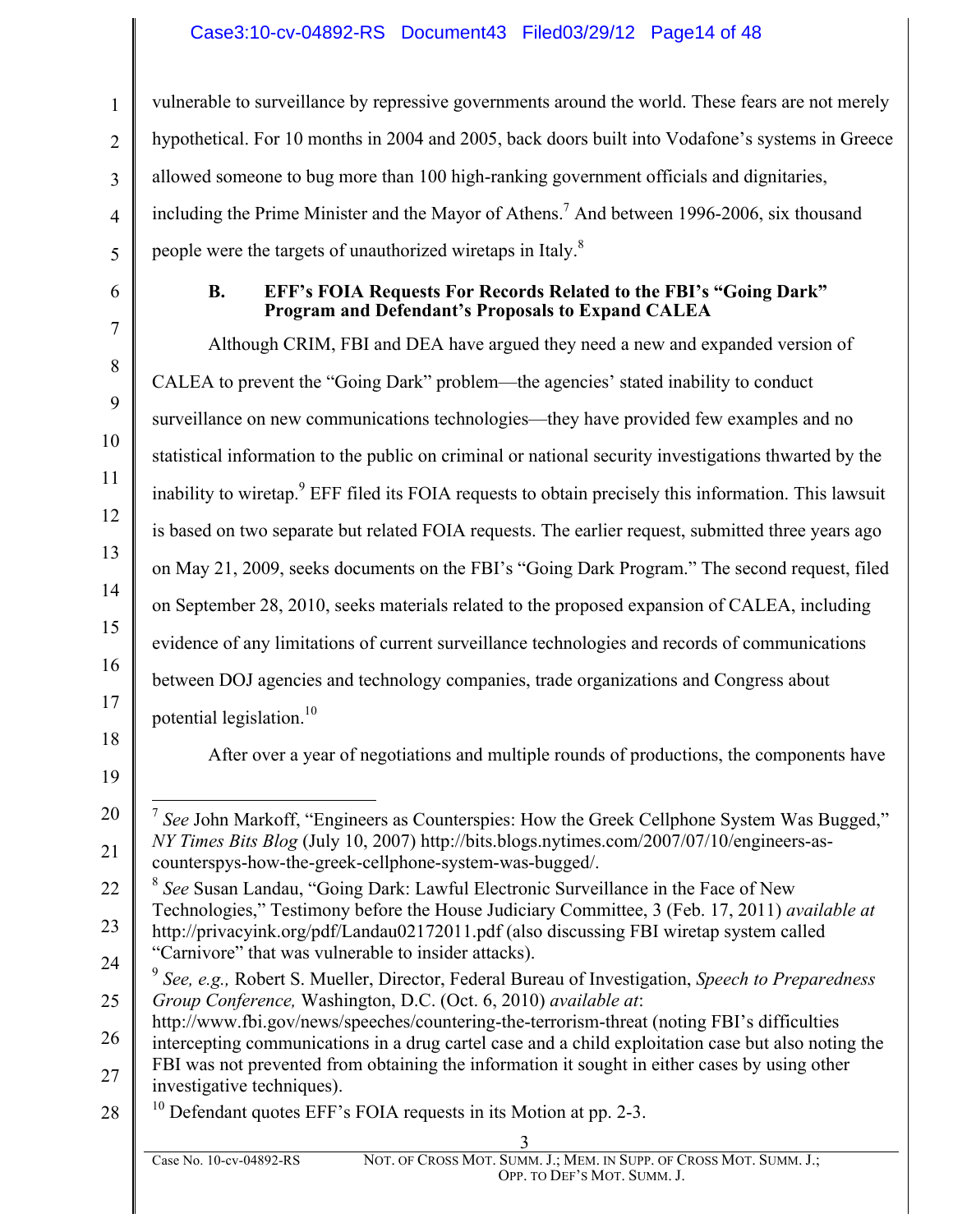vulnerable to surveillance by repressive governments around the world. These fears are not merely hypothetical. For 10 months in 2004 and 2005, back doors built into Vodafone's systems in Greece allowed someone to bug more than 100 high-ranking government officials and dignitaries, including the Prime Minister and the Mayor of Athens.[7] And between 1996-2006, six thousand people were the targets of unauthorized wiretaps in Italy.[8]

### B. EFF's FOIA Requests For Records Related to the FBI's "Going Dark" Program and Defendant's Proposals to Expand CALEA

Although CRIM, FBI and DEA have argued they need a new and expanded version of CALEA to prevent the "Going Dark" problem—the agencies' stated inability to conduct surveillance on new communications technologies—they have provided few examples and no statistical information to the public on criminal or national security investigations thwarted by the inability to wiretap.[9] EFF filed its FOIA requests to obtain precisely this information. This lawsuit is based on two separate but related FOIA requests. The earlier request, submitted three years ago on May 21, 2009, seeks documents on the FBI's "Going Dark Program." The second request, filed on September 28, 2010, seeks materials related to the proposed expansion of CALEA, including evidence of any limitations of current surveillance technologies and records of communications between DOJ agencies and technology companies, trade organizations and Congress about potential legislation.[10]

After over a year of negotiations and multiple rounds of productions, the components have

---

[7] *See* John Markoff, "Engineers as Counterspies: How the Greek Cellphone System Was Bugged," *NY Times Bits Blog* (July 10, 2007) http://bits.blogs.nytimes.com/2007/07/10/engineers-as-counterspys-how-the-greek-cellphone-system-was-bugged/.

[8] *See* Susan Landau, "Going Dark: Lawful Electronic Surveillance in the Face of New Technologies," Testimony before the House Judiciary Committee, 3 (Feb. 17, 2011) *available at* http://privacyink.org/pdf/Landau02172011.pdf (also discussing FBI wiretap system called "Carnivore" that was vulnerable to insider attacks).

[9] *See, e.g.,* Robert S. Mueller, Director, Federal Bureau of Investigation, *Speech to Preparedness Group Conference,* Washington, D.C. (Oct. 6, 2010) *available at*: http://www.fbi.gov/news/speeches/countering-the-terrorism-threat (noting FBI's difficulties intercepting communications in a drug cartel case and a child exploitation case but also noting the FBI was not prevented from obtaining the information it sought in either cases by using other investigative techniques).

[10] Defendant quotes EFF's FOIA requests in its Motion at pp. 2-3.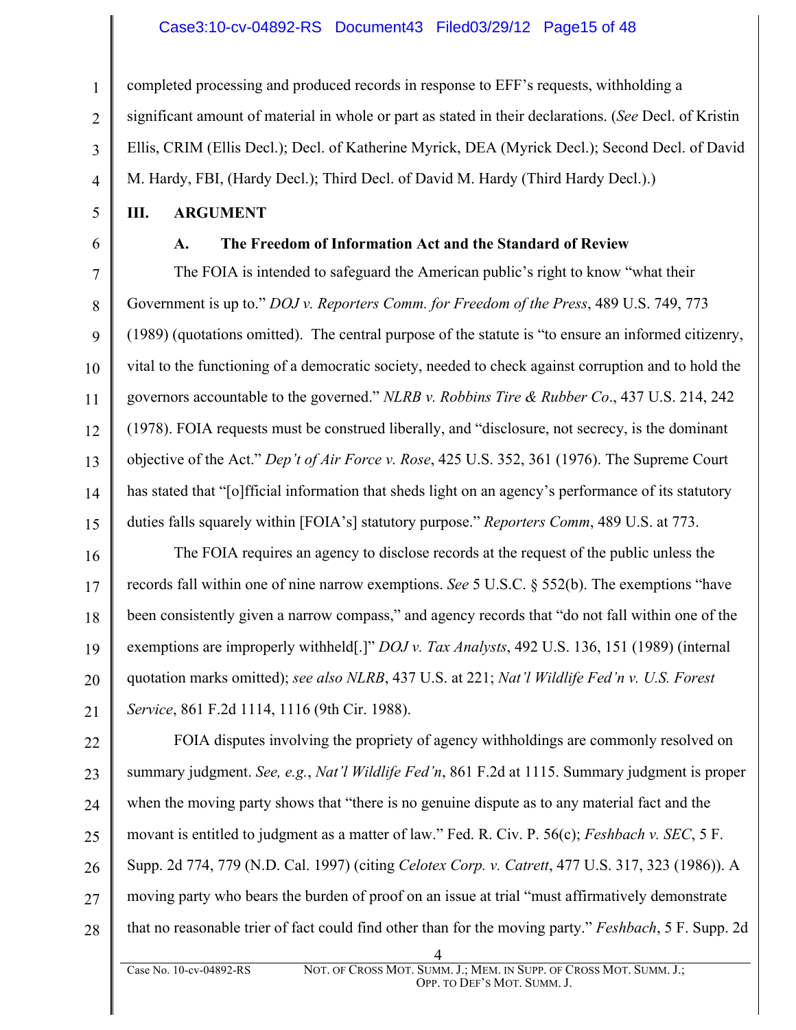completed processing and produced records in response to EFF's requests, withholding a significant amount of material in whole or part as stated in their declarations. (*See* Decl. of Kristin Ellis, CRIM (Ellis Decl.); Decl. of Katherine Myrick, DEA (Myrick Decl.); Second Decl. of David M. Hardy, FBI, (Hardy Decl.); Third Decl. of David M. Hardy (Third Hardy Decl.).)

## III. ARGUMENT

### A. The Freedom of Information Act and the Standard of Review

The FOIA is intended to safeguard the American public's right to know "what their Government is up to." *DOJ v. Reporters Comm. for Freedom of the Press*, 489 U.S. 749, 773 (1989) (quotations omitted). The central purpose of the statute is "to ensure an informed citizenry, vital to the functioning of a democratic society, needed to check against corruption and to hold the governors accountable to the governed." *NLRB v. Robbins Tire & Rubber Co*., 437 U.S. 214, 242 (1978). FOIA requests must be construed liberally, and "disclosure, not secrecy, is the dominant objective of the Act." *Dep't of Air Force v. Rose*, 425 U.S. 352, 361 (1976). The Supreme Court has stated that "[o]fficial information that sheds light on an agency's performance of its statutory duties falls squarely within [FOIA's] statutory purpose." *Reporters Comm*, 489 U.S. at 773.

The FOIA requires an agency to disclose records at the request of the public unless the records fall within one of nine narrow exemptions. *See* 5 U.S.C. § 552(b). The exemptions "have been consistently given a narrow compass," and agency records that "do not fall within one of the exemptions are improperly withheld[.]" *DOJ v. Tax Analysts*, 492 U.S. 136, 151 (1989) (internal quotation marks omitted); *see also NLRB*, 437 U.S. at 221; *Nat'l Wildlife Fed'n v. U.S. Forest Service*, 861 F.2d 1114, 1116 (9th Cir. 1988).

FOIA disputes involving the propriety of agency withholdings are commonly resolved on summary judgment. *See, e.g.*, *Nat'l Wildlife Fed'n*, 861 F.2d at 1115. Summary judgment is proper when the moving party shows that "there is no genuine dispute as to any material fact and the movant is entitled to judgment as a matter of law." Fed. R. Civ. P. 56(c); *Feshbach v. SEC*, 5 F. Supp. 2d 774, 779 (N.D. Cal. 1997) (citing *Celotex Corp. v. Catrett*, 477 U.S. 317, 323 (1986)). A moving party who bears the burden of proof on an issue at trial "must affirmatively demonstrate that no reasonable trier of fact could find other than for the moving party." *Feshbach*, 5 F. Supp. 2d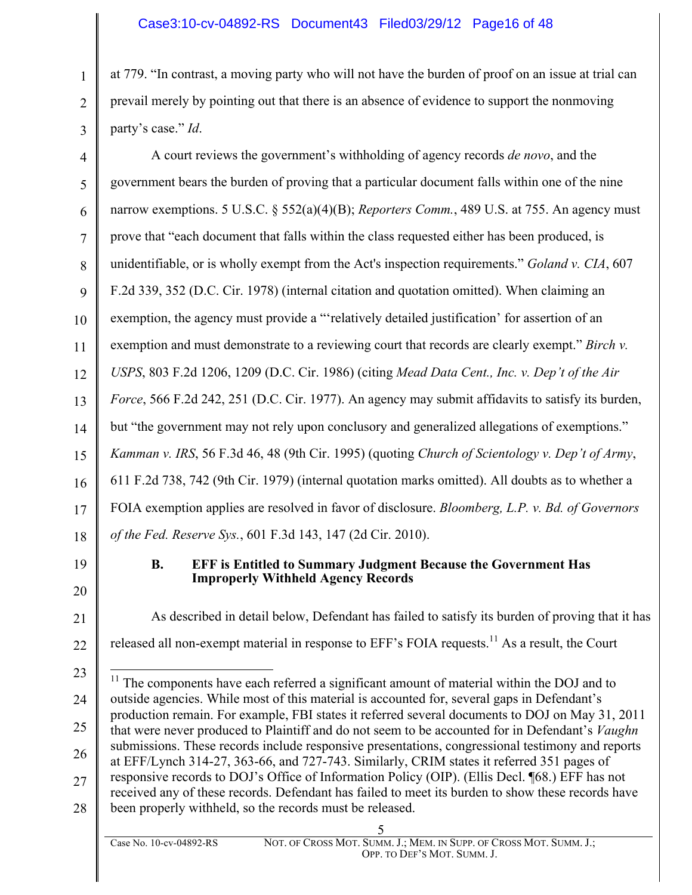at 779. "In contrast, a moving party who will not have the burden of proof on an issue at trial can prevail merely by pointing out that there is an absence of evidence to support the nonmoving party's case." *Id*.

A court reviews the government's withholding of agency records *de novo*, and the government bears the burden of proving that a particular document falls within one of the nine narrow exemptions. 5 U.S.C. § 552(a)(4)(B); *Reporters Comm.*, 489 U.S. at 755. An agency must prove that "each document that falls within the class requested either has been produced, is unidentifiable, or is wholly exempt from the Act's inspection requirements." *Goland v. CIA*, 607 F.2d 339, 352 (D.C. Cir. 1978) (internal citation and quotation omitted). When claiming an exemption, the agency must provide a "'relatively detailed justification' for assertion of an exemption and must demonstrate to a reviewing court that records are clearly exempt." *Birch v. USPS*, 803 F.2d 1206, 1209 (D.C. Cir. 1986) (citing *Mead Data Cent., Inc. v. Dep't of the Air Force*, 566 F.2d 242, 251 (D.C. Cir. 1977). An agency may submit affidavits to satisfy its burden, but "the government may not rely upon conclusory and generalized allegations of exemptions." *Kamman v. IRS*, 56 F.3d 46, 48 (9th Cir. 1995) (quoting *Church of Scientology v. Dep't of Army*, 611 F.2d 738, 742 (9th Cir. 1979) (internal quotation marks omitted). All doubts as to whether a FOIA exemption applies are resolved in favor of disclosure. *Bloomberg, L.P. v. Bd. of Governors of the Fed. Reserve Sys.*, 601 F.3d 143, 147 (2d Cir. 2010).

### B. EFF is Entitled to Summary Judgment Because the Government Has Improperly Withheld Agency Records

As described in detail below, Defendant has failed to satisfy its burden of proving that it has released all non-exempt material in response to EFF's FOIA requests.[11] As a result, the Court

[11] The components have each referred a significant amount of material within the DOJ and to outside agencies. While most of this material is accounted for, several gaps in Defendant's production remain. For example, FBI states it referred several documents to DOJ on May 31, 2011 that were never produced to Plaintiff and do not seem to be accounted for in Defendant's *Vaughn* submissions. These records include responsive presentations, congressional testimony and reports at EFF/Lynch 314-27, 363-66, and 727-743. Similarly, CRIM states it referred 351 pages of responsive records to DOJ's Office of Information Policy (OIP). (Ellis Decl. ¶68.) EFF has not received any of these records. Defendant has failed to meet its burden to show these records have been properly withheld, so the records must be released.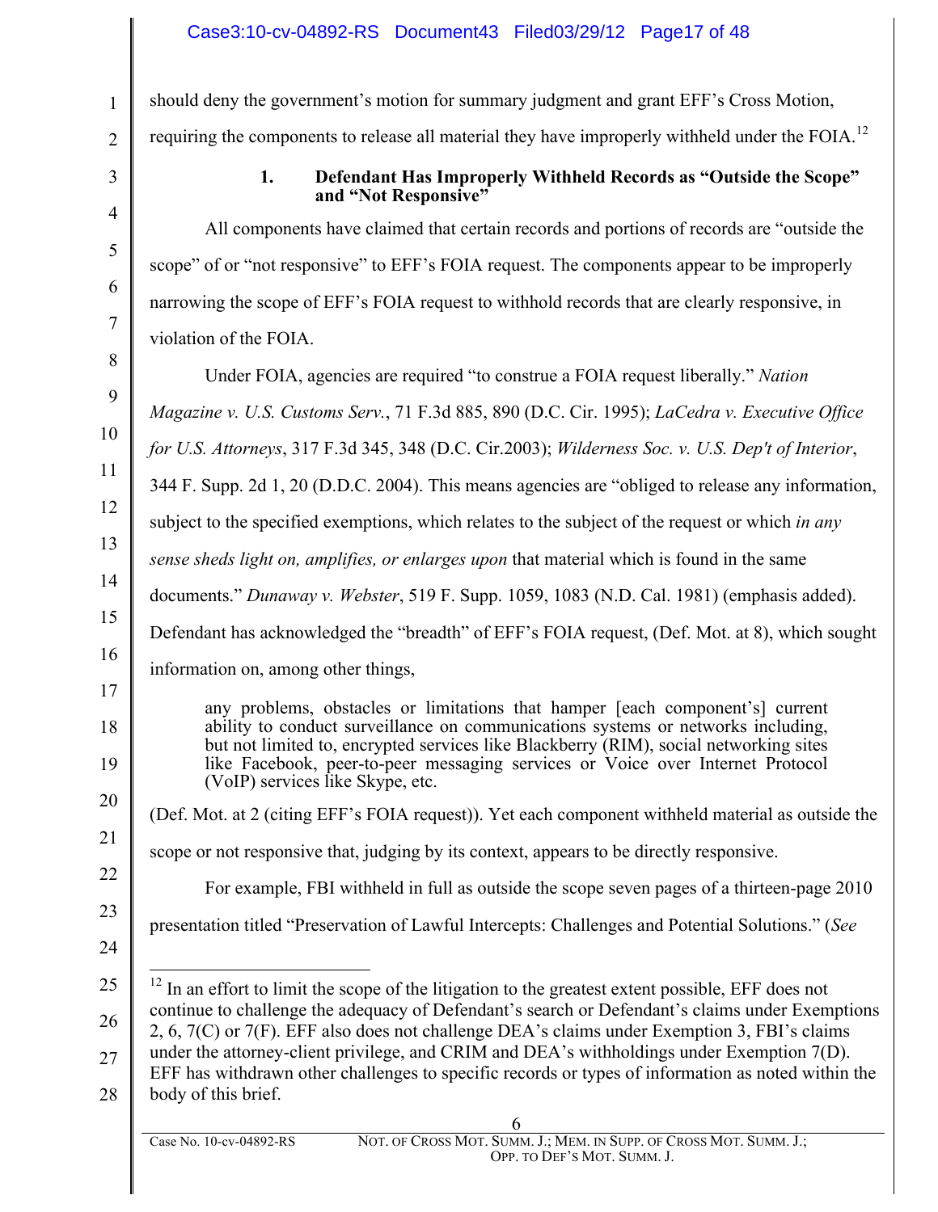should deny the government's motion for summary judgment and grant EFF's Cross Motion, requiring the components to release all material they have improperly withheld under the FOIA.[12]

### 1. Defendant Has Improperly Withheld Records as "Outside the Scope" and "Not Responsive"

All components have claimed that certain records and portions of records are "outside the scope" of or "not responsive" to EFF's FOIA request. The components appear to be improperly narrowing the scope of EFF's FOIA request to withhold records that are clearly responsive, in violation of the FOIA.

Under FOIA, agencies are required "to construe a FOIA request liberally." *Nation Magazine v. U.S. Customs Serv.*, 71 F.3d 885, 890 (D.C. Cir. 1995); *LaCedra v. Executive Office for U.S. Attorneys*, 317 F.3d 345, 348 (D.C. Cir.2003); *Wilderness Soc. v. U.S. Dep't of Interior*, 344 F. Supp. 2d 1, 20 (D.D.C. 2004). This means agencies are "obliged to release any information, subject to the specified exemptions, which relates to the subject of the request or which *in any sense sheds light on, amplifies, or enlarges upon* that material which is found in the same documents." *Dunaway v. Webster*, 519 F. Supp. 1059, 1083 (N.D. Cal. 1981) (emphasis added). Defendant has acknowledged the "breadth" of EFF's FOIA request, (Def. Mot. at 8), which sought information on, among other things,

> any problems, obstacles or limitations that hamper [each component's] current ability to conduct surveillance on communications systems or networks including, but not limited to, encrypted services like Blackberry (RIM), social networking sites like Facebook, peer-to-peer messaging services or Voice over Internet Protocol (VoIP) services like Skype, etc.

(Def. Mot. at 2 (citing EFF's FOIA request)). Yet each component withheld material as outside the scope or not responsive that, judging by its context, appears to be directly responsive.

For example, FBI withheld in full as outside the scope seven pages of a thirteen-page 2010 presentation titled "Preservation of Lawful Intercepts: Challenges and Potential Solutions." (*See*

---

[12] In an effort to limit the scope of the litigation to the greatest extent possible, EFF does not continue to challenge the adequacy of Defendant's search or Defendant's claims under Exemptions 2, 6, 7(C) or 7(F). EFF also does not challenge DEA's claims under Exemption 3, FBI's claims under the attorney-client privilege, and CRIM and DEA's withholdings under Exemption 7(D). EFF has withdrawn other challenges to specific records or types of information as noted within the body of this brief.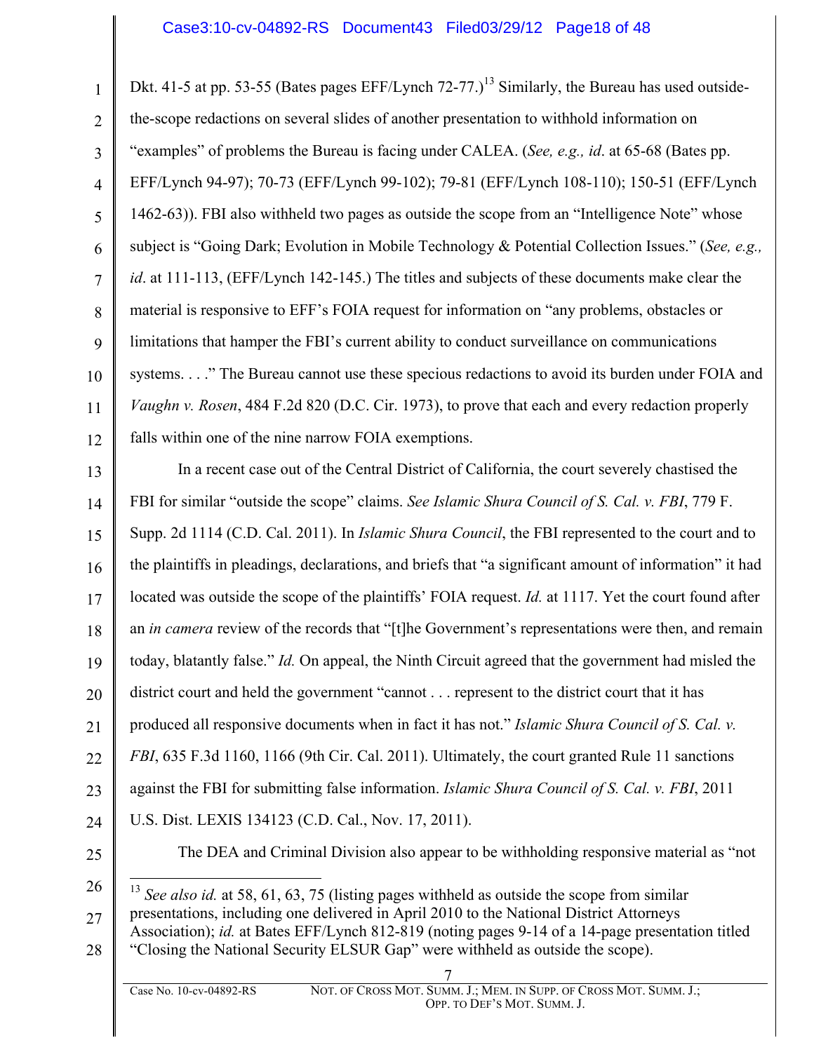Dkt. 41-5 at pp. 53-55 (Bates pages EFF/Lynch 72-77.)[13] Similarly, the Bureau has used outside-the-scope redactions on several slides of another presentation to withhold information on "examples" of problems the Bureau is facing under CALEA. (*See, e.g., id*. at 65-68 (Bates pp. EFF/Lynch 94-97); 70-73 (EFF/Lynch 99-102); 79-81 (EFF/Lynch 108-110); 150-51 (EFF/Lynch 1462-63)). FBI also withheld two pages as outside the scope from an "Intelligence Note" whose subject is "Going Dark; Evolution in Mobile Technology & Potential Collection Issues." (*See, e.g., id*. at 111-113, (EFF/Lynch 142-145.) The titles and subjects of these documents make clear the material is responsive to EFF's FOIA request for information on "any problems, obstacles or limitations that hamper the FBI's current ability to conduct surveillance on communications systems. . . ." The Bureau cannot use these specious redactions to avoid its burden under FOIA and *Vaughn v. Rosen*, 484 F.2d 820 (D.C. Cir. 1973), to prove that each and every redaction properly falls within one of the nine narrow FOIA exemptions.

In a recent case out of the Central District of California, the court severely chastised the FBI for similar "outside the scope" claims. *See Islamic Shura Council of S. Cal. v. FBI*, 779 F. Supp. 2d 1114 (C.D. Cal. 2011). In *Islamic Shura Council*, the FBI represented to the court and to the plaintiffs in pleadings, declarations, and briefs that "a significant amount of information" it had located was outside the scope of the plaintiffs' FOIA request. *Id.* at 1117. Yet the court found after an *in camera* review of the records that "[t]he Government's representations were then, and remain today, blatantly false." *Id.* On appeal, the Ninth Circuit agreed that the government had misled the district court and held the government "cannot . . . represent to the district court that it has produced all responsive documents when in fact it has not." *Islamic Shura Council of S. Cal. v. FBI*, 635 F.3d 1160, 1166 (9th Cir. Cal. 2011). Ultimately, the court granted Rule 11 sanctions against the FBI for submitting false information. *Islamic Shura Council of S. Cal. v. FBI*, 2011 U.S. Dist. LEXIS 134123 (C.D. Cal., Nov. 17, 2011).

The DEA and Criminal Division also appear to be withholding responsive material as "not

---

[13] *See also id.* at 58, 61, 63, 75 (listing pages withheld as outside the scope from similar presentations, including one delivered in April 2010 to the National District Attorneys Association); *id.* at Bates EFF/Lynch 812-819 (noting pages 9-14 of a 14-page presentation titled "Closing the National Security ELSUR Gap" were withheld as outside the scope).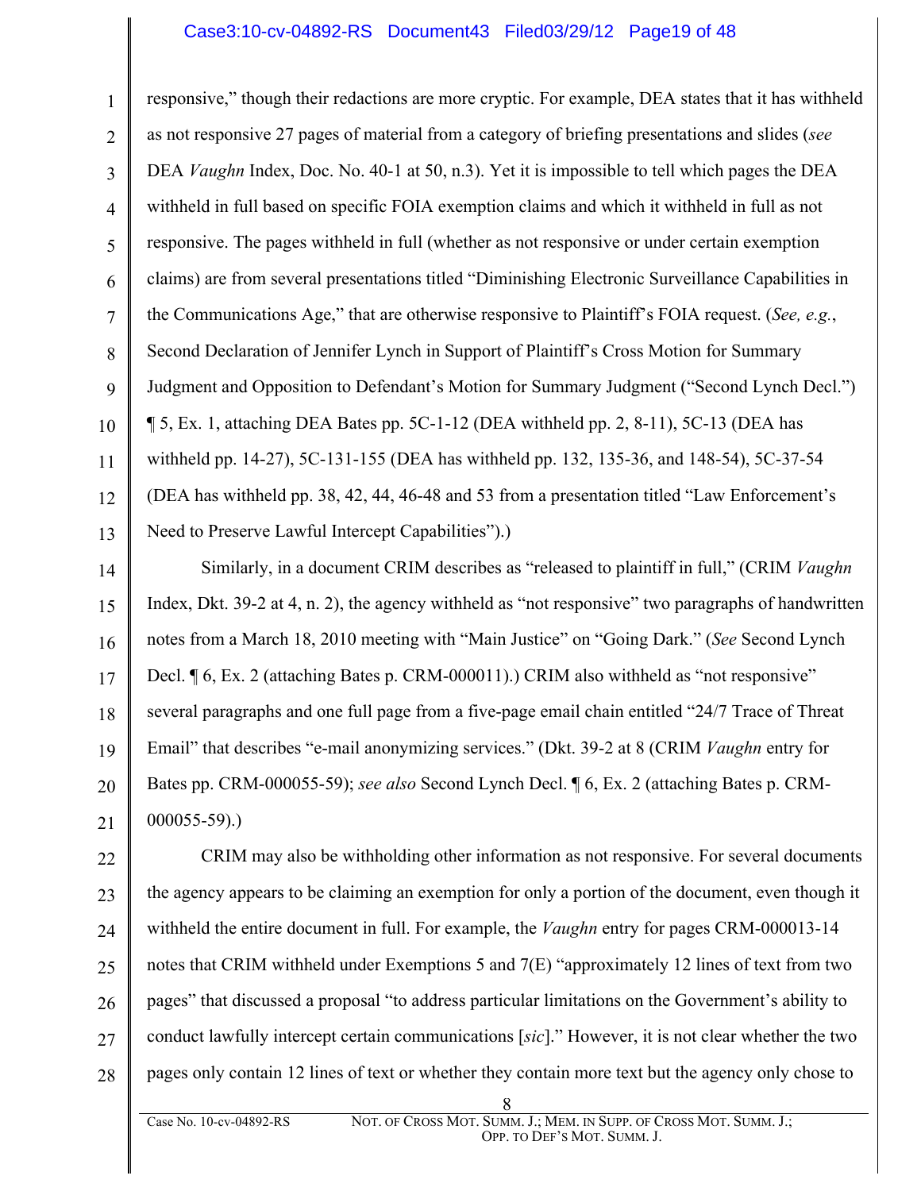responsive," though their redactions are more cryptic. For example, DEA states that it has withheld as not responsive 27 pages of material from a category of briefing presentations and slides (*see* DEA *Vaughn* Index, Doc. No. 40-1 at 50, n.3). Yet it is impossible to tell which pages the DEA withheld in full based on specific FOIA exemption claims and which it withheld in full as not responsive. The pages withheld in full (whether as not responsive or under certain exemption claims) are from several presentations titled "Diminishing Electronic Surveillance Capabilities in the Communications Age," that are otherwise responsive to Plaintiff's FOIA request. (*See, e.g.*, Second Declaration of Jennifer Lynch in Support of Plaintiff's Cross Motion for Summary Judgment and Opposition to Defendant's Motion for Summary Judgment ("Second Lynch Decl.") ¶ 5, Ex. 1, attaching DEA Bates pp. 5C-1-12 (DEA withheld pp. 2, 8-11), 5C-13 (DEA has withheld pp. 14-27), 5C-131-155 (DEA has withheld pp. 132, 135-36, and 148-54), 5C-37-54 (DEA has withheld pp. 38, 42, 44, 46-48 and 53 from a presentation titled "Law Enforcement's Need to Preserve Lawful Intercept Capabilities").)

Similarly, in a document CRIM describes as "released to plaintiff in full," (CRIM *Vaughn* Index, Dkt. 39-2 at 4, n. 2), the agency withheld as "not responsive" two paragraphs of handwritten notes from a March 18, 2010 meeting with "Main Justice" on "Going Dark." (*See* Second Lynch Decl. ¶ 6, Ex. 2 (attaching Bates p. CRM-000011).) CRIM also withheld as "not responsive" several paragraphs and one full page from a five-page email chain entitled "24/7 Trace of Threat Email" that describes "e-mail anonymizing services." (Dkt. 39-2 at 8 (CRIM *Vaughn* entry for Bates pp. CRM-000055-59); *see also* Second Lynch Decl. ¶ 6, Ex. 2 (attaching Bates p. CRM-000055-59).)

CRIM may also be withholding other information as not responsive. For several documents the agency appears to be claiming an exemption for only a portion of the document, even though it withheld the entire document in full. For example, the *Vaughn* entry for pages CRM-000013-14 notes that CRIM withheld under Exemptions 5 and 7(E) "approximately 12 lines of text from two pages" that discussed a proposal "to address particular limitations on the Government's ability to conduct lawfully intercept certain communications [*sic*]." However, it is not clear whether the two pages only contain 12 lines of text or whether they contain more text but the agency only chose to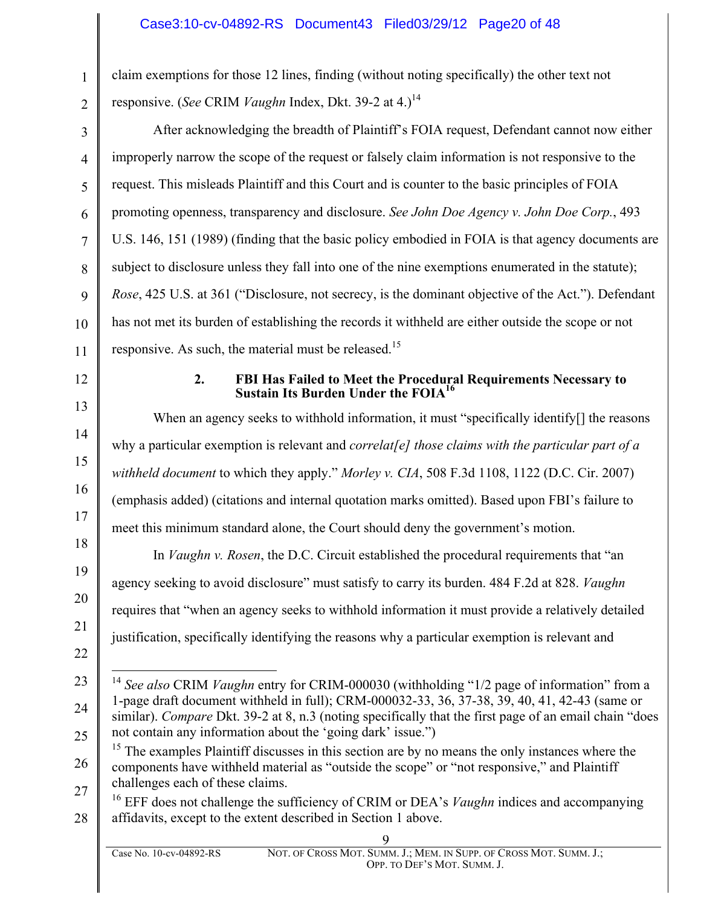claim exemptions for those 12 lines, finding (without noting specifically) the other text not responsive. (*See* CRIM *Vaughn* Index, Dkt. 39-2 at 4.)[14]

After acknowledging the breadth of Plaintiff's FOIA request, Defendant cannot now either improperly narrow the scope of the request or falsely claim information is not responsive to the request. This misleads Plaintiff and this Court and is counter to the basic principles of FOIA promoting openness, transparency and disclosure. *See John Doe Agency v. John Doe Corp.*, 493 U.S. 146, 151 (1989) (finding that the basic policy embodied in FOIA is that agency documents are subject to disclosure unless they fall into one of the nine exemptions enumerated in the statute); *Rose*, 425 U.S. at 361 ("Disclosure, not secrecy, is the dominant objective of the Act."). Defendant has not met its burden of establishing the records it withheld are either outside the scope or not responsive. As such, the material must be released.[15]

### 2. FBI Has Failed to Meet the Procedural Requirements Necessary to Sustain Its Burden Under the FOIA[16]

When an agency seeks to withhold information, it must "specifically identify[] the reasons why a particular exemption is relevant and *correlat[e] those claims with the particular part of a withheld document* to which they apply." *Morley v. CIA*, 508 F.3d 1108, 1122 (D.C. Cir. 2007) (emphasis added) (citations and internal quotation marks omitted). Based upon FBI's failure to meet this minimum standard alone, the Court should deny the government's motion.

In *Vaughn v. Rosen*, the D.C. Circuit established the procedural requirements that "an agency seeking to avoid disclosure" must satisfy to carry its burden. 484 F.2d at 828. *Vaughn* requires that "when an agency seeks to withhold information it must provide a relatively detailed justification, specifically identifying the reasons why a particular exemption is relevant and

---

[14] *See also* CRIM *Vaughn* entry for CRIM-000030 (withholding "1/2 page of information" from a 1-page draft document withheld in full); CRM-000032-33, 36, 37-38, 39, 40, 41, 42-43 (same or similar). *Compare* Dkt. 39-2 at 8, n.3 (noting specifically that the first page of an email chain "does not contain any information about the 'going dark' issue.")

[15] The examples Plaintiff discusses in this section are by no means the only instances where the components have withheld material as "outside the scope" or "not responsive," and Plaintiff challenges each of these claims.

[16] EFF does not challenge the sufficiency of CRIM or DEA's *Vaughn* indices and accompanying affidavits, except to the extent described in Section 1 above.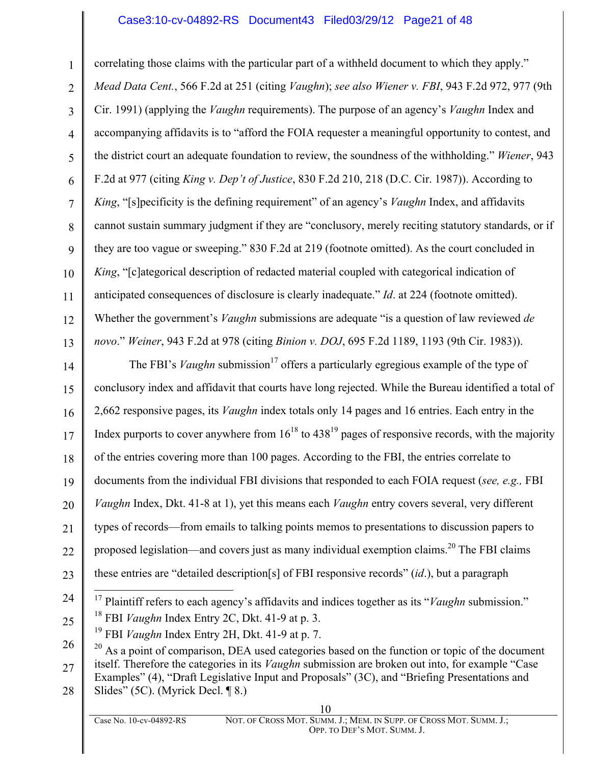correlating those claims with the particular part of a withheld document to which they apply." *Mead Data Cent.*, 566 F.2d at 251 (citing *Vaughn*); *see also Wiener v. FBI*, 943 F.2d 972, 977 (9th Cir. 1991) (applying the *Vaughn* requirements). The purpose of an agency's *Vaughn* Index and accompanying affidavits is to "afford the FOIA requester a meaningful opportunity to contest, and the district court an adequate foundation to review, the soundness of the withholding." *Wiener*, 943 F.2d at 977 (citing *King v. Dep't of Justice*, 830 F.2d 210, 218 (D.C. Cir. 1987)). According to *King*, "[s]pecificity is the defining requirement" of an agency's *Vaughn* Index, and affidavits cannot sustain summary judgment if they are "conclusory, merely reciting statutory standards, or if they are too vague or sweeping." 830 F.2d at 219 (footnote omitted). As the court concluded in *King*, "[c]ategorical description of redacted material coupled with categorical indication of anticipated consequences of disclosure is clearly inadequate." *Id*. at 224 (footnote omitted). Whether the government's *Vaughn* submissions are adequate "is a question of law reviewed *de novo*." *Weiner*, 943 F.2d at 978 (citing *Binion v. DOJ*, 695 F.2d 1189, 1193 (9th Cir. 1983)).

The FBI's *Vaughn* submission[17] offers a particularly egregious example of the type of conclusory index and affidavit that courts have long rejected. While the Bureau identified a total of 2,662 responsive pages, its *Vaughn* index totals only 14 pages and 16 entries. Each entry in the Index purports to cover anywhere from 16[18] to 438[19] pages of responsive records, with the majority of the entries covering more than 100 pages. According to the FBI, the entries correlate to documents from the individual FBI divisions that responded to each FOIA request (*see, e.g.,* FBI *Vaughn* Index, Dkt. 41-8 at 1), yet this means each *Vaughn* entry covers several, very different types of records—from emails to talking points memos to presentations to discussion papers to proposed legislation—and covers just as many individual exemption claims.[20] The FBI claims these entries are "detailed description[s] of FBI responsive records" (*id*.), but a paragraph

---

[17] Plaintiff refers to each agency's affidavits and indices together as its "*Vaughn* submission."

[18] FBI *Vaughn* Index Entry 2C, Dkt. 41-9 at p. 3.

[19] FBI *Vaughn* Index Entry 2H, Dkt. 41-9 at p. 7.

[20] As a point of comparison, DEA used categories based on the function or topic of the document itself. Therefore the categories in its *Vaughn* submission are broken out into, for example "Case Examples" (4), "Draft Legislative Input and Proposals" (3C), and "Briefing Presentations and Slides" (5C). (Myrick Decl. ¶ 8.)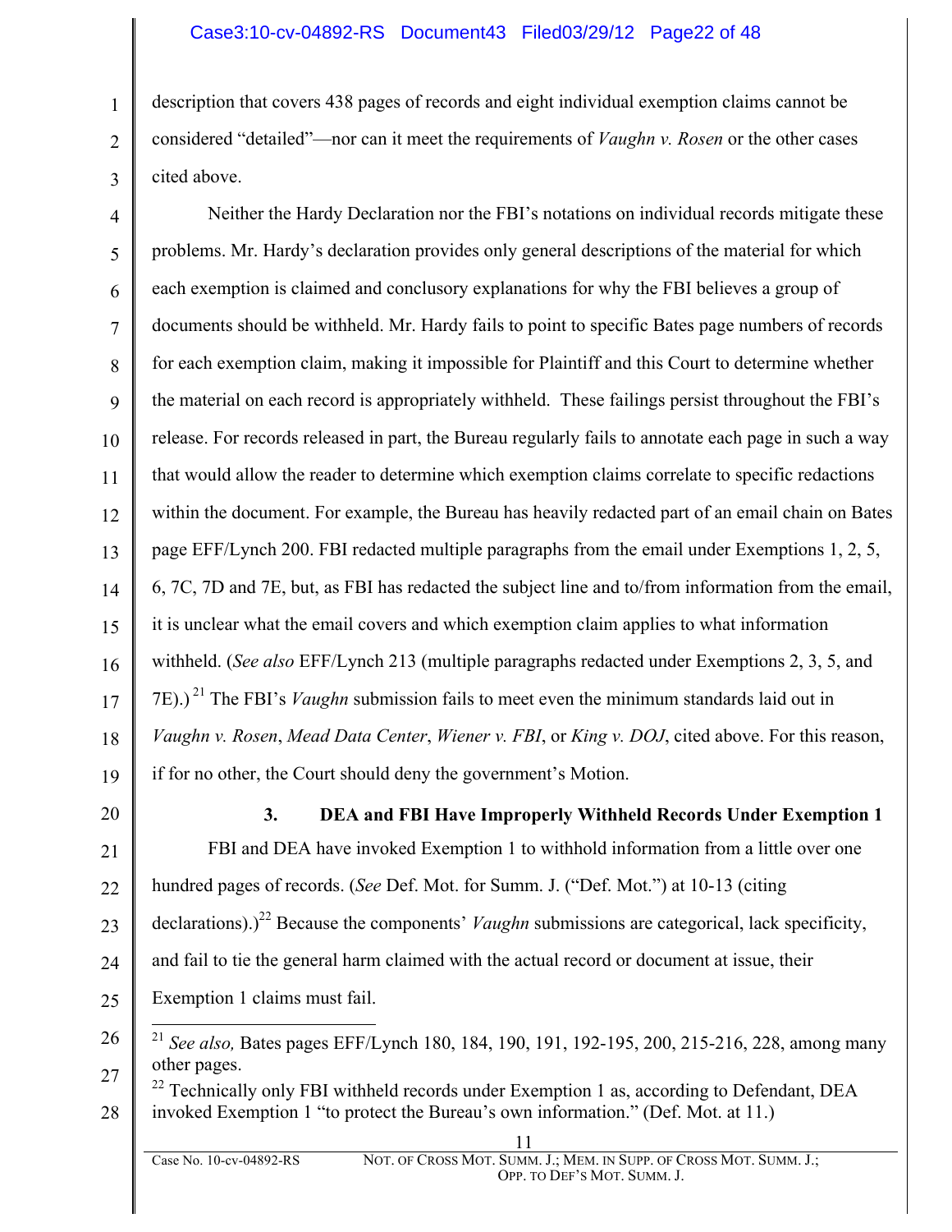description that covers 438 pages of records and eight individual exemption claims cannot be considered "detailed"—nor can it meet the requirements of *Vaughn v. Rosen* or the other cases cited above.

Neither the Hardy Declaration nor the FBI's notations on individual records mitigate these problems. Mr. Hardy's declaration provides only general descriptions of the material for which each exemption is claimed and conclusory explanations for why the FBI believes a group of documents should be withheld. Mr. Hardy fails to point to specific Bates page numbers of records for each exemption claim, making it impossible for Plaintiff and this Court to determine whether the material on each record is appropriately withheld. These failings persist throughout the FBI's release. For records released in part, the Bureau regularly fails to annotate each page in such a way that would allow the reader to determine which exemption claims correlate to specific redactions within the document. For example, the Bureau has heavily redacted part of an email chain on Bates page EFF/Lynch 200. FBI redacted multiple paragraphs from the email under Exemptions 1, 2, 5, 6, 7C, 7D and 7E, but, as FBI has redacted the subject line and to/from information from the email, it is unclear what the email covers and which exemption claim applies to what information withheld. (*See also* EFF/Lynch 213 (multiple paragraphs redacted under Exemptions 2, 3, 5, and 7E).)[21] The FBI's *Vaughn* submission fails to meet even the minimum standards laid out in *Vaughn v. Rosen*, *Mead Data Center*, *Wiener v. FBI*, or *King v. DOJ*, cited above. For this reason, if for no other, the Court should deny the government's Motion.

### 3. DEA and FBI Have Improperly Withheld Records Under Exemption 1

FBI and DEA have invoked Exemption 1 to withhold information from a little over one hundred pages of records. (*See* Def. Mot. for Summ. J. ("Def. Mot.") at 10-13 (citing declarations).)[22] Because the components' *Vaughn* submissions are categorical, lack specificity, and fail to tie the general harm claimed with the actual record or document at issue, their Exemption 1 claims must fail.

---

[21] *See also,* Bates pages EFF/Lynch 180, 184, 190, 191, 192-195, 200, 215-216, 228, among many other pages.

[22] Technically only FBI withheld records under Exemption 1 as, according to Defendant, DEA invoked Exemption 1 "to protect the Bureau's own information." (Def. Mot. at 11.)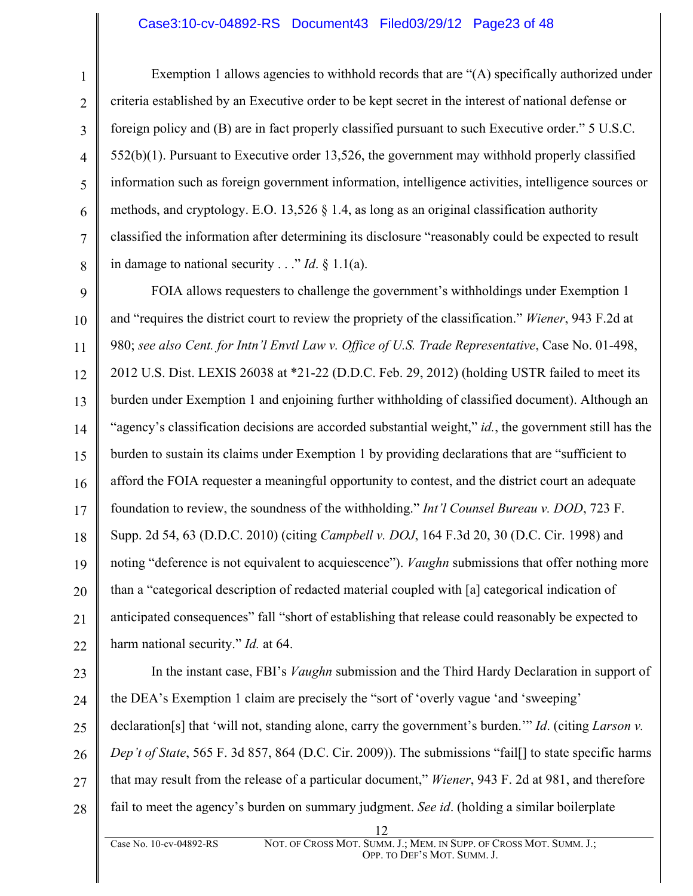Exemption 1 allows agencies to withhold records that are "(A) specifically authorized under criteria established by an Executive order to be kept secret in the interest of national defense or foreign policy and (B) are in fact properly classified pursuant to such Executive order." 5 U.S.C. 552(b)(1). Pursuant to Executive order 13,526, the government may withhold properly classified information such as foreign government information, intelligence activities, intelligence sources or methods, and cryptology. E.O. 13,526 § 1.4, as long as an original classification authority classified the information after determining its disclosure "reasonably could be expected to result in damage to national security . . ." *Id*. § 1.1(a).

FOIA allows requesters to challenge the government's withholdings under Exemption 1 and "requires the district court to review the propriety of the classification." *Wiener*, 943 F.2d at 980; *see also Cent. for Intn'l Envtl Law v. Office of U.S. Trade Representative*, Case No. 01-498, 2012 U.S. Dist. LEXIS 26038 at *21-22 (D.D.C. Feb. 29, 2012) (holding USTR failed to meet its burden under Exemption 1 and enjoining further withholding of classified document). Although an "agency's classification decisions are accorded substantial weight," *id.*, the government still has the burden to sustain its claims under Exemption 1 by providing declarations that are "sufficient to afford the FOIA requester a meaningful opportunity to contest, and the district court an adequate foundation to review, the soundness of the withholding." *Int'l Counsel Bureau v. DOD*, 723 F. Supp. 2d 54, 63 (D.D.C. 2010) (citing *Campbell v. DOJ*, 164 F.3d 20, 30 (D.C. Cir. 1998) and noting "deference is not equivalent to acquiescence"). *Vaughn* submissions that offer nothing more than a "categorical description of redacted material coupled with [a] categorical indication of anticipated consequences" fall "short of establishing that release could reasonably be expected to harm national security." *Id.* at 64.

In the instant case, FBI's *Vaughn* submission and the Third Hardy Declaration in support of the DEA's Exemption 1 claim are precisely the "sort of 'overly vague 'and 'sweeping' declaration[s] that 'will not, standing alone, carry the government's burden.'" *Id*. (citing *Larson v. Dep't of State*, 565 F. 3d 857, 864 (D.C. Cir. 2009)). The submissions "fail[] to state specific harms that may result from the release of a particular document," *Wiener*, 943 F. 2d at 981, and therefore fail to meet the agency's burden on summary judgment. *See id*. (holding a similar boilerplate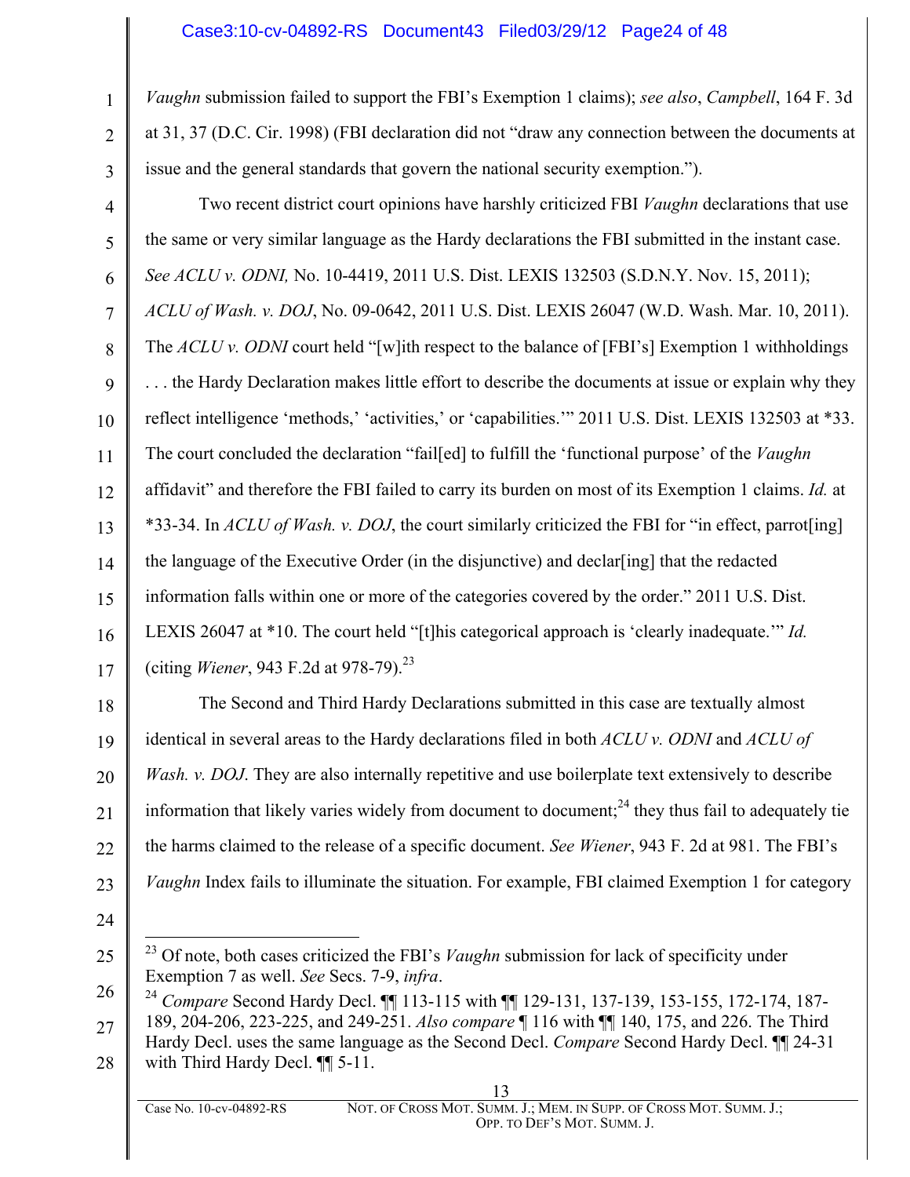*Vaughn* submission failed to support the FBI's Exemption 1 claims); *see also*, *Campbell*, 164 F. 3d at 31, 37 (D.C. Cir. 1998) (FBI declaration did not "draw any connection between the documents at issue and the general standards that govern the national security exemption.").

Two recent district court opinions have harshly criticized FBI *Vaughn* declarations that use the same or very similar language as the Hardy declarations the FBI submitted in the instant case. *See ACLU v. ODNI,* No. 10-4419, 2011 U.S. Dist. LEXIS 132503 (S.D.N.Y. Nov. 15, 2011); *ACLU of Wash. v. DOJ*, No. 09-0642, 2011 U.S. Dist. LEXIS 26047 (W.D. Wash. Mar. 10, 2011). The *ACLU v. ODNI* court held "[w]ith respect to the balance of [FBI's] Exemption 1 withholdings . . . the Hardy Declaration makes little effort to describe the documents at issue or explain why they reflect intelligence 'methods,' 'activities,' or 'capabilities.'" 2011 U.S. Dist. LEXIS 132503 at *33. The court concluded the declaration "fail[ed] to fulfill the 'functional purpose' of the *Vaughn* affidavit" and therefore the FBI failed to carry its burden on most of its Exemption 1 claims. *Id.* at *33-34. In *ACLU of Wash. v. DOJ*, the court similarly criticized the FBI for "in effect, parrot[ing] the language of the Executive Order (in the disjunctive) and declar[ing] that the redacted information falls within one or more of the categories covered by the order." 2011 U.S. Dist. LEXIS 26047 at *10. The court held "[t]his categorical approach is 'clearly inadequate.'" *Id.* (citing *Wiener*, 943 F.2d at 978-79).[23]

The Second and Third Hardy Declarations submitted in this case are textually almost identical in several areas to the Hardy declarations filed in both *ACLU v. ODNI* and *ACLU of Wash. v. DOJ*. They are also internally repetitive and use boilerplate text extensively to describe information that likely varies widely from document to document;[24] they thus fail to adequately tie the harms claimed to the release of a specific document. *See Wiener*, 943 F. 2d at 981. The FBI's *Vaughn* Index fails to illuminate the situation. For example, FBI claimed Exemption 1 for category

---

[23] Of note, both cases criticized the FBI's *Vaughn* submission for lack of specificity under Exemption 7 as well. *See* Secs. 7-9, *infra*.

[24] *Compare* Second Hardy Decl. ¶¶ 113-115 with ¶¶ 129-131, 137-139, 153-155, 172-174, 187-189, 204-206, 223-225, and 249-251. *Also compare* ¶ 116 with ¶¶ 140, 175, and 226. The Third Hardy Decl. uses the same language as the Second Decl. *Compare* Second Hardy Decl. ¶¶ 24-31 with Third Hardy Decl. ¶¶ 5-11.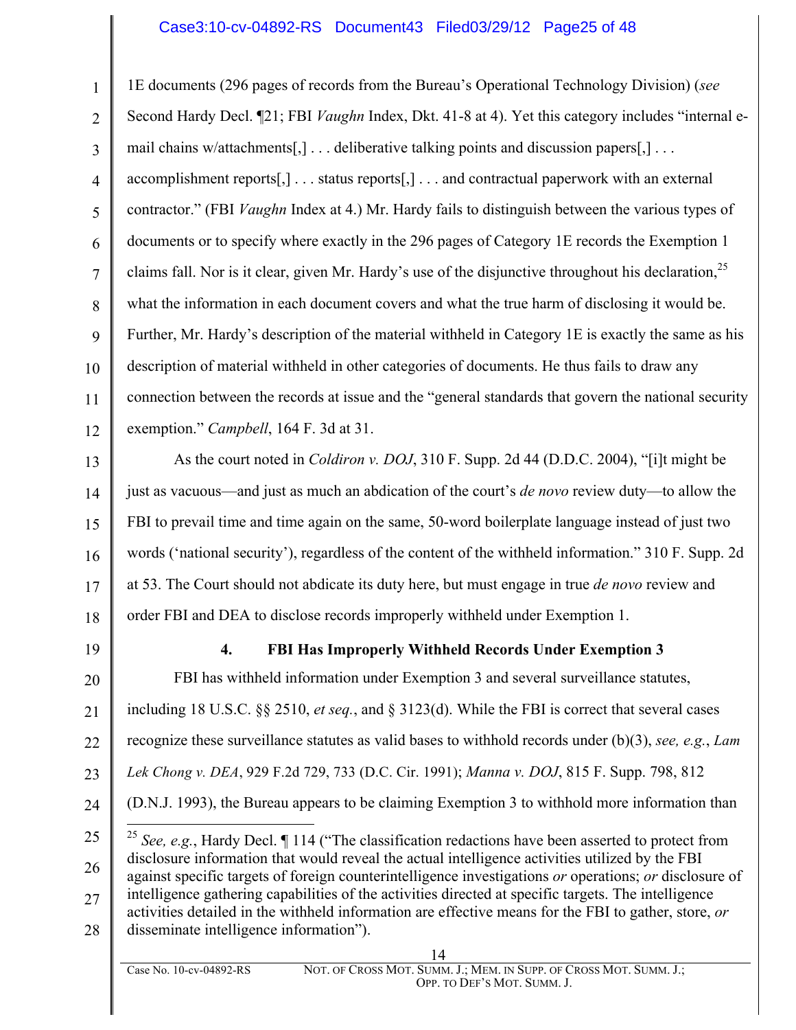1E documents (296 pages of records from the Bureau's Operational Technology Division) (*see* Second Hardy Decl. ¶21; FBI *Vaughn* Index, Dkt. 41-8 at 4). Yet this category includes "internal e-mail chains w/attachments[,] . . . deliberative talking points and discussion papers[,] . . . accomplishment reports[,] . . . status reports[,] . . . and contractual paperwork with an external contractor." (FBI *Vaughn* Index at 4.) Mr. Hardy fails to distinguish between the various types of documents or to specify where exactly in the 296 pages of Category 1E records the Exemption 1 claims fall. Nor is it clear, given Mr. Hardy's use of the disjunctive throughout his declaration,[25] what the information in each document covers and what the true harm of disclosing it would be. Further, Mr. Hardy's description of the material withheld in Category 1E is exactly the same as his description of material withheld in other categories of documents. He thus fails to draw any connection between the records at issue and the "general standards that govern the national security exemption." *Campbell*, 164 F. 3d at 31.

As the court noted in *Coldiron v. DOJ*, 310 F. Supp. 2d 44 (D.D.C. 2004), "[i]t might be just as vacuous—and just as much an abdication of the court's *de novo* review duty—to allow the FBI to prevail time and time again on the same, 50-word boilerplate language instead of just two words ('national security'), regardless of the content of the withheld information." 310 F. Supp. 2d at 53. The Court should not abdicate its duty here, but must engage in true *de novo* review and order FBI and DEA to disclose records improperly withheld under Exemption 1.

#### 4. FBI Has Improperly Withheld Records Under Exemption 3

FBI has withheld information under Exemption 3 and several surveillance statutes, including 18 U.S.C. §§ 2510, *et seq.*, and § 3123(d). While the FBI is correct that several cases recognize these surveillance statutes as valid bases to withhold records under (b)(3), *see, e.g.*, *Lam Lek Chong v. DEA*, 929 F.2d 729, 733 (D.C. Cir. 1991); *Manna v. DOJ*, 815 F. Supp. 798, 812 (D.N.J. 1993), the Bureau appears to be claiming Exemption 3 to withhold more information than

---

[25] *See, e.g.*, Hardy Decl. ¶ 114 ("The classification redactions have been asserted to protect from disclosure information that would reveal the actual intelligence activities utilized by the FBI against specific targets of foreign counterintelligence investigations *or* operations; *or* disclosure of intelligence gathering capabilities of the activities directed at specific targets. The intelligence activities detailed in the withheld information are effective means for the FBI to gather, store, *or* disseminate intelligence information").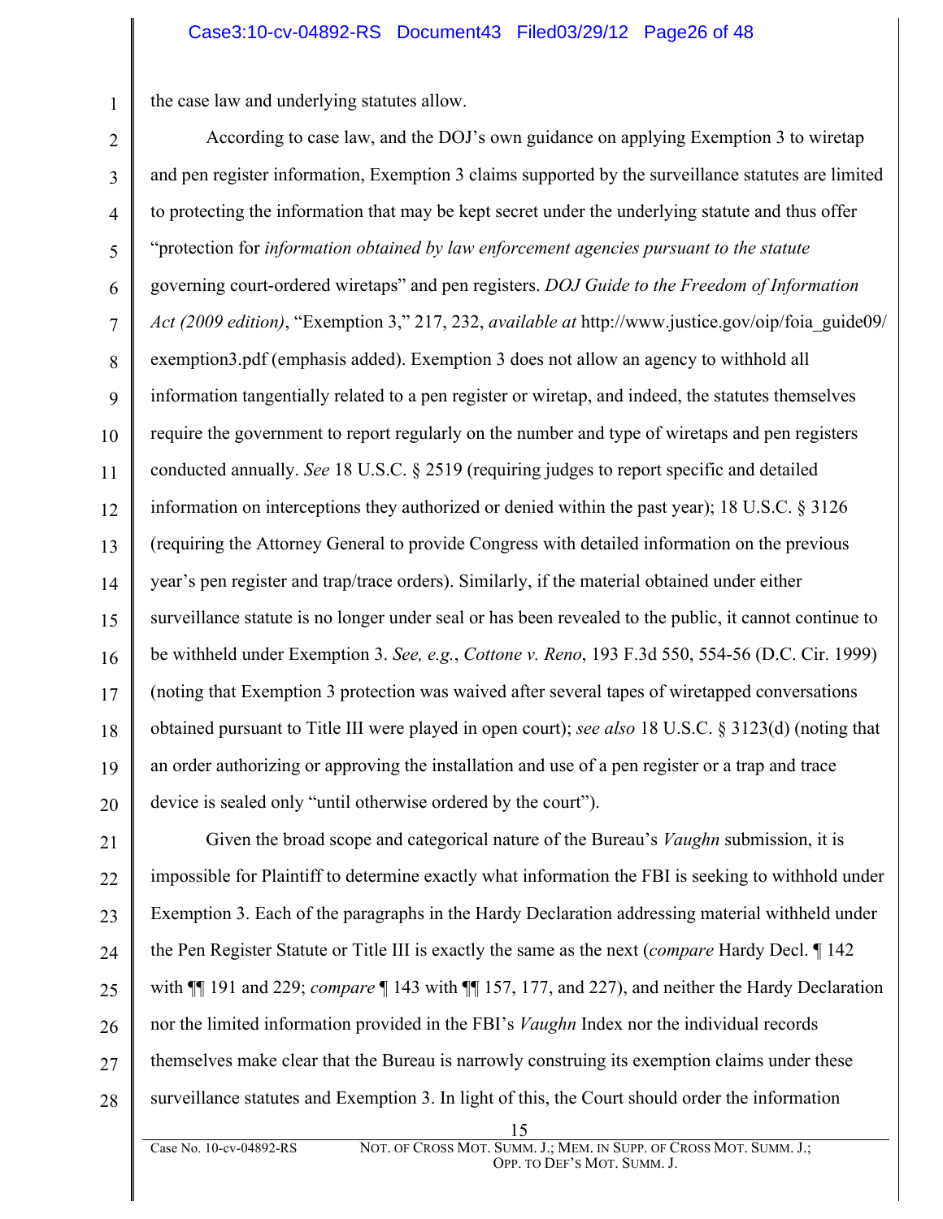the case law and underlying statutes allow.

According to case law, and the DOJ's own guidance on applying Exemption 3 to wiretap and pen register information, Exemption 3 claims supported by the surveillance statutes are limited to protecting the information that may be kept secret under the underlying statute and thus offer "protection for *information obtained by law enforcement agencies pursuant to the statute* governing court-ordered wiretaps" and pen registers. *DOJ Guide to the Freedom of Information Act (2009 edition)*, "Exemption 3," 217, 232, *available at* http://www.justice.gov/oip/foia_guide09/exemption3.pdf (emphasis added). Exemption 3 does not allow an agency to withhold all information tangentially related to a pen register or wiretap, and indeed, the statutes themselves require the government to report regularly on the number and type of wiretaps and pen registers conducted annually. *See* 18 U.S.C. § 2519 (requiring judges to report specific and detailed information on interceptions they authorized or denied within the past year); 18 U.S.C. § 3126 (requiring the Attorney General to provide Congress with detailed information on the previous year's pen register and trap/trace orders). Similarly, if the material obtained under either surveillance statute is no longer under seal or has been revealed to the public, it cannot continue to be withheld under Exemption 3. *See, e.g.*, *Cottone v. Reno*, 193 F.3d 550, 554-56 (D.C. Cir. 1999) (noting that Exemption 3 protection was waived after several tapes of wiretapped conversations obtained pursuant to Title III were played in open court); *see also* 18 U.S.C. § 3123(d) (noting that an order authorizing or approving the installation and use of a pen register or a trap and trace device is sealed only "until otherwise ordered by the court").

Given the broad scope and categorical nature of the Bureau's *Vaughn* submission, it is impossible for Plaintiff to determine exactly what information the FBI is seeking to withhold under Exemption 3. Each of the paragraphs in the Hardy Declaration addressing material withheld under the Pen Register Statute or Title III is exactly the same as the next (*compare* Hardy Decl. ¶ 142 with ¶¶ 191 and 229; *compare* ¶ 143 with ¶¶ 157, 177, and 227), and neither the Hardy Declaration nor the limited information provided in the FBI's *Vaughn* Index nor the individual records themselves make clear that the Bureau is narrowly construing its exemption claims under these surveillance statutes and Exemption 3. In light of this, the Court should order the information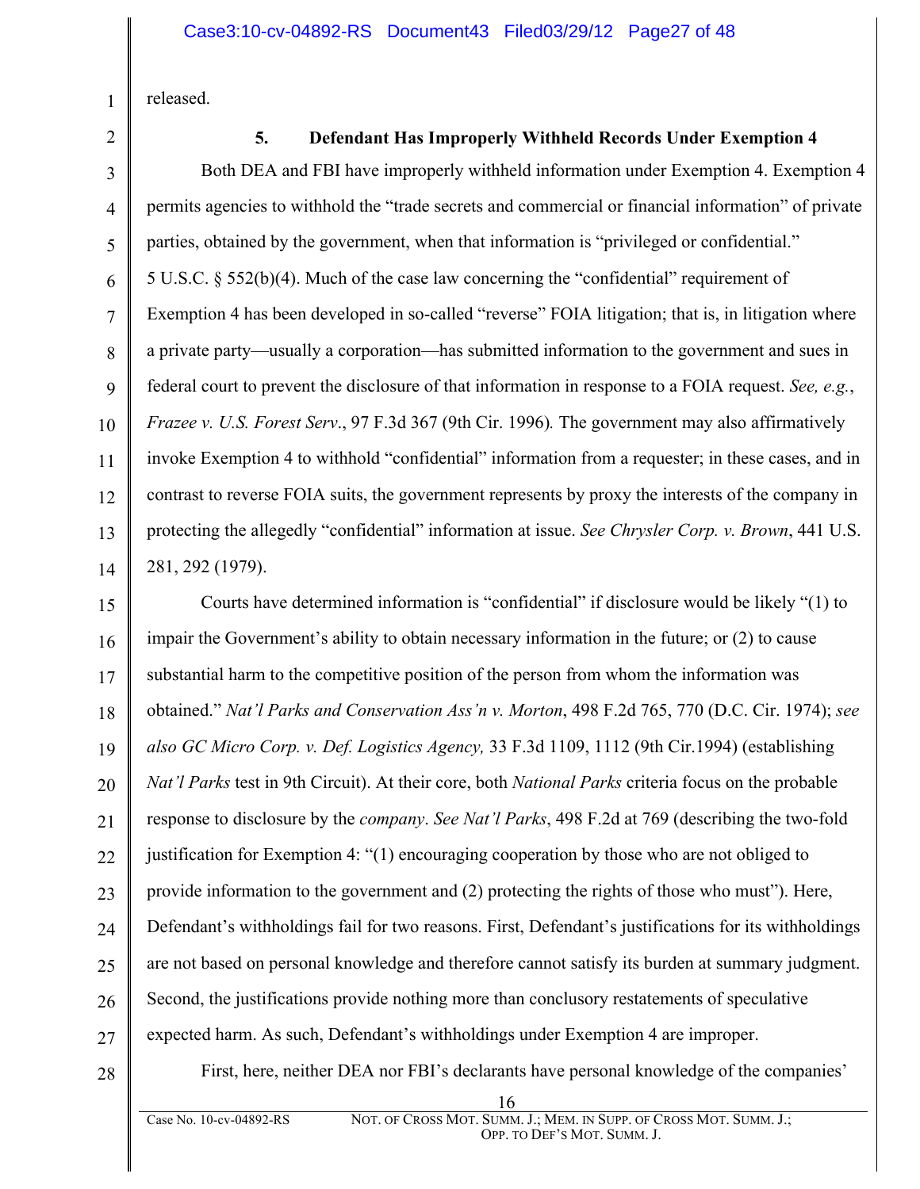released.

### 5. Defendant Has Improperly Withheld Records Under Exemption 4

Both DEA and FBI have improperly withheld information under Exemption 4. Exemption 4 permits agencies to withhold the "trade secrets and commercial or financial information" of private parties, obtained by the government, when that information is "privileged or confidential." 5 U.S.C. § 552(b)(4). Much of the case law concerning the "confidential" requirement of Exemption 4 has been developed in so-called "reverse" FOIA litigation; that is, in litigation where a private party—usually a corporation—has submitted information to the government and sues in federal court to prevent the disclosure of that information in response to a FOIA request. *See, e.g.*, *Frazee v. U.S. Forest Serv*., 97 F.3d 367 (9th Cir. 1996). The government may also affirmatively invoke Exemption 4 to withhold "confidential" information from a requester; in these cases, and in contrast to reverse FOIA suits, the government represents by proxy the interests of the company in protecting the allegedly "confidential" information at issue. *See Chrysler Corp. v. Brown*, 441 U.S. 281, 292 (1979).

Courts have determined information is "confidential" if disclosure would be likely "(1) to impair the Government's ability to obtain necessary information in the future; or (2) to cause substantial harm to the competitive position of the person from whom the information was obtained." *Nat'l Parks and Conservation Ass'n v. Morton*, 498 F.2d 765, 770 (D.C. Cir. 1974); *see also GC Micro Corp. v. Def. Logistics Agency,* 33 F.3d 1109, 1112 (9th Cir.1994) (establishing *Nat'l Parks* test in 9th Circuit). At their core, both *National Parks* criteria focus on the probable response to disclosure by the *company*. *See Nat'l Parks*, 498 F.2d at 769 (describing the two-fold justification for Exemption 4: "(1) encouraging cooperation by those who are not obliged to provide information to the government and (2) protecting the rights of those who must"). Here, Defendant's withholdings fail for two reasons. First, Defendant's justifications for its withholdings are not based on personal knowledge and therefore cannot satisfy its burden at summary judgment. Second, the justifications provide nothing more than conclusory restatements of speculative expected harm. As such, Defendant's withholdings under Exemption 4 are improper.

First, here, neither DEA nor FBI's declarants have personal knowledge of the companies'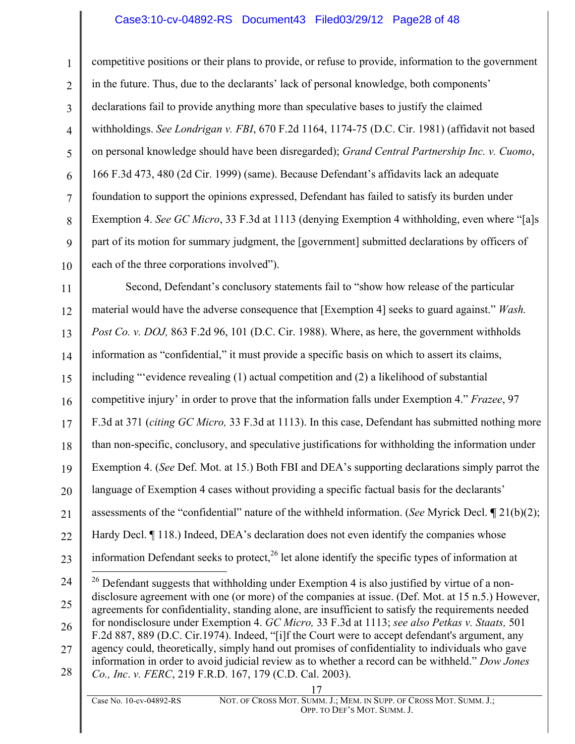competitive positions or their plans to provide, or refuse to provide, information to the government in the future. Thus, due to the declarants' lack of personal knowledge, both components' declarations fail to provide anything more than speculative bases to justify the claimed withholdings. *See Londrigan v. FBI*, 670 F.2d 1164, 1174-75 (D.C. Cir. 1981) (affidavit not based on personal knowledge should have been disregarded); *Grand Central Partnership Inc. v. Cuomo*, 166 F.3d 473, 480 (2d Cir. 1999) (same). Because Defendant's affidavits lack an adequate foundation to support the opinions expressed, Defendant has failed to satisfy its burden under Exemption 4. *See GC Micro*, 33 F.3d at 1113 (denying Exemption 4 withholding, even where "[a]s part of its motion for summary judgment, the [government] submitted declarations by officers of each of the three corporations involved").

Second, Defendant's conclusory statements fail to "show how release of the particular material would have the adverse consequence that [Exemption 4] seeks to guard against." *Wash. Post Co. v. DOJ,* 863 F.2d 96, 101 (D.C. Cir. 1988). Where, as here, the government withholds information as "confidential," it must provide a specific basis on which to assert its claims, including "'evidence revealing (1) actual competition and (2) a likelihood of substantial competitive injury' in order to prove that the information falls under Exemption 4." *Frazee*, 97 F.3d at 371 (*citing GC Micro,* 33 F.3d at 1113). In this case, Defendant has submitted nothing more than non-specific, conclusory, and speculative justifications for withholding the information under Exemption 4. (*See* Def. Mot. at 15.) Both FBI and DEA's supporting declarations simply parrot the language of Exemption 4 cases without providing a specific factual basis for the declarants' assessments of the "confidential" nature of the withheld information. (*See* Myrick Decl. ¶ 21(b)(2); Hardy Decl. ¶ 118.) Indeed, DEA's declaration does not even identify the companies whose information Defendant seeks to protect,[26] let alone identify the specific types of information at

[26] Defendant suggests that withholding under Exemption 4 is also justified by virtue of a non-disclosure agreement with one (or more) of the companies at issue. (Def. Mot. at 15 n.5.) However, agreements for confidentiality, standing alone, are insufficient to satisfy the requirements needed for nondisclosure under Exemption 4. *GC Micro,* 33 F.3d at 1113; *see also Petkas v. Staats,* 501 F.2d 887, 889 (D.C. Cir.1974). Indeed, "[i]f the Court were to accept defendant's argument, any agency could, theoretically, simply hand out promises of confidentiality to individuals who gave information in order to avoid judicial review as to whether a record can be withheld." *Dow Jones Co., Inc*. *v. FERC*, 219 F.R.D. 167, 179 (C.D. Cal. 2003).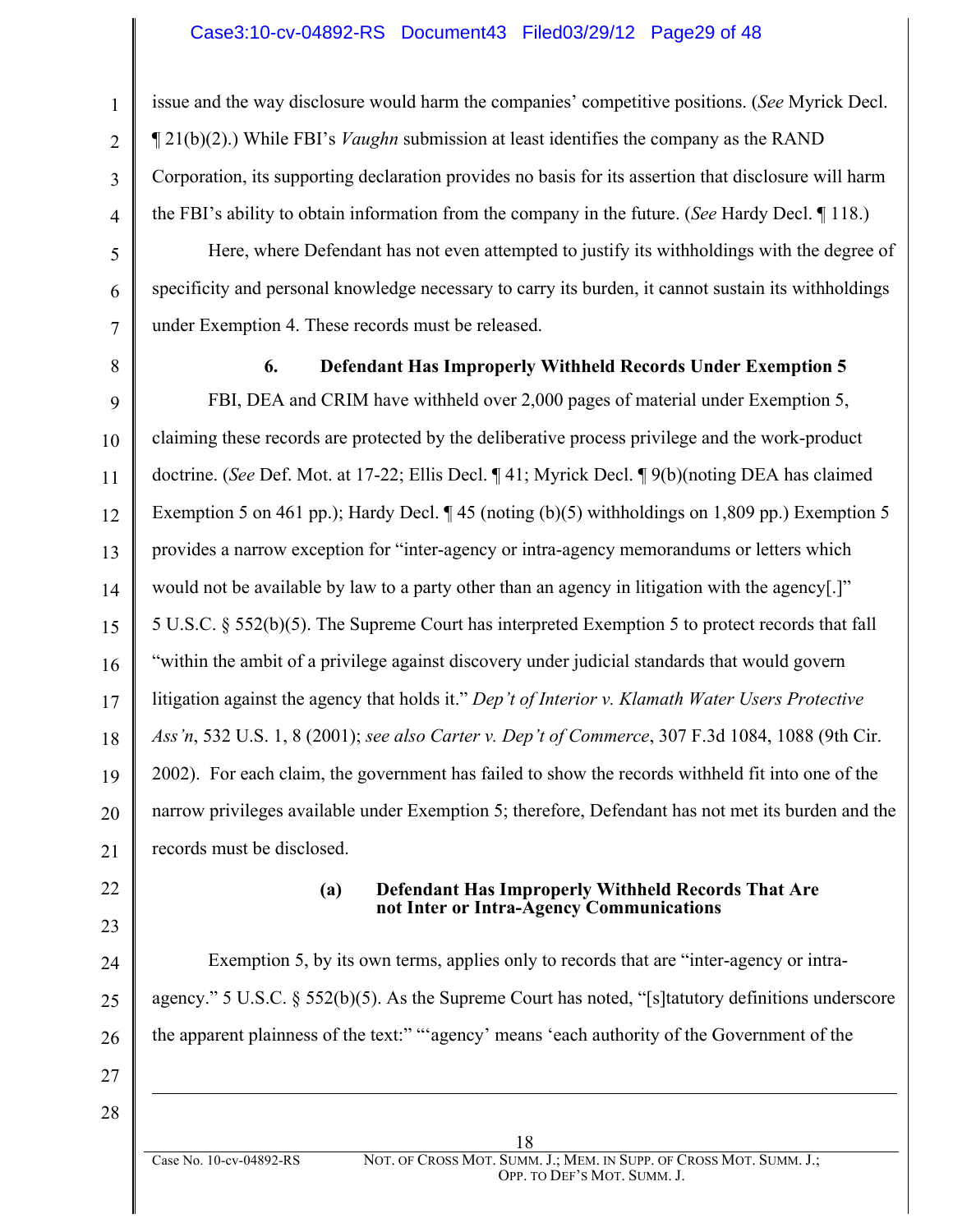issue and the way disclosure would harm the companies' competitive positions. (*See* Myrick Decl. ¶ 21(b)(2).) While FBI's *Vaughn* submission at least identifies the company as the RAND Corporation, its supporting declaration provides no basis for its assertion that disclosure will harm the FBI's ability to obtain information from the company in the future. (*See* Hardy Decl. ¶ 118.)

Here, where Defendant has not even attempted to justify its withholdings with the degree of specificity and personal knowledge necessary to carry its burden, it cannot sustain its withholdings under Exemption 4. These records must be released.

### 6. Defendant Has Improperly Withheld Records Under Exemption 5

FBI, DEA and CRIM have withheld over 2,000 pages of material under Exemption 5, claiming these records are protected by the deliberative process privilege and the work-product doctrine. (*See* Def. Mot. at 17-22; Ellis Decl. ¶ 41; Myrick Decl. ¶ 9(b)(noting DEA has claimed Exemption 5 on 461 pp.); Hardy Decl. ¶ 45 (noting (b)(5) withholdings on 1,809 pp.) Exemption 5 provides a narrow exception for "inter-agency or intra-agency memorandums or letters which would not be available by law to a party other than an agency in litigation with the agency[.]" 5 U.S.C. § 552(b)(5). The Supreme Court has interpreted Exemption 5 to protect records that fall "within the ambit of a privilege against discovery under judicial standards that would govern litigation against the agency that holds it." *Dep't of Interior v. Klamath Water Users Protective Ass'n*, 532 U.S. 1, 8 (2001); *see also Carter v. Dep't of Commerce*, 307 F.3d 1084, 1088 (9th Cir. 2002). For each claim, the government has failed to show the records withheld fit into one of the narrow privileges available under Exemption 5; therefore, Defendant has not met its burden and the records must be disclosed.

#### (a) Defendant Has Improperly Withheld Records That Are not Inter or Intra-Agency Communications

Exemption 5, by its own terms, applies only to records that are "inter-agency or intra-agency." 5 U.S.C. § 552(b)(5). As the Supreme Court has noted, "[s]tatutory definitions underscore the apparent plainness of the text:" "'agency' means 'each authority of the Government of the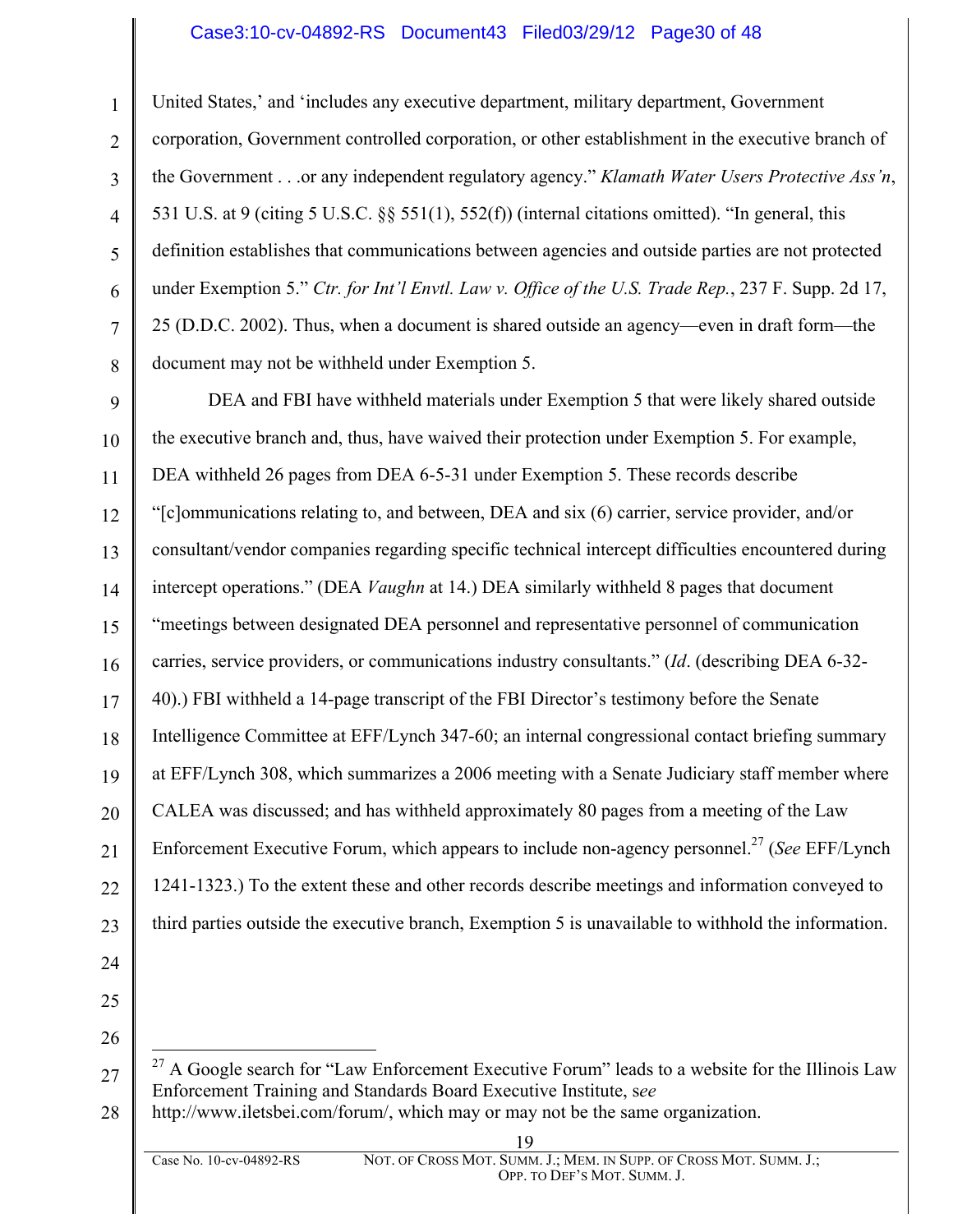United States,' and 'includes any executive department, military department, Government corporation, Government controlled corporation, or other establishment in the executive branch of the Government . . .or any independent regulatory agency." *Klamath Water Users Protective Ass'n*, 531 U.S. at 9 (citing 5 U.S.C. §§ 551(1), 552(f)) (internal citations omitted). "In general, this definition establishes that communications between agencies and outside parties are not protected under Exemption 5." *Ctr. for Int'l Envtl. Law v. Office of the U.S. Trade Rep.*, 237 F. Supp. 2d 17, 25 (D.D.C. 2002). Thus, when a document is shared outside an agency—even in draft form—the document may not be withheld under Exemption 5.

DEA and FBI have withheld materials under Exemption 5 that were likely shared outside the executive branch and, thus, have waived their protection under Exemption 5. For example, DEA withheld 26 pages from DEA 6-5-31 under Exemption 5. These records describe "[c]ommunications relating to, and between, DEA and six (6) carrier, service provider, and/or consultant/vendor companies regarding specific technical intercept difficulties encountered during intercept operations." (DEA *Vaughn* at 14.) DEA similarly withheld 8 pages that document "meetings between designated DEA personnel and representative personnel of communication carries, service providers, or communications industry consultants." (*Id*. (describing DEA 6-32-40).) FBI withheld a 14-page transcript of the FBI Director's testimony before the Senate Intelligence Committee at EFF/Lynch 347-60; an internal congressional contact briefing summary at EFF/Lynch 308, which summarizes a 2006 meeting with a Senate Judiciary staff member where CALEA was discussed; and has withheld approximately 80 pages from a meeting of the Law Enforcement Executive Forum, which appears to include non-agency personnel.[27] (*See* EFF/Lynch 1241-1323.) To the extent these and other records describe meetings and information conveyed to third parties outside the executive branch, Exemption 5 is unavailable to withhold the information.

---

[27] A Google search for "Law Enforcement Executive Forum" leads to a website for the Illinois Law Enforcement Training and Standards Board Executive Institute, s*ee* http://www.iletsbei.com/forum/, which may or may not be the same organization.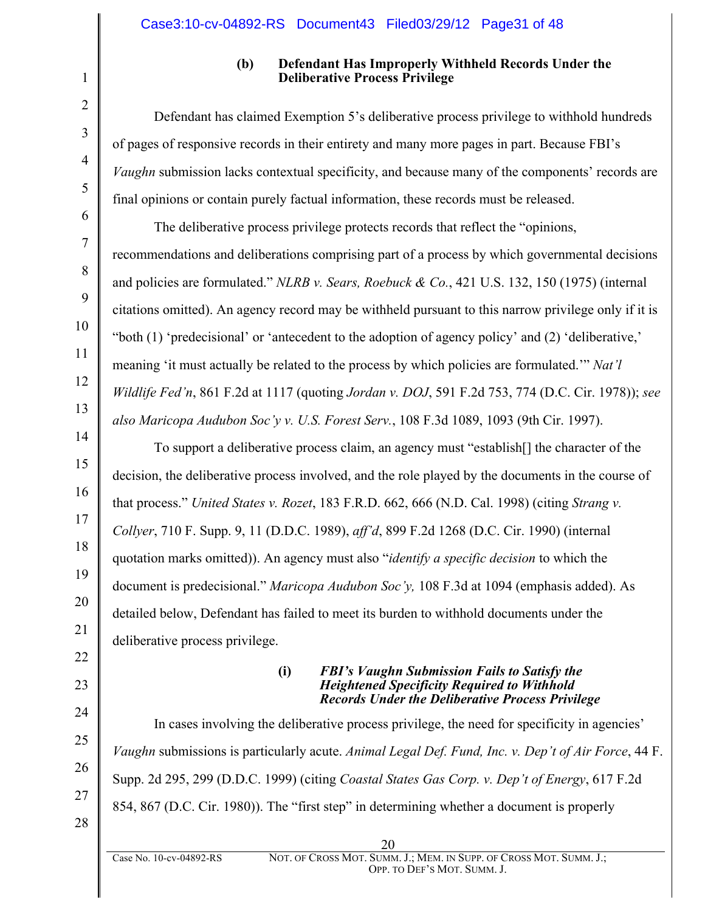#### (b) Defendant Has Improperly Withheld Records Under the Deliberative Process Privilege

Defendant has claimed Exemption 5's deliberative process privilege to withhold hundreds of pages of responsive records in their entirety and many more pages in part. Because FBI's *Vaughn* submission lacks contextual specificity, and because many of the components' records are final opinions or contain purely factual information, these records must be released.

The deliberative process privilege protects records that reflect the "opinions, recommendations and deliberations comprising part of a process by which governmental decisions and policies are formulated." *NLRB v. Sears, Roebuck & Co.*, 421 U.S. 132, 150 (1975) (internal citations omitted). An agency record may be withheld pursuant to this narrow privilege only if it is "both (1) 'predecisional' or 'antecedent to the adoption of agency policy' and (2) 'deliberative,' meaning 'it must actually be related to the process by which policies are formulated.'" *Nat'l Wildlife Fed'n*, 861 F.2d at 1117 (quoting *Jordan v. DOJ*, 591 F.2d 753, 774 (D.C. Cir. 1978)); *see also Maricopa Audubon Soc'y v. U.S. Forest Serv.*, 108 F.3d 1089, 1093 (9th Cir. 1997).

To support a deliberative process claim, an agency must "establish[] the character of the decision, the deliberative process involved, and the role played by the documents in the course of that process." *United States v. Rozet*, 183 F.R.D. 662, 666 (N.D. Cal. 1998) (citing *Strang v. Collyer*, 710 F. Supp. 9, 11 (D.D.C. 1989), *aff'd*, 899 F.2d 1268 (D.C. Cir. 1990) (internal quotation marks omitted)). An agency must also "*identify a specific decision* to which the document is predecisional." *Maricopa Audubon Soc'y,* 108 F.3d at 1094 (emphasis added). As detailed below, Defendant has failed to meet its burden to withhold documents under the deliberative process privilege.

##### (i) *FBI's Vaughn Submission Fails to Satisfy the Heightened Specificity Required to Withhold Records Under the Deliberative Process Privilege*

In cases involving the deliberative process privilege, the need for specificity in agencies' *Vaughn* submissions is particularly acute. *Animal Legal Def. Fund, Inc. v. Dep't of Air Force*, 44 F. Supp. 2d 295, 299 (D.D.C. 1999) (citing *Coastal States Gas Corp. v. Dep't of Energy*, 617 F.2d 854, 867 (D.C. Cir. 1980)). The "first step" in determining whether a document is properly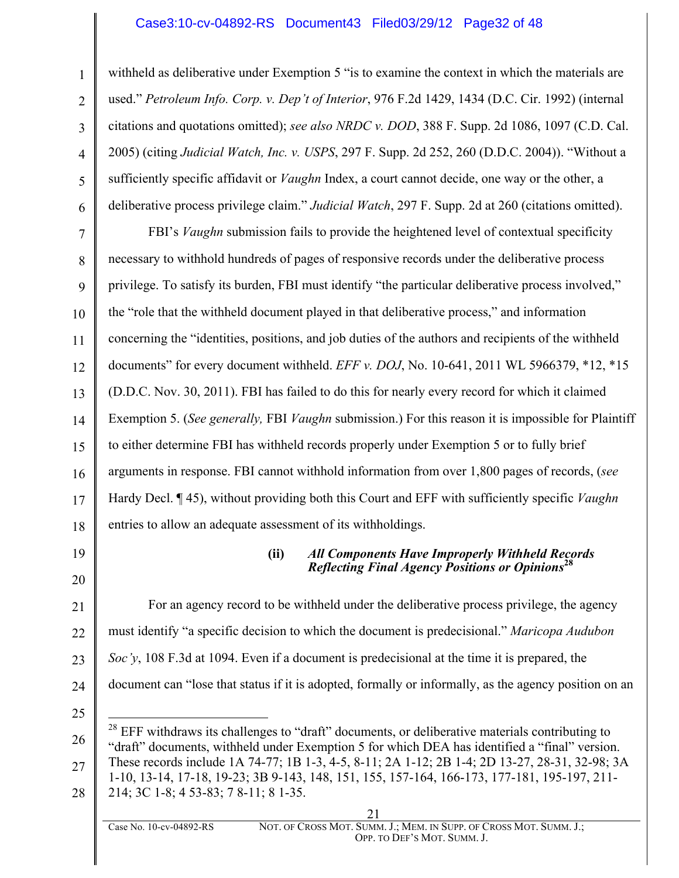withheld as deliberative under Exemption 5 "is to examine the context in which the materials are used." *Petroleum Info. Corp. v. Dep't of Interior*, 976 F.2d 1429, 1434 (D.C. Cir. 1992) (internal citations and quotations omitted); *see also NRDC v. DOD*, 388 F. Supp. 2d 1086, 1097 (C.D. Cal. 2005) (citing *Judicial Watch, Inc. v. USPS*, 297 F. Supp. 2d 252, 260 (D.D.C. 2004)). "Without a sufficiently specific affidavit or *Vaughn* Index, a court cannot decide, one way or the other, a deliberative process privilege claim." *Judicial Watch*, 297 F. Supp. 2d at 260 (citations omitted).

FBI's *Vaughn* submission fails to provide the heightened level of contextual specificity necessary to withhold hundreds of pages of responsive records under the deliberative process privilege. To satisfy its burden, FBI must identify "the particular deliberative process involved," the "role that the withheld document played in that deliberative process," and information concerning the "identities, positions, and job duties of the authors and recipients of the withheld documents" for every document withheld. *EFF v. DOJ*, No. 10-641, 2011 WL 5966379, *12, *15 (D.D.C. Nov. 30, 2011). FBI has failed to do this for nearly every record for which it claimed Exemption 5. (*See generally,* FBI *Vaughn* submission.) For this reason it is impossible for Plaintiff to either determine FBI has withheld records properly under Exemption 5 or to fully brief arguments in response. FBI cannot withhold information from over 1,800 pages of records, (*see* Hardy Decl. ¶ 45), without providing both this Court and EFF with sufficiently specific *Vaughn* entries to allow an adequate assessment of its withholdings.

#### (ii) *All Components Have Improperly Withheld Records Reflecting Final Agency Positions or Opinions*[28]

For an agency record to be withheld under the deliberative process privilege, the agency must identify "a specific decision to which the document is predecisional." *Maricopa Audubon Soc'y*, 108 F.3d at 1094. Even if a document is predecisional at the time it is prepared, the document can "lose that status if it is adopted, formally or informally, as the agency position on an

---

[28] EFF withdraws its challenges to "draft" documents, or deliberative materials contributing to "draft" documents, withheld under Exemption 5 for which DEA has identified a "final" version. These records include 1A 74-77; 1B 1-3, 4-5, 8-11; 2A 1-12; 2B 1-4; 2D 13-27, 28-31, 32-98; 3A 1-10, 13-14, 17-18, 19-23; 3B 9-143, 148, 151, 155, 157-164, 166-173, 177-181, 195-197, 211-214; 3C 1-8; 4 53-83; 7 8-11; 8 1-35.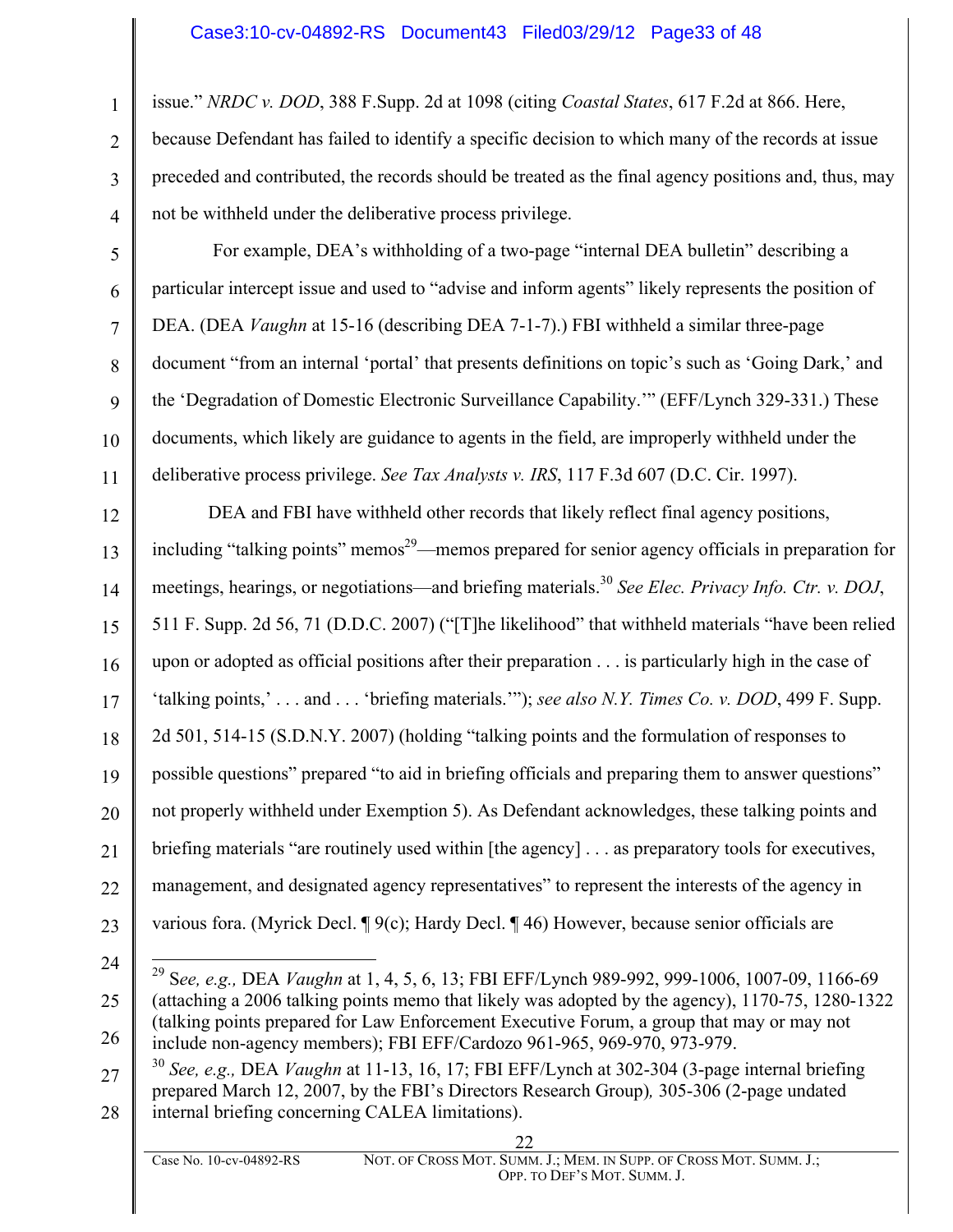issue." *NRDC v. DOD*, 388 F.Supp. 2d at 1098 (citing *Coastal States*, 617 F.2d at 866. Here, because Defendant has failed to identify a specific decision to which many of the records at issue preceded and contributed, the records should be treated as the final agency positions and, thus, may not be withheld under the deliberative process privilege.

For example, DEA's withholding of a two-page "internal DEA bulletin" describing a particular intercept issue and used to "advise and inform agents" likely represents the position of DEA. (DEA *Vaughn* at 15-16 (describing DEA 7-1-7).) FBI withheld a similar three-page document "from an internal 'portal' that presents definitions on topic's such as 'Going Dark,' and the 'Degradation of Domestic Electronic Surveillance Capability.'" (EFF/Lynch 329-331.) These documents, which likely are guidance to agents in the field, are improperly withheld under the deliberative process privilege. *See Tax Analysts v. IRS*, 117 F.3d 607 (D.C. Cir. 1997).

DEA and FBI have withheld other records that likely reflect final agency positions, including "talking points" memos[29]—memos prepared for senior agency officials in preparation for meetings, hearings, or negotiations—and briefing materials.[30] *See Elec. Privacy Info. Ctr. v. DOJ*, 511 F. Supp. 2d 56, 71 (D.D.C. 2007) ("[T]he likelihood" that withheld materials "have been relied upon or adopted as official positions after their preparation . . . is particularly high in the case of 'talking points,' . . . and . . . 'briefing materials.'"); *see also N.Y. Times Co. v. DOD*, 499 F. Supp. 2d 501, 514-15 (S.D.N.Y. 2007) (holding "talking points and the formulation of responses to possible questions" prepared "to aid in briefing officials and preparing them to answer questions" not properly withheld under Exemption 5). As Defendant acknowledges, these talking points and briefing materials "are routinely used within [the agency] . . . as preparatory tools for executives, management, and designated agency representatives" to represent the interests of the agency in various fora. (Myrick Decl. ¶ 9(c); Hardy Decl. ¶ 46) However, because senior officials are

---

[29] S*ee, e.g.,* DEA *Vaughn* at 1, 4, 5, 6, 13; FBI EFF/Lynch 989-992, 999-1006, 1007-09, 1166-69 (attaching a 2006 talking points memo that likely was adopted by the agency), 1170-75, 1280-1322 (talking points prepared for Law Enforcement Executive Forum, a group that may or may not include non-agency members); FBI EFF/Cardozo 961-965, 969-970, 973-979.

[30] *See, e.g.,* DEA *Vaughn* at 11-13, 16, 17; FBI EFF/Lynch at 302-304 (3-page internal briefing prepared March 12, 2007, by the FBI's Directors Research Group)*,* 305-306 (2-page undated internal briefing concerning CALEA limitations).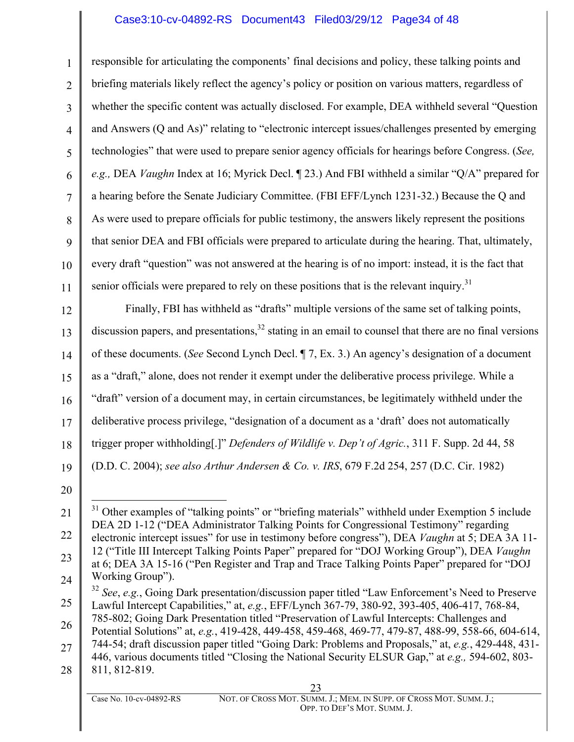responsible for articulating the components' final decisions and policy, these talking points and briefing materials likely reflect the agency's policy or position on various matters, regardless of whether the specific content was actually disclosed. For example, DEA withheld several "Question and Answers (Q and As)" relating to "electronic intercept issues/challenges presented by emerging technologies" that were used to prepare senior agency officials for hearings before Congress. (*See, e.g.,* DEA *Vaughn* Index at 16; Myrick Decl. ¶ 23.) And FBI withheld a similar "Q/A" prepared for a hearing before the Senate Judiciary Committee. (FBI EFF/Lynch 1231-32.) Because the Q and As were used to prepare officials for public testimony, the answers likely represent the positions that senior DEA and FBI officials were prepared to articulate during the hearing. That, ultimately, every draft "question" was not answered at the hearing is of no import: instead, it is the fact that senior officials were prepared to rely on these positions that is the relevant inquiry.[31]

Finally, FBI has withheld as "drafts" multiple versions of the same set of talking points, discussion papers, and presentations,[32] stating in an email to counsel that there are no final versions of these documents. (*See* Second Lynch Decl. ¶ 7, Ex. 3.) An agency's designation of a document as a "draft," alone, does not render it exempt under the deliberative process privilege. While a "draft" version of a document may, in certain circumstances, be legitimately withheld under the deliberative process privilege, "designation of a document as a 'draft' does not automatically trigger proper withholding[.]" *Defenders of Wildlife v. Dep't of Agric.*, 311 F. Supp. 2d 44, 58 (D.D. C. 2004); *see also Arthur Andersen & Co. v. IRS*, 679 F.2d 254, 257 (D.C. Cir. 1982)

---

[31] Other examples of "talking points" or "briefing materials" withheld under Exemption 5 include DEA 2D 1-12 ("DEA Administrator Talking Points for Congressional Testimony" regarding electronic intercept issues" for use in testimony before congress"), DEA *Vaughn* at 5; DEA 3A 11-12 ("Title III Intercept Talking Points Paper" prepared for "DOJ Working Group"), DEA *Vaughn* at 6; DEA 3A 15-16 ("Pen Register and Trap and Trace Talking Points Paper" prepared for "DOJ Working Group").

[32] *See*, *e.g.*, Going Dark presentation/discussion paper titled "Law Enforcement's Need to Preserve Lawful Intercept Capabilities," at, *e.g.*, EFF/Lynch 367-79, 380-92, 393-405, 406-417, 768-84, 785-802; Going Dark Presentation titled "Preservation of Lawful Intercepts: Challenges and Potential Solutions" at, *e.g.*, 419-428, 449-458, 459-468, 469-77, 479-87, 488-99, 558-66, 604-614, 744-54; draft discussion paper titled "Going Dark: Problems and Proposals," at, *e.g.*, 429-448, 431-446, various documents titled "Closing the National Security ELSUR Gap," at *e.g.,* 594-602, 803-811, 812-819.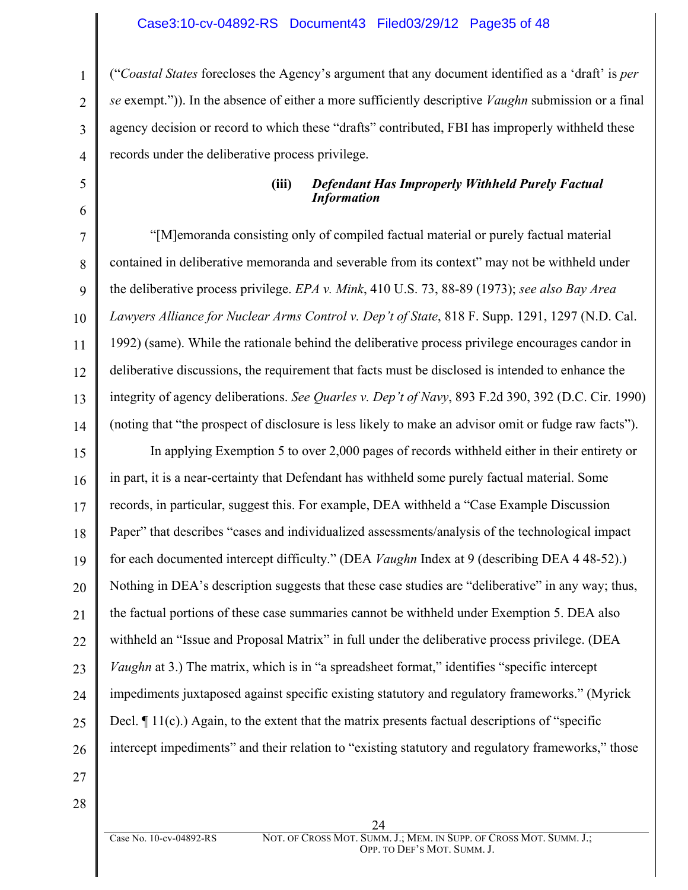("*Coastal States* forecloses the Agency's argument that any document identified as a 'draft' is *per se* exempt.")). In the absence of either a more sufficiently descriptive *Vaughn* submission or a final agency decision or record to which these "drafts" contributed, FBI has improperly withheld these records under the deliberative process privilege.

#### (iii) *Defendant Has Improperly Withheld Purely Factual Information*

"[M]emoranda consisting only of compiled factual material or purely factual material contained in deliberative memoranda and severable from its context" may not be withheld under the deliberative process privilege. *EPA v. Mink*, 410 U.S. 73, 88-89 (1973); *see also Bay Area Lawyers Alliance for Nuclear Arms Control v. Dep't of State*, 818 F. Supp. 1291, 1297 (N.D. Cal. 1992) (same). While the rationale behind the deliberative process privilege encourages candor in deliberative discussions, the requirement that facts must be disclosed is intended to enhance the integrity of agency deliberations. *See Quarles v. Dep't of Navy*, 893 F.2d 390, 392 (D.C. Cir. 1990) (noting that "the prospect of disclosure is less likely to make an advisor omit or fudge raw facts").

In applying Exemption 5 to over 2,000 pages of records withheld either in their entirety or in part, it is a near-certainty that Defendant has withheld some purely factual material. Some records, in particular, suggest this. For example, DEA withheld a "Case Example Discussion Paper" that describes "cases and individualized assessments/analysis of the technological impact for each documented intercept difficulty." (DEA *Vaughn* Index at 9 (describing DEA 4 48-52).) Nothing in DEA's description suggests that these case studies are "deliberative" in any way; thus, the factual portions of these case summaries cannot be withheld under Exemption 5. DEA also withheld an "Issue and Proposal Matrix" in full under the deliberative process privilege. (DEA *Vaughn* at 3.) The matrix, which is in "a spreadsheet format," identifies "specific intercept impediments juxtaposed against specific existing statutory and regulatory frameworks." (Myrick Decl. ¶ 11(c).) Again, to the extent that the matrix presents factual descriptions of "specific intercept impediments" and their relation to "existing statutory and regulatory frameworks," those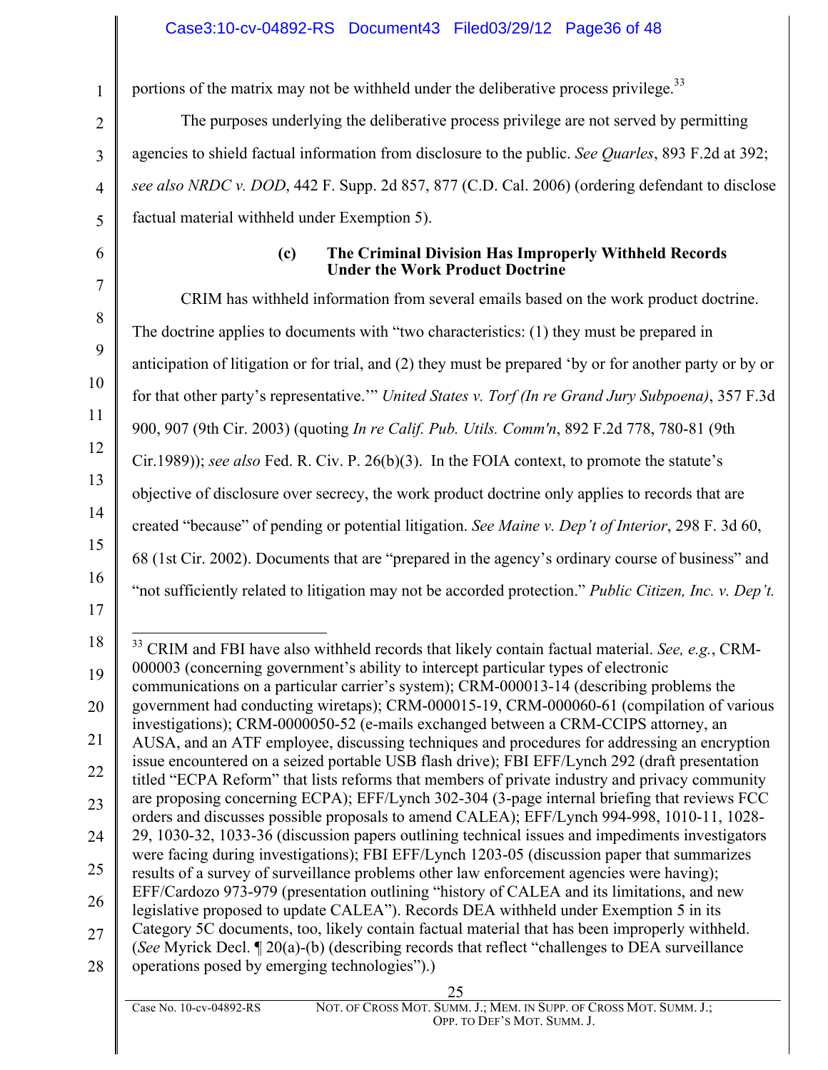portions of the matrix may not be withheld under the deliberative process privilege.[33]

The purposes underlying the deliberative process privilege are not served by permitting agencies to shield factual information from disclosure to the public. *See Quarles*, 893 F.2d at 392; *see also NRDC v. DOD*, 442 F. Supp. 2d 857, 877 (C.D. Cal. 2006) (ordering defendant to disclose factual material withheld under Exemption 5).

**(c) The Criminal Division Has Improperly Withheld Records Under the Work Product Doctrine**

CRIM has withheld information from several emails based on the work product doctrine. The doctrine applies to documents with "two characteristics: (1) they must be prepared in anticipation of litigation or for trial, and (2) they must be prepared 'by or for another party or by or for that other party's representative.'" *United States v. Torf (In re Grand Jury Subpoena)*, 357 F.3d 900, 907 (9th Cir. 2003) (quoting *In re Calif. Pub. Utils. Comm'n*, 892 F.2d 778, 780-81 (9th Cir.1989)); *see also* Fed. R. Civ. P. 26(b)(3). In the FOIA context, to promote the statute's objective of disclosure over secrecy, the work product doctrine only applies to records that are created "because" of pending or potential litigation. *See Maine v. Dep't of Interior*, 298 F. 3d 60, 68 (1st Cir. 2002). Documents that are "prepared in the agency's ordinary course of business" and "not sufficiently related to litigation may not be accorded protection." *Public Citizen, Inc. v. Dep't.*

---

[33] CRIM and FBI have also withheld records that likely contain factual material. *See, e.g.*, CRM-000003 (concerning government's ability to intercept particular types of electronic communications on a particular carrier's system); CRM-000013-14 (describing problems the government had conducting wiretaps); CRM-000015-19, CRM-000060-61 (compilation of various investigations); CRM-0000050-52 (e-mails exchanged between a CRM-CCIPS attorney, an AUSA, and an ATF employee, discussing techniques and procedures for addressing an encryption issue encountered on a seized portable USB flash drive); FBI EFF/Lynch 292 (draft presentation titled "ECPA Reform" that lists reforms that members of private industry and privacy community are proposing concerning ECPA); EFF/Lynch 302-304 (3-page internal briefing that reviews FCC orders and discusses possible proposals to amend CALEA); EFF/Lynch 994-998, 1010-11, 1028-29, 1030-32, 1033-36 (discussion papers outlining technical issues and impediments investigators were facing during investigations); FBI EFF/Lynch 1203-05 (discussion paper that summarizes results of a survey of surveillance problems other law enforcement agencies were having); EFF/Cardozo 973-979 (presentation outlining "history of CALEA and its limitations, and new legislative proposed to update CALEA"). Records DEA withheld under Exemption 5 in its Category 5C documents, too, likely contain factual material that has been improperly withheld. (*See* Myrick Decl. ¶ 20(a)-(b) (describing records that reflect "challenges to DEA surveillance operations posed by emerging technologies").)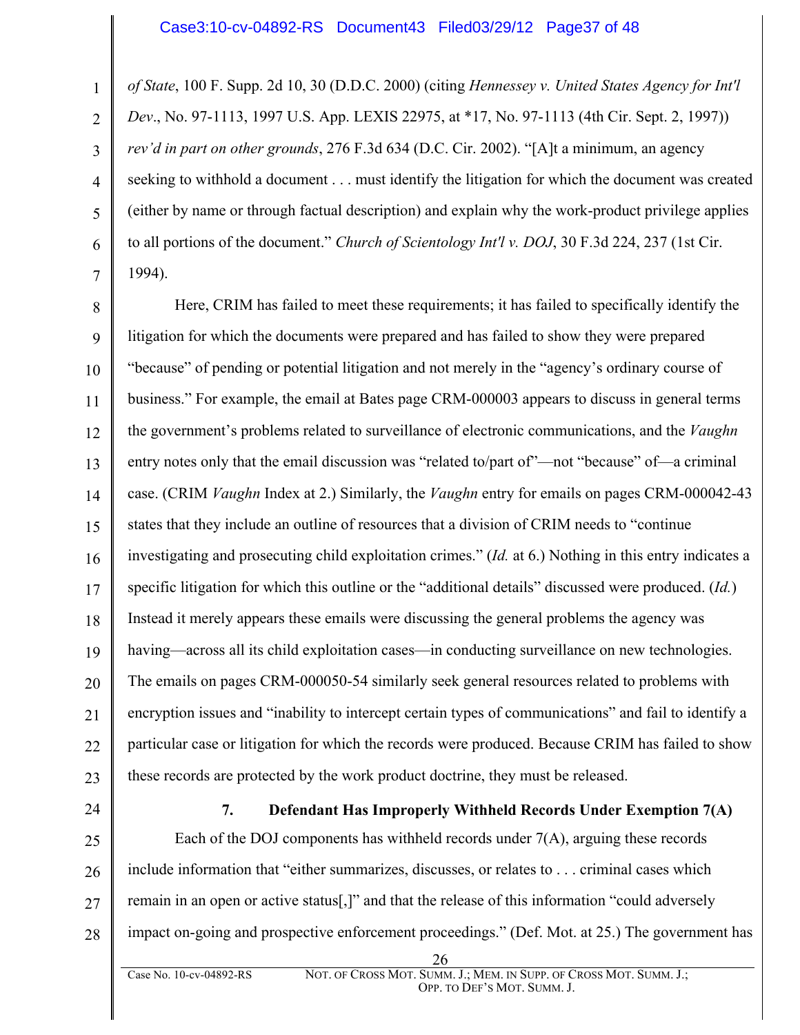*of State*, 100 F. Supp. 2d 10, 30 (D.D.C. 2000) (citing *Hennessey v. United States Agency for Int'l Dev*., No. 97-1113, 1997 U.S. App. LEXIS 22975, at *17, No. 97-1113 (4th Cir. Sept. 2, 1997)) *rev'd in part on other grounds*, 276 F.3d 634 (D.C. Cir. 2002). "[A]t a minimum, an agency seeking to withhold a document . . . must identify the litigation for which the document was created (either by name or through factual description) and explain why the work-product privilege applies to all portions of the document." *Church of Scientology Int'l v. DOJ*, 30 F.3d 224, 237 (1st Cir. 1994).

Here, CRIM has failed to meet these requirements; it has failed to specifically identify the litigation for which the documents were prepared and has failed to show they were prepared "because" of pending or potential litigation and not merely in the "agency's ordinary course of business." For example, the email at Bates page CRM-000003 appears to discuss in general terms the government's problems related to surveillance of electronic communications, and the *Vaughn* entry notes only that the email discussion was "related to/part of"—not "because" of—a criminal case. (CRIM *Vaughn* Index at 2.) Similarly, the *Vaughn* entry for emails on pages CRM-000042-43 states that they include an outline of resources that a division of CRIM needs to "continue investigating and prosecuting child exploitation crimes." (*Id.* at 6.) Nothing in this entry indicates a specific litigation for which this outline or the "additional details" discussed were produced. (*Id.*) Instead it merely appears these emails were discussing the general problems the agency was having—across all its child exploitation cases—in conducting surveillance on new technologies. The emails on pages CRM-000050-54 similarly seek general resources related to problems with encryption issues and "inability to intercept certain types of communications" and fail to identify a particular case or litigation for which the records were produced. Because CRIM has failed to show these records are protected by the work product doctrine, they must be released.

**7. Defendant Has Improperly Withheld Records Under Exemption 7(A)**

Each of the DOJ components has withheld records under 7(A), arguing these records include information that "either summarizes, discusses, or relates to . . . criminal cases which remain in an open or active status[,]" and that the release of this information "could adversely impact on-going and prospective enforcement proceedings." (Def. Mot. at 25.) The government has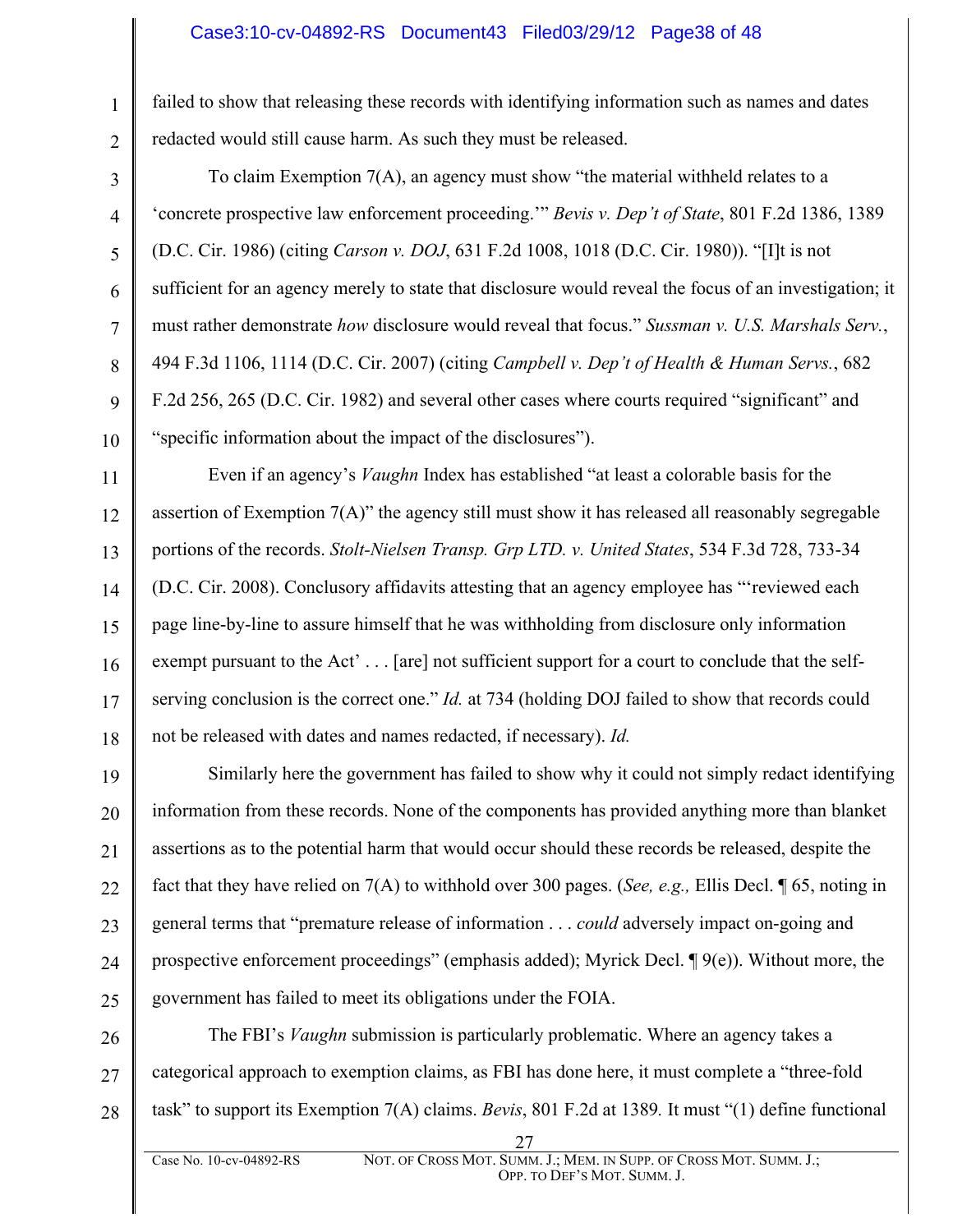failed to show that releasing these records with identifying information such as names and dates redacted would still cause harm. As such they must be released.

To claim Exemption 7(A), an agency must show "the material withheld relates to a 'concrete prospective law enforcement proceeding.'" *Bevis v. Dep't of State*, 801 F.2d 1386, 1389 (D.C. Cir. 1986) (citing *Carson v. DOJ*, 631 F.2d 1008, 1018 (D.C. Cir. 1980)). "[I]t is not sufficient for an agency merely to state that disclosure would reveal the focus of an investigation; it must rather demonstrate *how* disclosure would reveal that focus." *Sussman v. U.S. Marshals Serv.*, 494 F.3d 1106, 1114 (D.C. Cir. 2007) (citing *Campbell v. Dep't of Health & Human Servs.*, 682 F.2d 256, 265 (D.C. Cir. 1982) and several other cases where courts required "significant" and "specific information about the impact of the disclosures").

Even if an agency's *Vaughn* Index has established "at least a colorable basis for the assertion of Exemption 7(A)" the agency still must show it has released all reasonably segregable portions of the records. *Stolt-Nielsen Transp. Grp LTD. v. United States*, 534 F.3d 728, 733-34 (D.C. Cir. 2008). Conclusory affidavits attesting that an agency employee has "'reviewed each page line-by-line to assure himself that he was withholding from disclosure only information exempt pursuant to the Act' . . . [are] not sufficient support for a court to conclude that the self-serving conclusion is the correct one." *Id.* at 734 (holding DOJ failed to show that records could not be released with dates and names redacted, if necessary). *Id.*

Similarly here the government has failed to show why it could not simply redact identifying information from these records. None of the components has provided anything more than blanket assertions as to the potential harm that would occur should these records be released, despite the fact that they have relied on 7(A) to withhold over 300 pages. (*See, e.g.,* Ellis Decl. ¶ 65, noting in general terms that "premature release of information . . . *could* adversely impact on-going and prospective enforcement proceedings" (emphasis added); Myrick Decl. ¶ 9(e)). Without more, the government has failed to meet its obligations under the FOIA.

The FBI's *Vaughn* submission is particularly problematic. Where an agency takes a categorical approach to exemption claims, as FBI has done here, it must complete a "three-fold task" to support its Exemption 7(A) claims. *Bevis*, 801 F.2d at 1389. It must "(1) define functional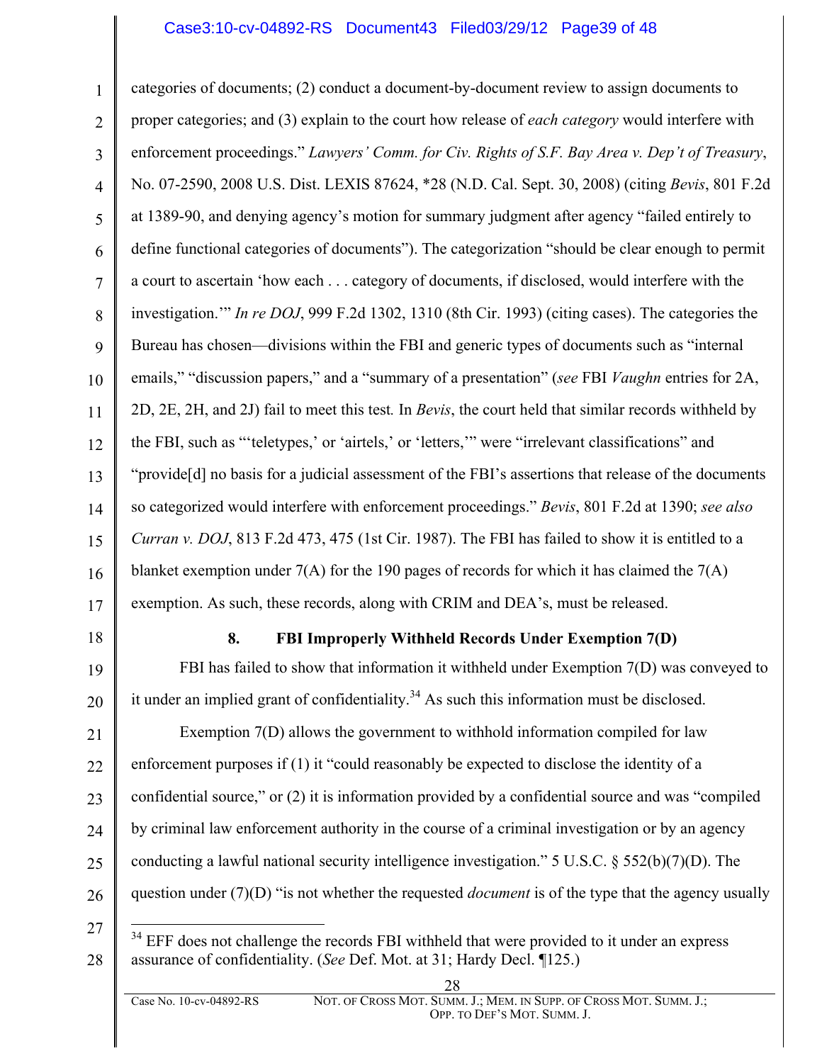categories of documents; (2) conduct a document-by-document review to assign documents to proper categories; and (3) explain to the court how release of *each category* would interfere with enforcement proceedings." *Lawyers' Comm. for Civ. Rights of S.F. Bay Area v. Dep't of Treasury*, No. 07-2590, 2008 U.S. Dist. LEXIS 87624, *28 (N.D. Cal. Sept. 30, 2008) (citing *Bevis*, 801 F.2d at 1389-90, and denying agency's motion for summary judgment after agency "failed entirely to define functional categories of documents"). The categorization "should be clear enough to permit a court to ascertain 'how each . . . category of documents, if disclosed, would interfere with the investigation.'" *In re DOJ*, 999 F.2d 1302, 1310 (8th Cir. 1993) (citing cases). The categories the Bureau has chosen—divisions within the FBI and generic types of documents such as "internal emails," "discussion papers," and a "summary of a presentation" (*see* FBI *Vaughn* entries for 2A, 2D, 2E, 2H, and 2J) fail to meet this test. In *Bevis*, the court held that similar records withheld by the FBI, such as "'teletypes,' or 'airtels,' or 'letters,'" were "irrelevant classifications" and "provide[d] no basis for a judicial assessment of the FBI's assertions that release of the documents so categorized would interfere with enforcement proceedings." *Bevis*, 801 F.2d at 1390; *see also Curran v. DOJ*, 813 F.2d 473, 475 (1st Cir. 1987). The FBI has failed to show it is entitled to a blanket exemption under 7(A) for the 190 pages of records for which it has claimed the 7(A) exemption. As such, these records, along with CRIM and DEA's, must be released.

### 8. FBI Improperly Withheld Records Under Exemption 7(D)

FBI has failed to show that information it withheld under Exemption 7(D) was conveyed to it under an implied grant of confidentiality.[34] As such this information must be disclosed.

Exemption 7(D) allows the government to withhold information compiled for law enforcement purposes if (1) it "could reasonably be expected to disclose the identity of a confidential source," or (2) it is information provided by a confidential source and was "compiled by criminal law enforcement authority in the course of a criminal investigation or by an agency conducting a lawful national security intelligence investigation." 5 U.S.C. § 552(b)(7)(D). The question under (7)(D) "is not whether the requested *document* is of the type that the agency usually

[34] EFF does not challenge the records FBI withheld that were provided to it under an express assurance of confidentiality. (*See* Def. Mot. at 31; Hardy Decl. ¶125.)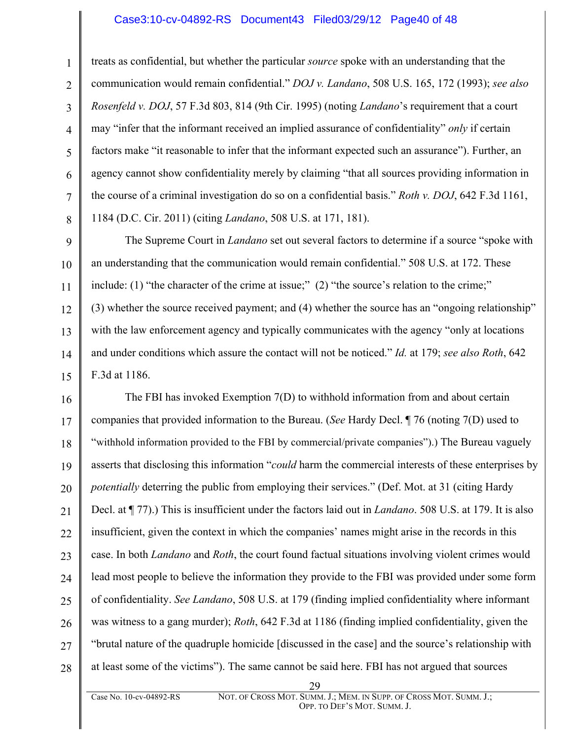treats as confidential, but whether the particular *source* spoke with an understanding that the communication would remain confidential." *DOJ v. Landano*, 508 U.S. 165, 172 (1993); *see also Rosenfeld v. DOJ*, 57 F.3d 803, 814 (9th Cir. 1995) (noting *Landano*'s requirement that a court may "infer that the informant received an implied assurance of confidentiality" *only* if certain factors make "it reasonable to infer that the informant expected such an assurance"). Further, an agency cannot show confidentiality merely by claiming "that all sources providing information in the course of a criminal investigation do so on a confidential basis." *Roth v. DOJ*, 642 F.3d 1161, 1184 (D.C. Cir. 2011) (citing *Landano*, 508 U.S. at 171, 181).

The Supreme Court in *Landano* set out several factors to determine if a source "spoke with an understanding that the communication would remain confidential." 508 U.S. at 172. These include: (1) "the character of the crime at issue;" (2) "the source's relation to the crime;" (3) whether the source received payment; and (4) whether the source has an "ongoing relationship" with the law enforcement agency and typically communicates with the agency "only at locations and under conditions which assure the contact will not be noticed." *Id.* at 179; *see also Roth*, 642 F.3d at 1186.

The FBI has invoked Exemption 7(D) to withhold information from and about certain companies that provided information to the Bureau. (*See* Hardy Decl. ¶ 76 (noting 7(D) used to "withhold information provided to the FBI by commercial/private companies").) The Bureau vaguely asserts that disclosing this information "*could* harm the commercial interests of these enterprises by *potentially* deterring the public from employing their services." (Def. Mot. at 31 (citing Hardy Decl. at ¶ 77).) This is insufficient under the factors laid out in *Landano*. 508 U.S. at 179. It is also insufficient, given the context in which the companies' names might arise in the records in this case. In both *Landano* and *Roth*, the court found factual situations involving violent crimes would lead most people to believe the information they provide to the FBI was provided under some form of confidentiality. *See Landano*, 508 U.S. at 179 (finding implied confidentiality where informant was witness to a gang murder); *Roth*, 642 F.3d at 1186 (finding implied confidentiality, given the "brutal nature of the quadruple homicide [discussed in the case] and the source's relationship with at least some of the victims"). The same cannot be said here. FBI has not argued that sources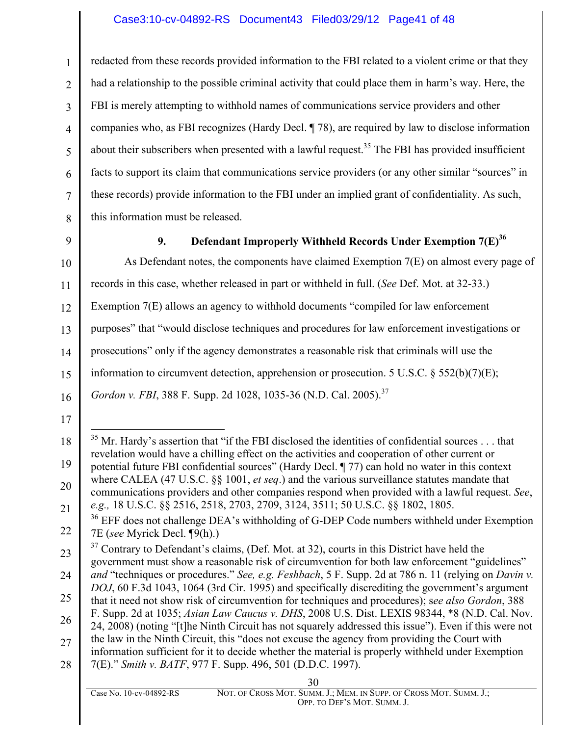redacted from these records provided information to the FBI related to a violent crime or that they had a relationship to the possible criminal activity that could place them in harm's way. Here, the FBI is merely attempting to withhold names of communications service providers and other companies who, as FBI recognizes (Hardy Decl. ¶ 78), are required by law to disclose information about their subscribers when presented with a lawful request.[35] The FBI has provided insufficient facts to support its claim that communications service providers (or any other similar "sources" in these records) provide information to the FBI under an implied grant of confidentiality. As such, this information must be released.

### 9. Defendant Improperly Withheld Records Under Exemption 7(E)[36]

As Defendant notes, the components have claimed Exemption 7(E) on almost every page of records in this case, whether released in part or withheld in full. (*See* Def. Mot. at 32-33.) Exemption 7(E) allows an agency to withhold documents "compiled for law enforcement purposes" that "would disclose techniques and procedures for law enforcement investigations or prosecutions" only if the agency demonstrates a reasonable risk that criminals will use the information to circumvent detection, apprehension or prosecution. 5 U.S.C. § 552(b)(7)(E); *Gordon v. FBI*, 388 F. Supp. 2d 1028, 1035-36 (N.D. Cal. 2005).[37]

---

[35] Mr. Hardy's assertion that "if the FBI disclosed the identities of confidential sources . . . that revelation would have a chilling effect on the activities and cooperation of other current or potential future FBI confidential sources" (Hardy Decl. ¶ 77) can hold no water in this context where CALEA (47 U.S.C. §§ 1001, *et seq*.) and the various surveillance statutes mandate that communications providers and other companies respond when provided with a lawful request. *See*, *e.g.,* 18 U.S.C. §§ 2516, 2518, 2703, 2709, 3124, 3511; 50 U.S.C. §§ 1802, 1805.

[36] EFF does not challenge DEA's withholding of G-DEP Code numbers withheld under Exemption 7E (*see* Myrick Decl. ¶9(h).)

[37] Contrary to Defendant's claims, (Def. Mot. at 32), courts in this District have held the government must show a reasonable risk of circumvention for both law enforcement "guidelines" *and* "techniques or procedures." *See, e.g. Feshbach*, 5 F. Supp. 2d at 786 n. 11 (relying on *Davin v. DOJ*, 60 F.3d 1043, 1064 (3rd Cir. 1995) and specifically discrediting the government's argument that it need not show risk of circumvention for techniques and procedures); s*ee also Gordon*, 388 F. Supp. 2d at 1035; *Asian Law Caucus v. DHS*, 2008 U.S. Dist. LEXIS 98344, *8 (N.D. Cal. Nov. 24, 2008) (noting "[t]he Ninth Circuit has not squarely addressed this issue"). Even if this were not the law in the Ninth Circuit, this "does not excuse the agency from providing the Court with information sufficient for it to decide whether the material is properly withheld under Exemption 7(E)." *Smith v. BATF*, 977 F. Supp. 496, 501 (D.D.C. 1997).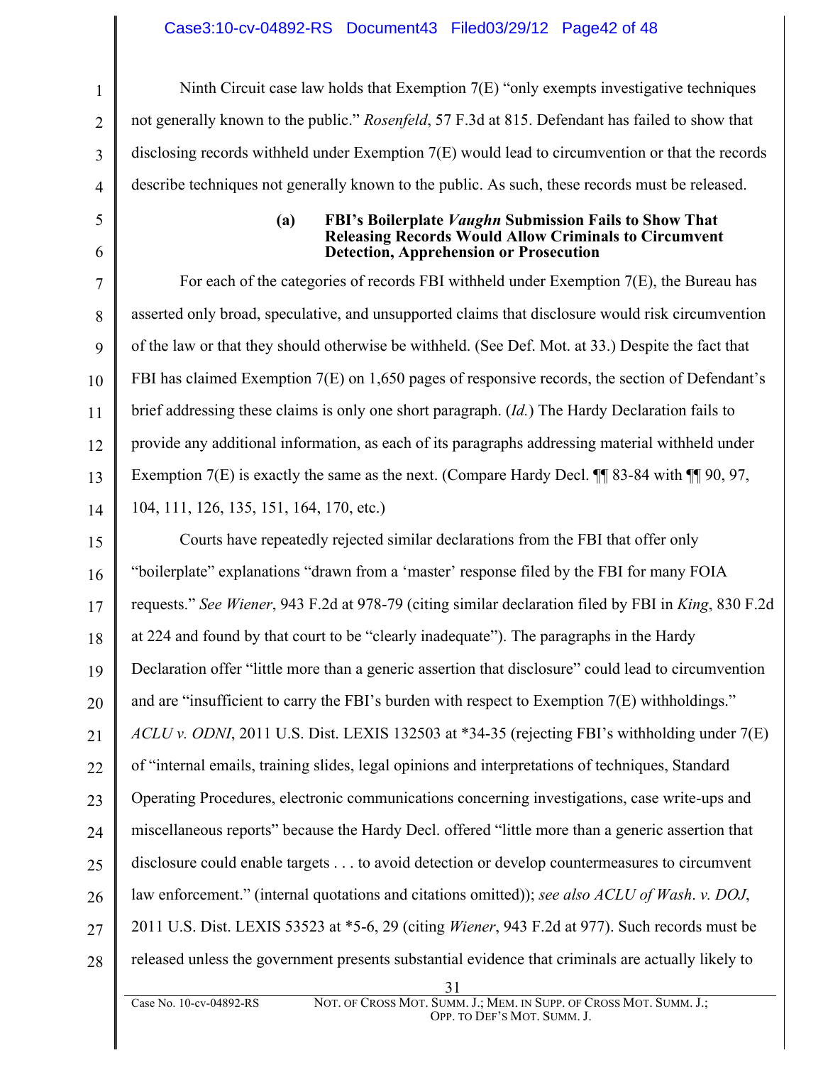Ninth Circuit case law holds that Exemption 7(E) "only exempts investigative techniques not generally known to the public." *Rosenfeld*, 57 F.3d at 815. Defendant has failed to show that disclosing records withheld under Exemption 7(E) would lead to circumvention or that the records describe techniques not generally known to the public. As such, these records must be released.

**(a) FBI's Boilerplate *Vaughn* Submission Fails to Show That Releasing Records Would Allow Criminals to Circumvent Detection, Apprehension or Prosecution**

For each of the categories of records FBI withheld under Exemption 7(E), the Bureau has asserted only broad, speculative, and unsupported claims that disclosure would risk circumvention of the law or that they should otherwise be withheld. (See Def. Mot. at 33.) Despite the fact that FBI has claimed Exemption 7(E) on 1,650 pages of responsive records, the section of Defendant's brief addressing these claims is only one short paragraph. (*Id.*) The Hardy Declaration fails to provide any additional information, as each of its paragraphs addressing material withheld under Exemption 7(E) is exactly the same as the next. (Compare Hardy Decl. ¶¶ 83-84 with ¶¶ 90, 97, 104, 111, 126, 135, 151, 164, 170, etc.)

Courts have repeatedly rejected similar declarations from the FBI that offer only "boilerplate" explanations "drawn from a 'master' response filed by the FBI for many FOIA requests." *See Wiener*, 943 F.2d at 978-79 (citing similar declaration filed by FBI in *King*, 830 F.2d at 224 and found by that court to be "clearly inadequate"). The paragraphs in the Hardy Declaration offer "little more than a generic assertion that disclosure" could lead to circumvention and are "insufficient to carry the FBI's burden with respect to Exemption 7(E) withholdings." *ACLU v. ODNI*, 2011 U.S. Dist. LEXIS 132503 at *34-35 (rejecting FBI's withholding under 7(E) of "internal emails, training slides, legal opinions and interpretations of techniques, Standard Operating Procedures, electronic communications concerning investigations, case write-ups and miscellaneous reports" because the Hardy Decl. offered "little more than a generic assertion that disclosure could enable targets . . . to avoid detection or develop countermeasures to circumvent law enforcement." (internal quotations and citations omitted)); *see also ACLU of Wash. v. DOJ*, 2011 U.S. Dist. LEXIS 53523 at *5-6, 29 (citing *Wiener*, 943 F.2d at 977). Such records must be released unless the government presents substantial evidence that criminals are actually likely to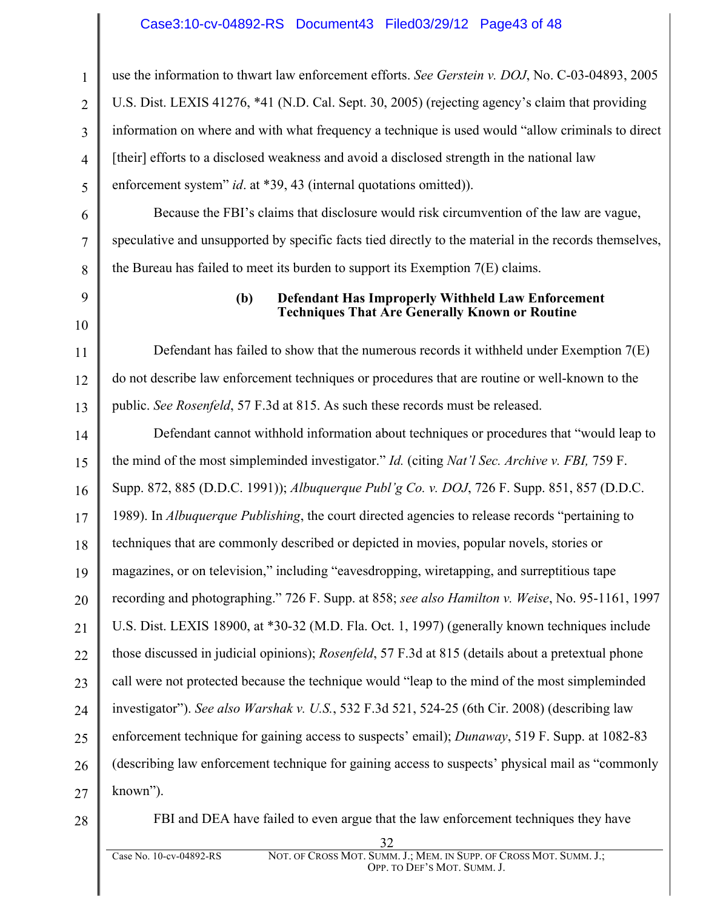use the information to thwart law enforcement efforts. *See Gerstein v. DOJ*, No. C-03-04893, 2005 U.S. Dist. LEXIS 41276, *41 (N.D. Cal. Sept. 30, 2005) (rejecting agency's claim that providing information on where and with what frequency a technique is used would "allow criminals to direct [their] efforts to a disclosed weakness and avoid a disclosed strength in the national law enforcement system" *id*. at *39, 43 (internal quotations omitted)).

Because the FBI's claims that disclosure would risk circumvention of the law are vague, speculative and unsupported by specific facts tied directly to the material in the records themselves, the Bureau has failed to meet its burden to support its Exemption 7(E) claims.

**(b) Defendant Has Improperly Withheld Law Enforcement Techniques That Are Generally Known or Routine**

Defendant has failed to show that the numerous records it withheld under Exemption 7(E) do not describe law enforcement techniques or procedures that are routine or well-known to the public. *See Rosenfeld*, 57 F.3d at 815. As such these records must be released.

Defendant cannot withhold information about techniques or procedures that "would leap to the mind of the most simpleminded investigator." *Id.* (citing *Nat'l Sec. Archive v. FBI,* 759 F. Supp. 872, 885 (D.D.C. 1991)); *Albuquerque Publ'g Co. v. DOJ*, 726 F. Supp. 851, 857 (D.D.C. 1989). In *Albuquerque Publishing*, the court directed agencies to release records "pertaining to techniques that are commonly described or depicted in movies, popular novels, stories or magazines, or on television," including "eavesdropping, wiretapping, and surreptitious tape recording and photographing." 726 F. Supp. at 858; *see also Hamilton v. Weise*, No. 95-1161, 1997 U.S. Dist. LEXIS 18900, at *30-32 (M.D. Fla. Oct. 1, 1997) (generally known techniques include those discussed in judicial opinions); *Rosenfeld*, 57 F.3d at 815 (details about a pretextual phone call were not protected because the technique would "leap to the mind of the most simpleminded investigator"). *See also Warshak v. U.S.*, 532 F.3d 521, 524-25 (6th Cir. 2008) (describing law enforcement technique for gaining access to suspects' email); *Dunaway*, 519 F. Supp. at 1082-83 (describing law enforcement technique for gaining access to suspects' physical mail as "commonly known").

FBI and DEA have failed to even argue that the law enforcement techniques they have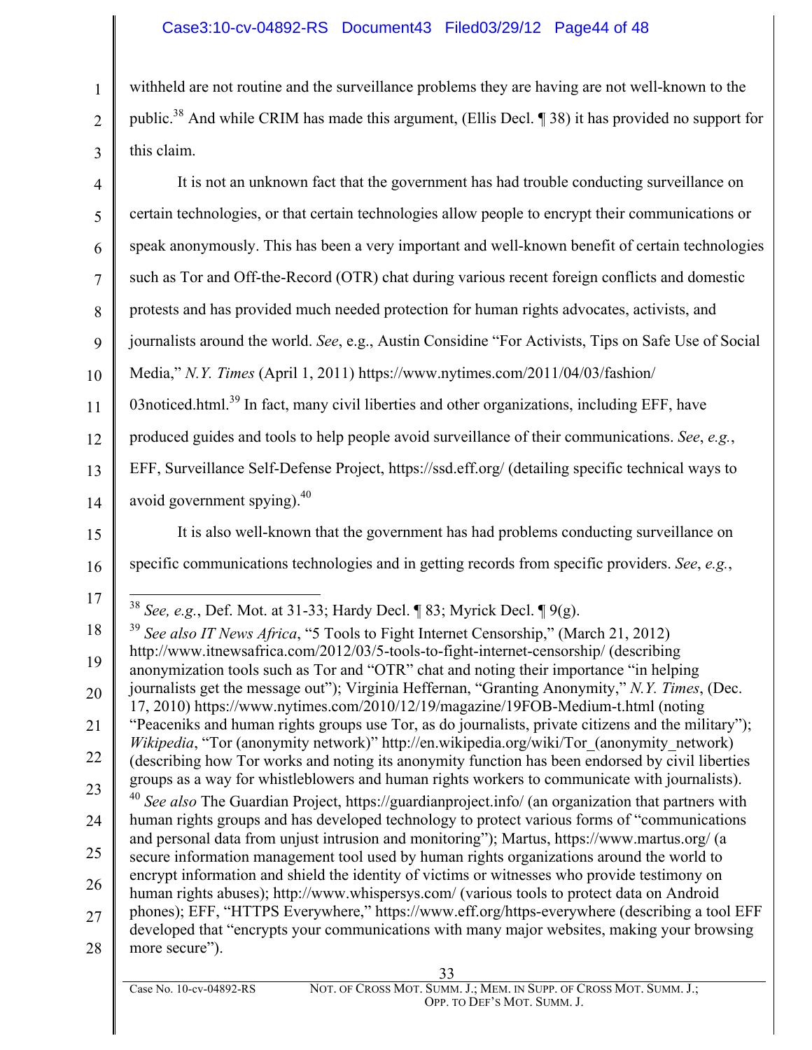withheld are not routine and the surveillance problems they are having are not well-known to the public.[38] And while CRIM has made this argument, (Ellis Decl. ¶ 38) it has provided no support for this claim.

It is not an unknown fact that the government has had trouble conducting surveillance on certain technologies, or that certain technologies allow people to encrypt their communications or speak anonymously. This has been a very important and well-known benefit of certain technologies such as Tor and Off-the-Record (OTR) chat during various recent foreign conflicts and domestic protests and has provided much needed protection for human rights advocates, activists, and journalists around the world. *See*, e.g., Austin Considine "For Activists, Tips on Safe Use of Social Media," *N.Y. Times* (April 1, 2011) https://www.nytimes.com/2011/04/03/fashion/03noticed.html.[39] In fact, many civil liberties and other organizations, including EFF, have produced guides and tools to help people avoid surveillance of their communications. *See*, *e.g.*, EFF, Surveillance Self-Defense Project, https://ssd.eff.org/ (detailing specific technical ways to avoid government spying).[40]

It is also well-known that the government has had problems conducting surveillance on specific communications technologies and in getting records from specific providers. *See*, *e.g.*,

---

[38] *See, e.g.*, Def. Mot. at 31-33; Hardy Decl. ¶ 83; Myrick Decl. ¶ 9(g).

[39] *See also IT News Africa*, "5 Tools to Fight Internet Censorship," (March 21, 2012) http://www.itnewsafrica.com/2012/03/5-tools-to-fight-internet-censorship/ (describing anonymization tools such as Tor and "OTR" chat and noting their importance "in helping journalists get the message out"); Virginia Heffernan, "Granting Anonymity," *N.Y. Times*, (Dec. 17, 2010) https://www.nytimes.com/2010/12/19/magazine/19FOB-Medium-t.html (noting "Peaceniks and human rights groups use Tor, as do journalists, private citizens and the military"); *Wikipedia*, "Tor (anonymity network)" http://en.wikipedia.org/wiki/Tor_(anonymity_network) (describing how Tor works and noting its anonymity function has been endorsed by civil liberties groups as a way for whistleblowers and human rights workers to communicate with journalists).

[40] *See also* The Guardian Project, https://guardianproject.info/ (an organization that partners with human rights groups and has developed technology to protect various forms of "communications and personal data from unjust intrusion and monitoring"); Martus, https://www.martus.org/ (a secure information management tool used by human rights organizations around the world to encrypt information and shield the identity of victims or witnesses who provide testimony on human rights abuses); http://www.whispersys.com/ (various tools to protect data on Android phones); EFF, "HTTPS Everywhere," https://www.eff.org/https-everywhere (describing a tool EFF developed that "encrypts your communications with many major websites, making your browsing more secure").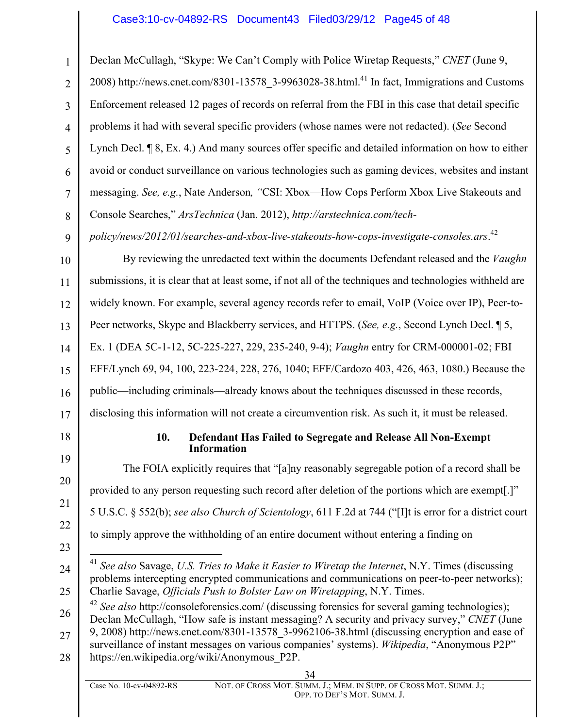Declan McCullagh, "Skype: We Can't Comply with Police Wiretap Requests," *CNET* (June 9, 2008) http://news.cnet.com/8301-13578_3-9963028-38.html.[41] In fact, Immigrations and Customs Enforcement released 12 pages of records on referral from the FBI in this case that detail specific problems it had with several specific providers (whose names were not redacted). (*See* Second Lynch Decl. ¶ 8, Ex. 4.) And many sources offer specific and detailed information on how to either avoid or conduct surveillance on various technologies such as gaming devices, websites and instant messaging. *See, e.g.*, Nate Anderson*, "*CSI: Xbox—How Cops Perform Xbox Live Stakeouts and Console Searches," *ArsTechnica* (Jan. 2012), *http://arstechnica.com/tech-policy/news/2012/01/searches-and-xbox-live-stakeouts-how-cops-investigate-consoles.ars*.[42]

By reviewing the unredacted text within the documents Defendant released and the *Vaughn* submissions, it is clear that at least some, if not all of the techniques and technologies withheld are widely known. For example, several agency records refer to email, VoIP (Voice over IP), Peer-to-Peer networks, Skype and Blackberry services, and HTTPS. (*See, e.g.*, Second Lynch Decl. ¶ 5, Ex. 1 (DEA 5C-1-12, 5C-225-227, 229, 235-240, 9-4); *Vaughn* entry for CRM-000001-02; FBI EFF/Lynch 69, 94, 100, 223-224, 228, 276, 1040; EFF/Cardozo 403, 426, 463, 1080.) Because the public—including criminals—already knows about the techniques discussed in these records, disclosing this information will not create a circumvention risk. As such, it must be released.

### 10. Defendant Has Failed to Segregate and Release All Non-Exempt Information

The FOIA explicitly requires that "[a]ny reasonably segregable potion of a record shall be provided to any person requesting such record after deletion of the portions which are exempt[.]" 5 U.S.C. § 552(b); *see also Church of Scientology*, 611 F.2d at 744 ("[I]t is error for a district court to simply approve the withholding of an entire document without entering a finding on

---

[41] *See also* Savage, *U.S. Tries to Make it Easier to Wiretap the Internet*, N.Y. Times (discussing problems intercepting encrypted communications and communications on peer-to-peer networks); Charlie Savage, *Officials Push to Bolster Law on Wiretapping*, N.Y. Times.

[42] *See also* http://consoleforensics.com/ (discussing forensics for several gaming technologies); Declan McCullagh, "How safe is instant messaging? A security and privacy survey," *CNET* (June 9, 2008) http://news.cnet.com/8301-13578_3-9962106-38.html (discussing encryption and ease of surveillance of instant messages on various companies' systems). *Wikipedia*, "Anonymous P2P" https://en.wikipedia.org/wiki/Anonymous_P2P.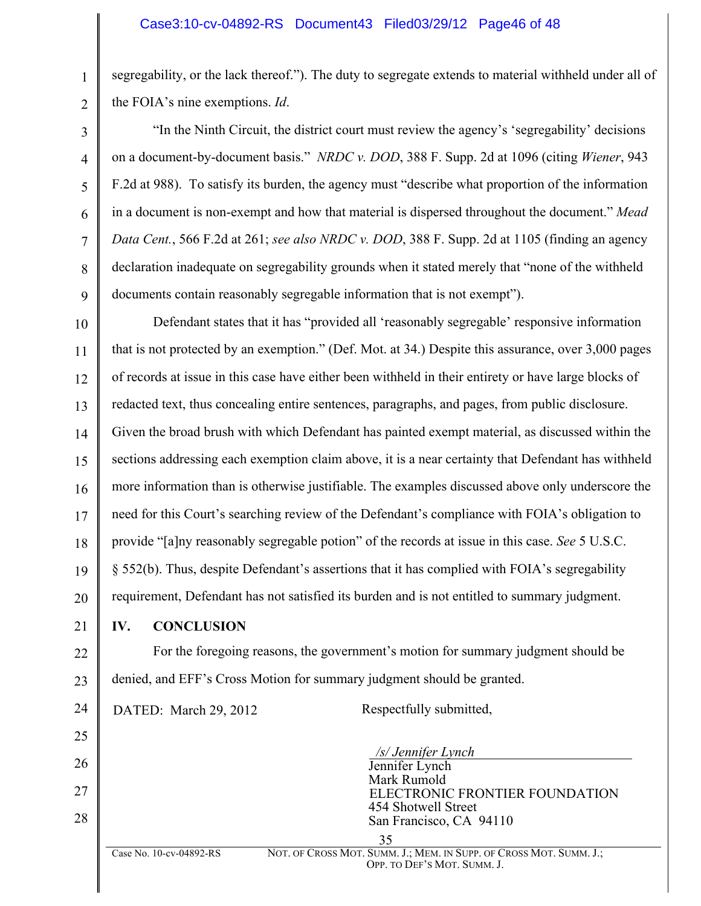segregability, or the lack thereof."). The duty to segregate extends to material withheld under all of the FOIA's nine exemptions. *Id*.

"In the Ninth Circuit, the district court must review the agency's 'segregability' decisions on a document-by-document basis." *NRDC v. DOD*, 388 F. Supp. 2d at 1096 (citing *Wiener*, 943 F.2d at 988). To satisfy its burden, the agency must "describe what proportion of the information in a document is non-exempt and how that material is dispersed throughout the document." *Mead Data Cent.*, 566 F.2d at 261; *see also NRDC v. DOD*, 388 F. Supp. 2d at 1105 (finding an agency declaration inadequate on segregability grounds when it stated merely that "none of the withheld documents contain reasonably segregable information that is not exempt").

Defendant states that it has "provided all 'reasonably segregable' responsive information that is not protected by an exemption." (Def. Mot. at 34.) Despite this assurance, over 3,000 pages of records at issue in this case have either been withheld in their entirety or have large blocks of redacted text, thus concealing entire sentences, paragraphs, and pages, from public disclosure. Given the broad brush with which Defendant has painted exempt material, as discussed within the sections addressing each exemption claim above, it is a near certainty that Defendant has withheld more information than is otherwise justifiable. The examples discussed above only underscore the need for this Court's searching review of the Defendant's compliance with FOIA's obligation to provide "[a]ny reasonably segregable potion" of the records at issue in this case. *See* 5 U.S.C. § 552(b). Thus, despite Defendant's assertions that it has complied with FOIA's segregability requirement, Defendant has not satisfied its burden and is not entitled to summary judgment.

## IV. CONCLUSION

For the foregoing reasons, the government's motion for summary judgment should be denied, and EFF's Cross Motion for summary judgment should be granted.

DATED: March 29, 2012

Respectfully submitted,

*/s/ Jennifer Lynch*
Jennifer Lynch
Mark Rumold
ELECTRONIC FRONTIER FOUNDATION
454 Shotwell Street
San Francisco, CA 94110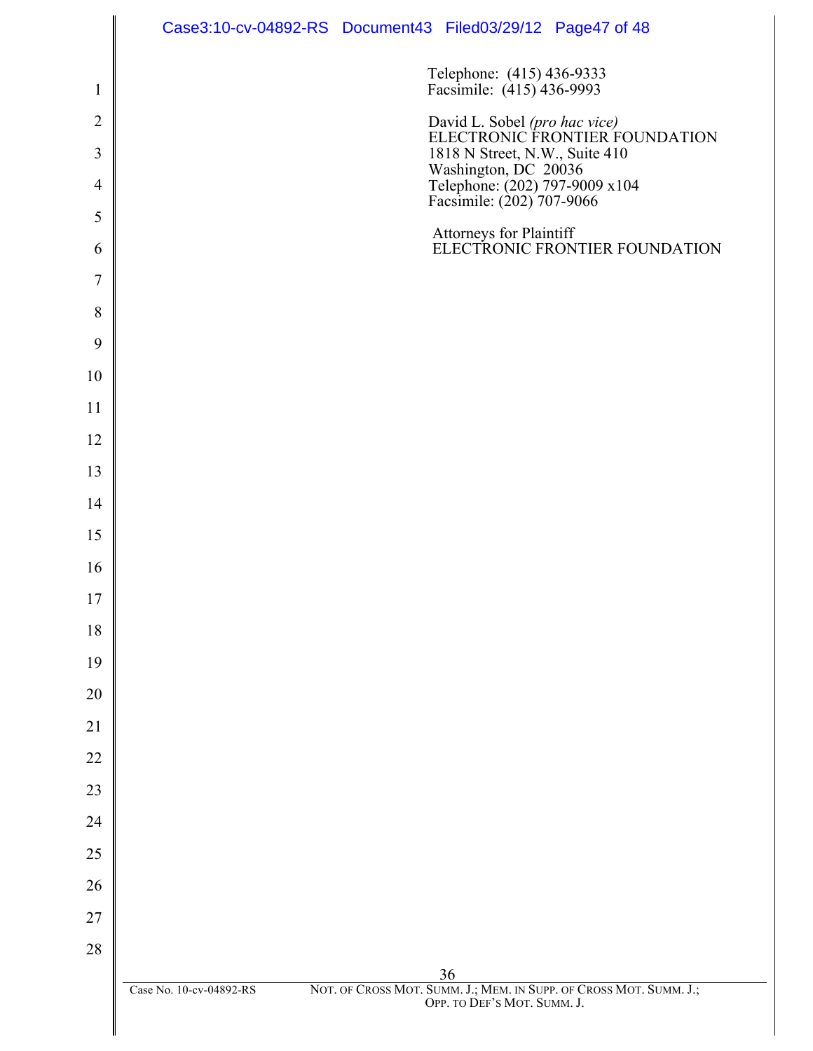Telephone: (415) 436-9333
Facsimile: (415) 436-9993

David L. Sobel *(pro hac vice)*
ELECTRONIC FRONTIER FOUNDATION
1818 N Street, N.W., Suite 410
Washington, DC 20036
Telephone: (202) 797-9009 x104
Facsimile: (202) 707-9066

Attorneys for Plaintiff
ELECTRONIC FRONTIER FOUNDATION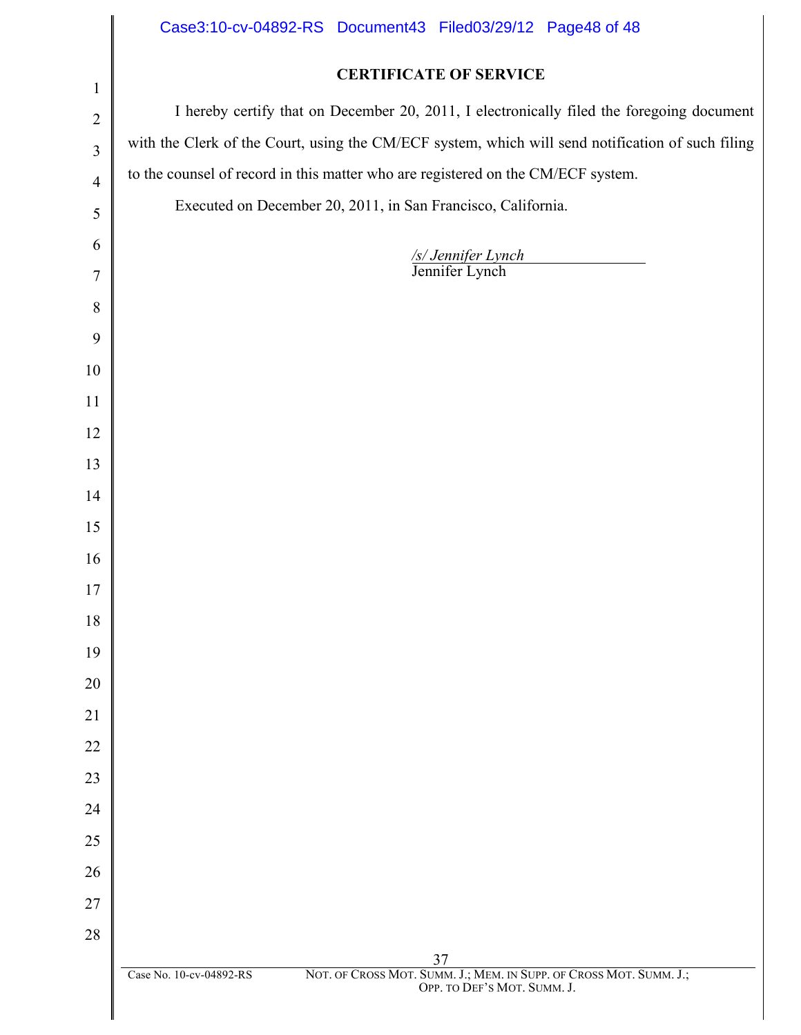# CERTIFICATE OF SERVICE

I hereby certify that on December 20, 2011, I electronically filed the foregoing document with the Clerk of the Court, using the CM/ECF system, which will send notification of such filing to the counsel of record in this matter who are registered on the CM/ECF system.

Executed on December 20, 2011, in San Francisco, California.

*/s/ Jennifer Lynch*
Jennifer Lynch